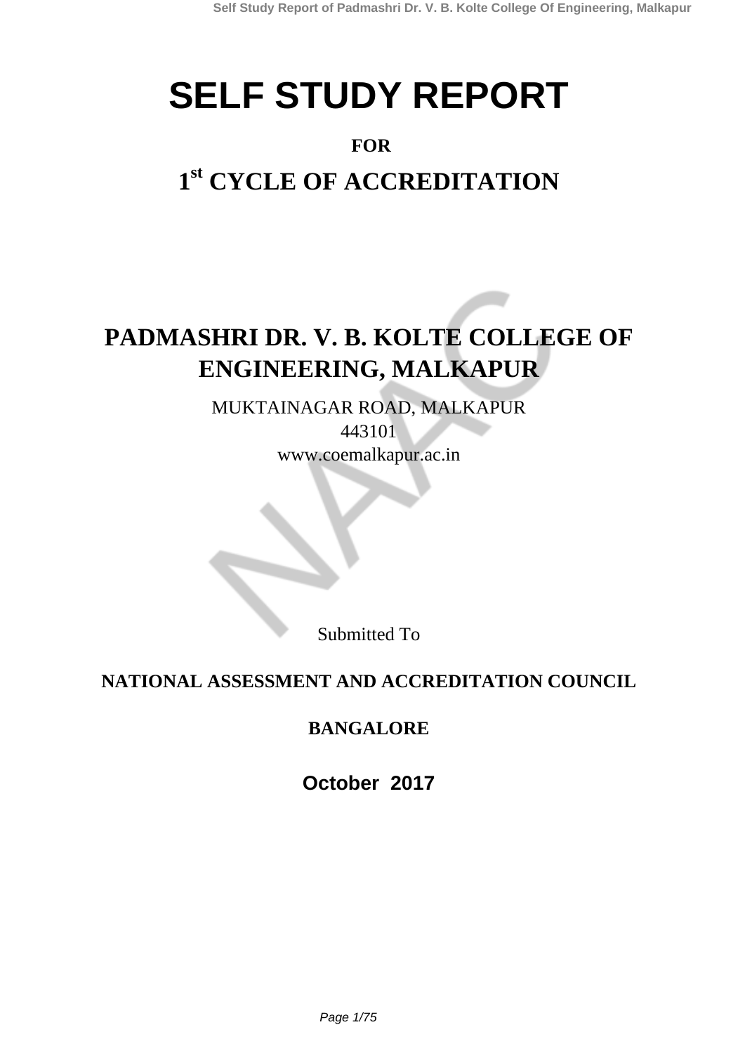# SELF STUDY REPORT

**FOR**

## 1st CYCLE OF ACCREDITATION

## PADMASHRI DR. V. B. KOLTE COLLEGE OF ENGINEERING, MALKAPUR

MUKTAINAGAR ROAD, MALKAPUR
443101
www.coemalkapur.ac.in

Submitted To

**NATIONAL ASSESSMENT AND ACCREDITATION COUNCIL**

**BANGALORE**

**October 2017**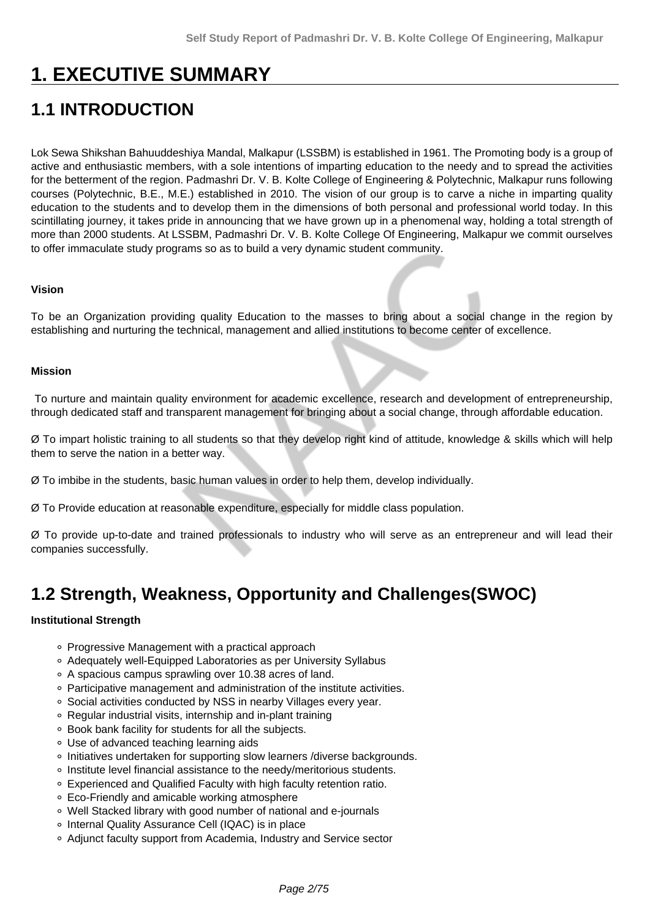# 1. EXECUTIVE SUMMARY

## 1.1 INTRODUCTION

Lok Sewa Shikshan Bahuuddeshiya Mandal, Malkapur (LSSBM) is established in 1961. The Promoting body is a group of active and enthusiastic members, with a sole intentions of imparting education to the needy and to spread the activities for the betterment of the region. Padmashri Dr. V. B. Kolte College of Engineering & Polytechnic, Malkapur runs following courses (Polytechnic, B.E., M.E.) established in 2010. The vision of our group is to carve a niche in imparting quality education to the students and to develop them in the dimensions of both personal and professional world today. In this scintillating journey, it takes pride in announcing that we have grown up in a phenomenal way, holding a total strength of more than 2000 students. At LSSBM, Padmashri Dr. V. B. Kolte College Of Engineering, Malkapur we commit ourselves to offer immaculate study programs so as to build a very dynamic student community.

**Vision**

To be an Organization providing quality Education to the masses to bring about a social change in the region by establishing and nurturing the technical, management and allied institutions to become center of excellence.

**Mission**

To nurture and maintain quality environment for academic excellence, research and development of entrepreneurship, through dedicated staff and transparent management for bringing about a social change, through affordable education.

Ø To impart holistic training to all students so that they develop right kind of attitude, knowledge & skills which will help them to serve the nation in a better way.

Ø To imbibe in the students, basic human values in order to help them, develop individually.

Ø To Provide education at reasonable expenditure, especially for middle class population.

Ø To provide up-to-date and trained professionals to industry who will serve as an entrepreneur and will lead their companies successfully.

## 1.2 Strength, Weakness, Opportunity and Challenges(SWOC)

**Institutional Strength**

- Progressive Management with a practical approach
- Adequately well-Equipped Laboratories as per University Syllabus
- A spacious campus sprawling over 10.38 acres of land.
- Participative management and administration of the institute activities.
- Social activities conducted by NSS in nearby Villages every year.
- Regular industrial visits, internship and in-plant training
- Book bank facility for students for all the subjects.
- Use of advanced teaching learning aids
- Initiatives undertaken for supporting slow learners /diverse backgrounds.
- Institute level financial assistance to the needy/meritorious students.
- Experienced and Qualified Faculty with high faculty retention ratio.
- Eco-Friendly and amicable working atmosphere
- Well Stacked library with good number of national and e-journals
- Internal Quality Assurance Cell (IQAC) is in place
- Adjunct faculty support from Academia, Industry and Service sector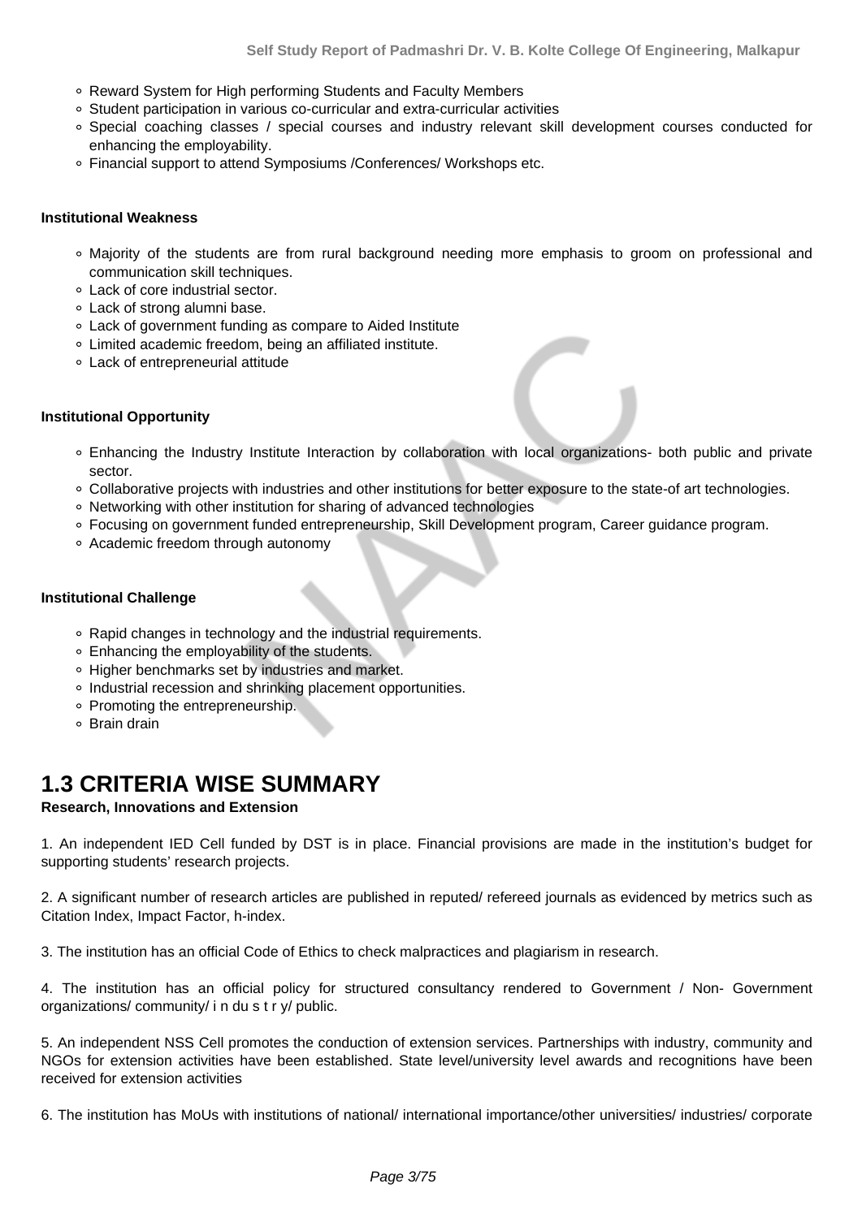- Reward System for High performing Students and Faculty Members
- Student participation in various co-curricular and extra-curricular activities
- Special coaching classes / special courses and industry relevant skill development courses conducted for enhancing the employability.
- Financial support to attend Symposiums /Conferences/ Workshops etc.

**Institutional Weakness**

- Majority of the students are from rural background needing more emphasis to groom on professional and communication skill techniques.
- Lack of core industrial sector.
- Lack of strong alumni base.
- Lack of government funding as compare to Aided Institute
- Limited academic freedom, being an affiliated institute.
- Lack of entrepreneurial attitude

**Institutional Opportunity**

- Enhancing the Industry Institute Interaction by collaboration with local organizations- both public and private sector.
- Collaborative projects with industries and other institutions for better exposure to the state-of art technologies.
- Networking with other institution for sharing of advanced technologies
- Focusing on government funded entrepreneurship, Skill Development program, Career guidance program.
- Academic freedom through autonomy

**Institutional Challenge**

- Rapid changes in technology and the industrial requirements.
- Enhancing the employability of the students.
- Higher benchmarks set by industries and market.
- Industrial recession and shrinking placement opportunities.
- Promoting the entrepreneurship.
- Brain drain

# 1.3 CRITERIA WISE SUMMARY

**Research, Innovations and Extension**

1. An independent IED Cell funded by DST is in place. Financial provisions are made in the institution's budget for supporting students' research projects.

2. A significant number of research articles are published in reputed/ refereed journals as evidenced by metrics such as Citation Index, Impact Factor, h-index.

3. The institution has an official Code of Ethics to check malpractices and plagiarism in research.

4. The institution has an official policy for structured consultancy rendered to Government / Non- Government organizations/ community/ i n du s t r y/ public.

5. An independent NSS Cell promotes the conduction of extension services. Partnerships with industry, community and NGOs for extension activities have been established. State level/university level awards and recognitions have been received for extension activities

6. The institution has MoUs with institutions of national/ international importance/other universities/ industries/ corporate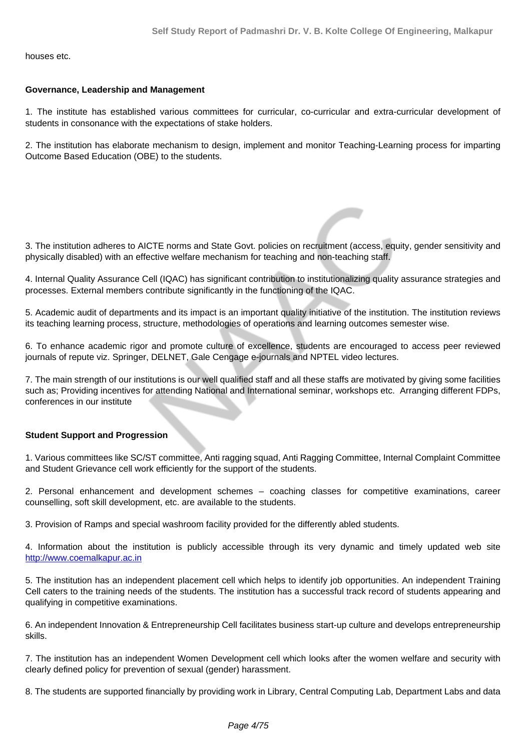houses etc.

**Governance, Leadership and Management**

1. The institute has established various committees for curricular, co-curricular and extra-curricular development of students in consonance with the expectations of stake holders.

2. The institution has elaborate mechanism to design, implement and monitor Teaching-Learning process for imparting Outcome Based Education (OBE) to the students.

3. The institution adheres to AICTE norms and State Govt. policies on recruitment (access, equity, gender sensitivity and physically disabled) with an effective welfare mechanism for teaching and non-teaching staff.

4. Internal Quality Assurance Cell (IQAC) has significant contribution to institutionalizing quality assurance strategies and processes. External members contribute significantly in the functioning of the IQAC.

5. Academic audit of departments and its impact is an important quality initiative of the institution. The institution reviews its teaching learning process, structure, methodologies of operations and learning outcomes semester wise.

6. To enhance academic rigor and promote culture of excellence, students are encouraged to access peer reviewed journals of repute viz. Springer, DELNET, Gale Cengage e-journals and NPTEL video lectures.

7. The main strength of our institutions is our well qualified staff and all these staffs are motivated by giving some facilities such as; Providing incentives for attending National and International seminar, workshops etc. Arranging different FDPs, conferences in our institute

**Student Support and Progression**

1. Various committees like SC/ST committee, Anti ragging squad, Anti Ragging Committee, Internal Complaint Committee and Student Grievance cell work efficiently for the support of the students.

2. Personal enhancement and development schemes – coaching classes for competitive examinations, career counselling, soft skill development, etc. are available to the students.

3. Provision of Ramps and special washroom facility provided for the differently abled students.

4. Information about the institution is publicly accessible through its very dynamic and timely updated web site http://www.coemalkapur.ac.in

5. The institution has an independent placement cell which helps to identify job opportunities. An independent Training Cell caters to the training needs of the students. The institution has a successful track record of students appearing and qualifying in competitive examinations.

6. An independent Innovation & Entrepreneurship Cell facilitates business start-up culture and develops entrepreneurship skills.

7. The institution has an independent Women Development cell which looks after the women welfare and security with clearly defined policy for prevention of sexual (gender) harassment.

8. The students are supported financially by providing work in Library, Central Computing Lab, Department Labs and data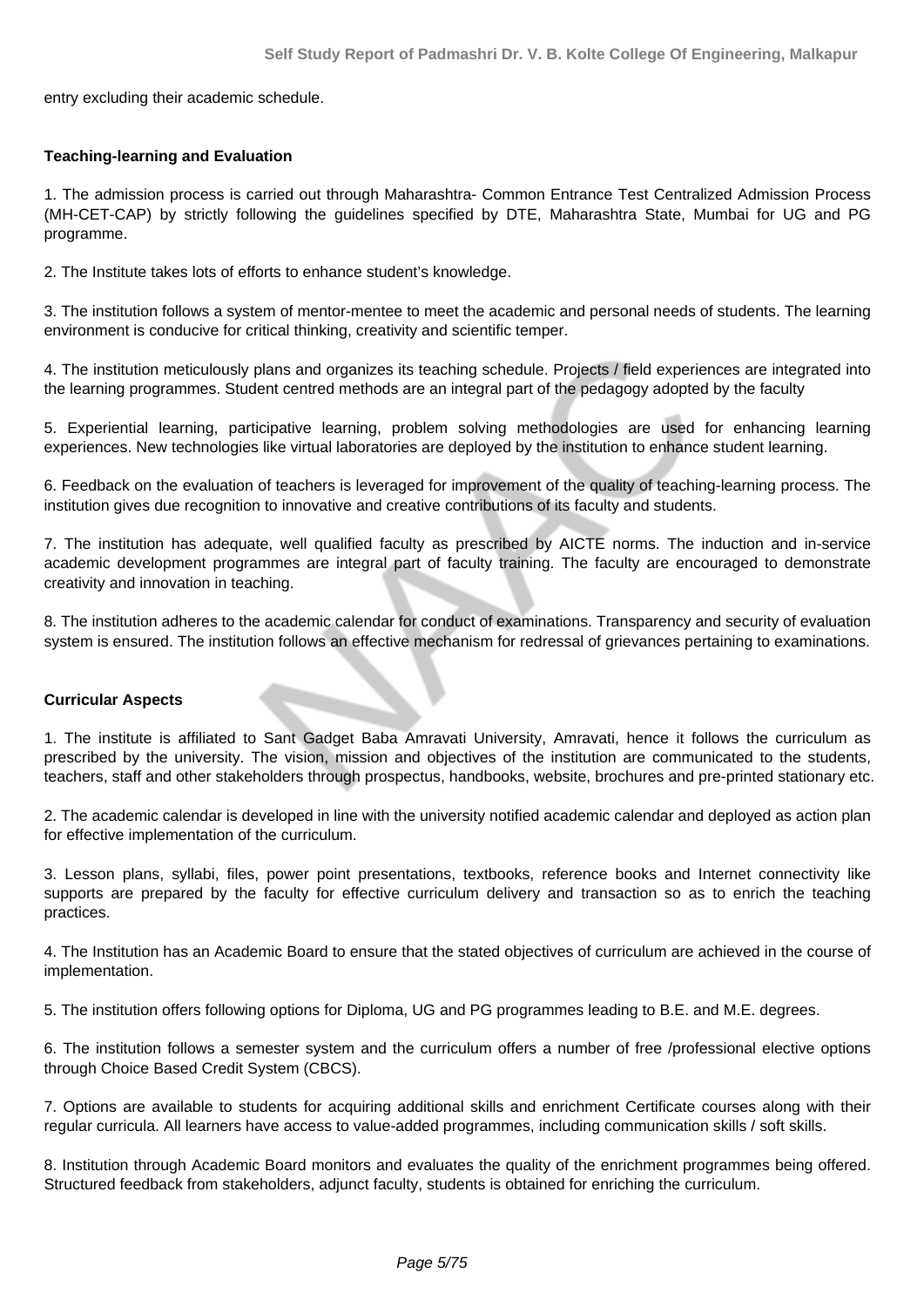entry excluding their academic schedule.

**Teaching-learning and Evaluation**

1. The admission process is carried out through Maharashtra- Common Entrance Test Centralized Admission Process (MH-CET-CAP) by strictly following the guidelines specified by DTE, Maharashtra State, Mumbai for UG and PG programme.

2. The Institute takes lots of efforts to enhance student's knowledge.

3. The institution follows a system of mentor-mentee to meet the academic and personal needs of students. The learning environment is conducive for critical thinking, creativity and scientific temper.

4. The institution meticulously plans and organizes its teaching schedule. Projects / field experiences are integrated into the learning programmes. Student centred methods are an integral part of the pedagogy adopted by the faculty

5. Experiential learning, participative learning, problem solving methodologies are used for enhancing learning experiences. New technologies like virtual laboratories are deployed by the institution to enhance student learning.

6. Feedback on the evaluation of teachers is leveraged for improvement of the quality of teaching-learning process. The institution gives due recognition to innovative and creative contributions of its faculty and students.

7. The institution has adequate, well qualified faculty as prescribed by AICTE norms. The induction and in-service academic development programmes are integral part of faculty training. The faculty are encouraged to demonstrate creativity and innovation in teaching.

8. The institution adheres to the academic calendar for conduct of examinations. Transparency and security of evaluation system is ensured. The institution follows an effective mechanism for redressal of grievances pertaining to examinations.

**Curricular Aspects**

1. The institute is affiliated to Sant Gadget Baba Amravati University, Amravati, hence it follows the curriculum as prescribed by the university. The vision, mission and objectives of the institution are communicated to the students, teachers, staff and other stakeholders through prospectus, handbooks, website, brochures and pre-printed stationary etc.

2. The academic calendar is developed in line with the university notified academic calendar and deployed as action plan for effective implementation of the curriculum.

3. Lesson plans, syllabi, files, power point presentations, textbooks, reference books and Internet connectivity like supports are prepared by the faculty for effective curriculum delivery and transaction so as to enrich the teaching practices.

4. The Institution has an Academic Board to ensure that the stated objectives of curriculum are achieved in the course of implementation.

5. The institution offers following options for Diploma, UG and PG programmes leading to B.E. and M.E. degrees.

6. The institution follows a semester system and the curriculum offers a number of free /professional elective options through Choice Based Credit System (CBCS).

7. Options are available to students for acquiring additional skills and enrichment Certificate courses along with their regular curricula. All learners have access to value-added programmes, including communication skills / soft skills.

8. Institution through Academic Board monitors and evaluates the quality of the enrichment programmes being offered. Structured feedback from stakeholders, adjunct faculty, students is obtained for enriching the curriculum.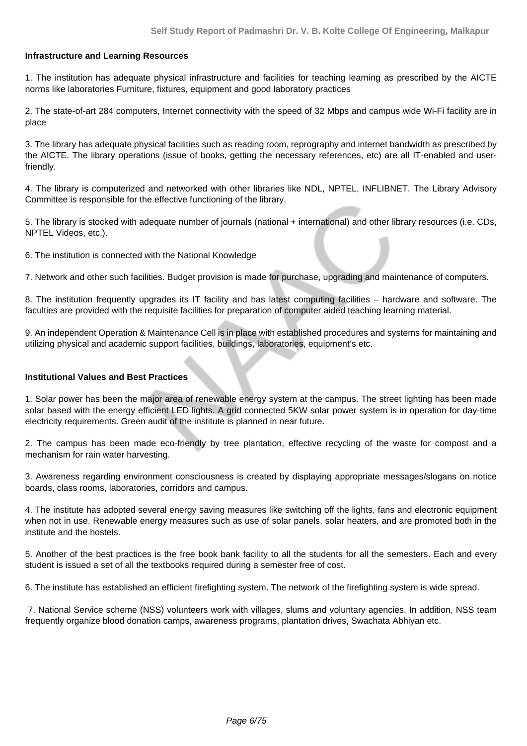**Infrastructure and Learning Resources**

1. The institution has adequate physical infrastructure and facilities for teaching learning as prescribed by the AICTE norms like laboratories Furniture, fixtures, equipment and good laboratory practices

2. The state-of-art 284 computers, Internet connectivity with the speed of 32 Mbps and campus wide Wi-Fi facility are in place

3. The library has adequate physical facilities such as reading room, reprography and internet bandwidth as prescribed by the AICTE. The library operations (issue of books, getting the necessary references, etc) are all IT-enabled and user-friendly.

4. The library is computerized and networked with other libraries like NDL, NPTEL, INFLIBNET. The Library Advisory Committee is responsible for the effective functioning of the library.

5. The library is stocked with adequate number of journals (national + international) and other library resources (i.e. CDs, NPTEL Videos, etc.).

6. The institution is connected with the National Knowledge

7. Network and other such facilities. Budget provision is made for purchase, upgrading and maintenance of computers.

8. The institution frequently upgrades its IT facility and has latest computing facilities – hardware and software. The faculties are provided with the requisite facilities for preparation of computer aided teaching learning material.

9. An independent Operation & Maintenance Cell is in place with established procedures and systems for maintaining and utilizing physical and academic support facilities, buildings, laboratories, equipment's etc.

**Institutional Values and Best Practices**

1. Solar power has been the major area of renewable energy system at the campus. The street lighting has been made solar based with the energy efficient LED lights. A grid connected 5KW solar power system is in operation for day-time electricity requirements. Green audit of the institute is planned in near future.

2. The campus has been made eco-friendly by tree plantation, effective recycling of the waste for compost and a mechanism for rain water harvesting.

3. Awareness regarding environment consciousness is created by displaying appropriate messages/slogans on notice boards, class rooms, laboratories, corridors and campus.

4. The institute has adopted several energy saving measures like switching off the lights, fans and electronic equipment when not in use. Renewable energy measures such as use of solar panels, solar heaters, and are promoted both in the institute and the hostels.

5. Another of the best practices is the free book bank facility to all the students for all the semesters. Each and every student is issued a set of all the textbooks required during a semester free of cost.

6. The institute has established an efficient firefighting system. The network of the firefighting system is wide spread.

7. National Service scheme (NSS) volunteers work with villages, slums and voluntary agencies. In addition, NSS team frequently organize blood donation camps, awareness programs, plantation drives, Swachata Abhiyan etc.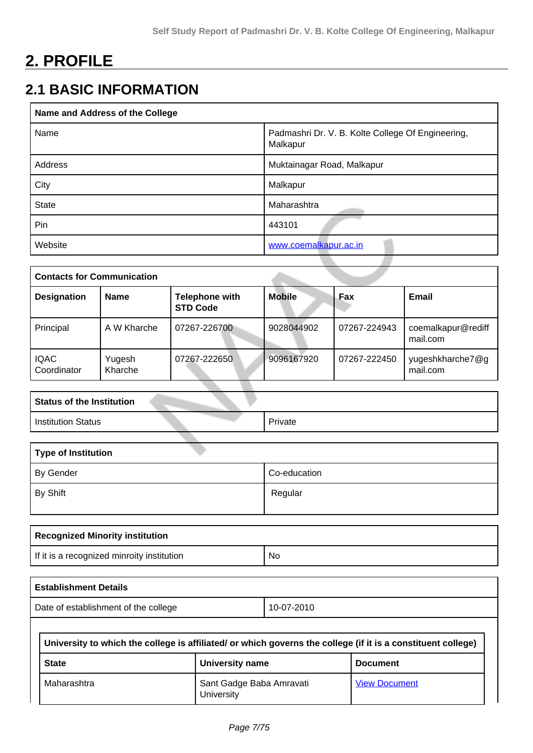# 2. PROFILE

## 2.1 BASIC INFORMATION

| Name and Address of the College | |
|---|---|
| Name | Padmashri Dr. V. B. Kolte College Of Engineering, Malkapur |
| Address | Muktainagar Road, Malkapur |
| City | Malkapur |
| State | Maharashtra |
| Pin | 443101 |
| Website | [www.coemalkapur.ac.in](www.coemalkapur.ac.in) |

| Contacts for Communication | | | | | |
|---|---|---|---|---|---|
| **Designation** | **Name** | **Telephone with STD Code** | **Mobile** | **Fax** | **Email** |
| Principal | A W Kharche | 07267-226700 | 9028044902 | 07267-224943 | coemalkapur@rediffmail.com |
| IQAC Coordinator | Yugesh Kharche | 07267-222650 | 9096167920 | 07267-222450 | yugeshkharche7@gmail.com |

| Status of the Institution | |
|---|---|
| Institution Status | Private |

| Type of Institution | |
|---|---|
| By Gender | Co-education |
| By Shift | Regular |

| Recognized Minority institution | |
|---|---|
| If it is a recognized minroity institution | No |

| Establishment Details | |
|---|---|
| Date of establishment of the college | 10-07-2010 |

| University to which the college is affiliated/ or which governs the college (if it is a constituent college) | | |
|---|---|---|
| **State** | **University name** | **Document** |
| Maharashtra | Sant Gadge Baba Amravati University | [View Document]() |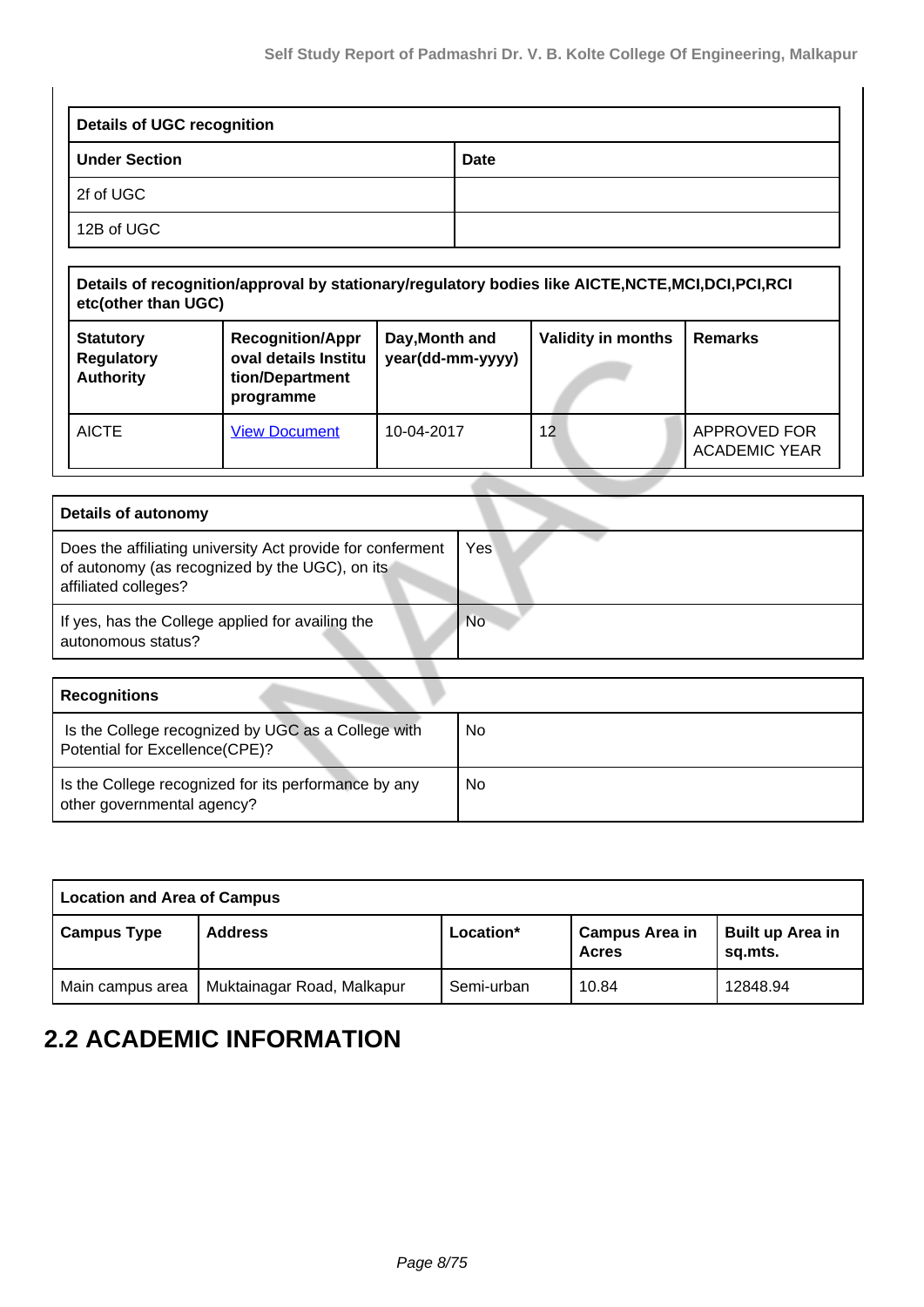| Details of UGC recognition | |
|---|---|
| **Under Section** | **Date** |
| 2f of UGC | |
| 12B of UGC | |

| Details of recognition/approval by stationary/regulatory bodies like AICTE,NCTE,MCI,DCI,PCI,RCI etc(other than UGC) | | | | |
|---|---|---|---|---|
| **Statutory Regulatory Authority** | **Recognition/Approval details Institution/Department programme** | **Day,Month and year(dd-mm-yyyy)** | **Validity in months** | **Remarks** |
| AICTE | View Document | 10-04-2017 | 12 | APPROVED FOR ACADEMIC YEAR |

| Details of autonomy | |
|---|---|
| Does the affiliating university Act provide for conferment of autonomy (as recognized by the UGC), on its affiliated colleges? | Yes |
| If yes, has the College applied for availing the autonomous status? | No |

| Recognitions | |
|---|---|
| Is the College recognized by UGC as a College with Potential for Excellence(CPE)? | No |
| Is the College recognized for its performance by any other governmental agency? | No |

| Location and Area of Campus | | | | |
|---|---|---|---|---|
| **Campus Type** | **Address** | **Location*** | **Campus Area in Acres** | **Built up Area in sq.mts.** |
| Main campus area | Muktainagar Road, Malkapur | Semi-urban | 10.84 | 12848.94 |

## 2.2 ACADEMIC INFORMATION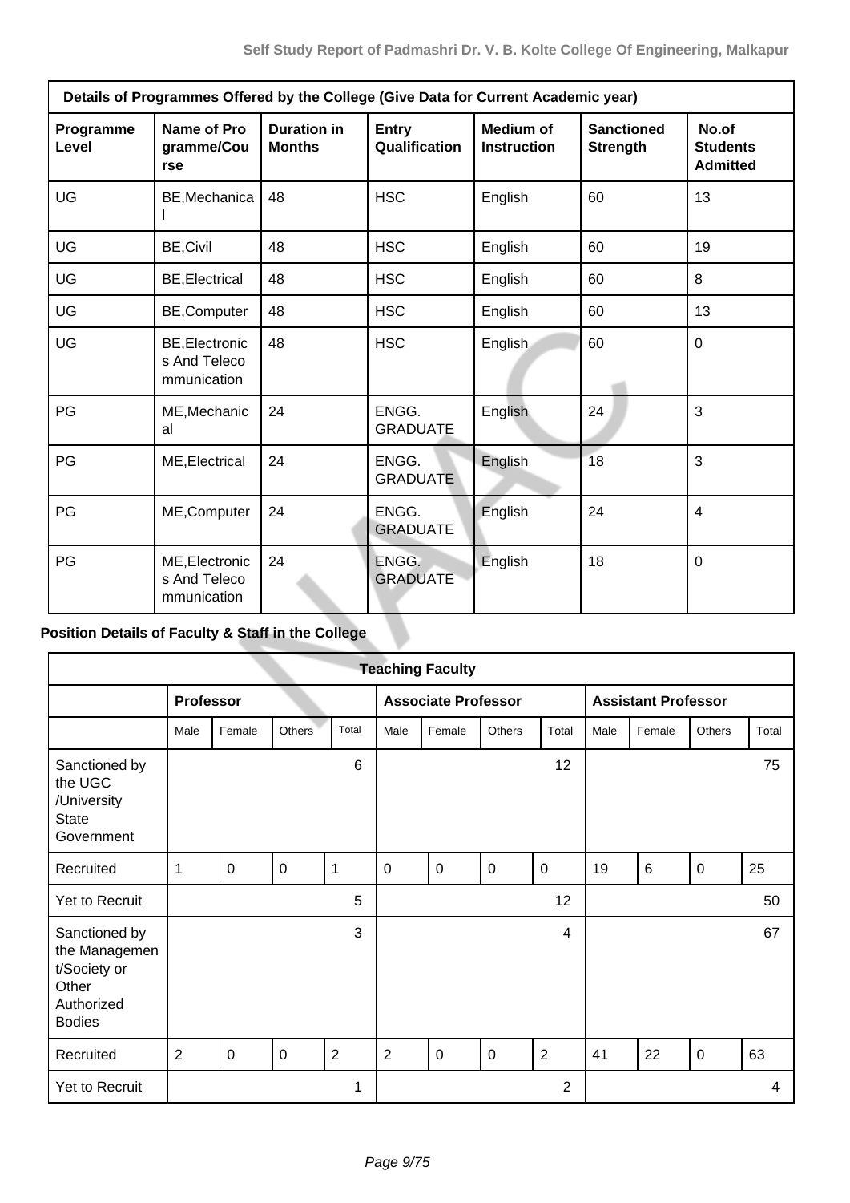| Details of Programmes Offered by the College (Give Data for Current Academic year) | | | | | | |
|---|---|---|---|---|---|---|
| **Programme Level** | **Name of Programme/Course** | **Duration in Months** | **Entry Qualification** | **Medium of Instruction** | **Sanctioned Strength** | **No.of Students Admitted** |
| UG | BE,Mechanical | 48 | HSC | English | 60 | 13 |
| UG | BE,Civil | 48 | HSC | English | 60 | 19 |
| UG | BE,Electrical | 48 | HSC | English | 60 | 8 |
| UG | BE,Computer | 48 | HSC | English | 60 | 13 |
| UG | BE,Electronics And Telecommunication | 48 | HSC | English | 60 | 0 |
| PG | ME,Mechanical | 24 | ENGG. GRADUATE | English | 24 | 3 |
| PG | ME,Electrical | 24 | ENGG. GRADUATE | English | 18 | 3 |
| PG | ME,Computer | 24 | ENGG. GRADUATE | English | 24 | 4 |
| PG | ME,Electronics And Telecommunication | 24 | ENGG. GRADUATE | English | 18 | 0 |

**Position Details of Faculty & Staff in the College**

| Teaching Faculty | | | | | | | | | | | | |
|---|---|---|---|---|---|---|---|---|---|---|---|---|
| | **Professor** | | | | **Associate Professor** | | | | **Assistant Professor** | | | |
| | Male | Female | Others | Total | Male | Female | Others | Total | Male | Female | Others | Total |
| Sanctioned by the UGC /University State Government | | | | 6 | | | | 12 | | | | 75 |
| Recruited | 1 | 0 | 0 | 1 | 0 | 0 | 0 | 0 | 19 | 6 | 0 | 25 |
| Yet to Recruit | | | | 5 | | | | 12 | | | | 50 |
| Sanctioned by the Management/Society or Other Authorized Bodies | | | | 3 | | | | 4 | | | | 67 |
| Recruited | 2 | 0 | 0 | 2 | 2 | 0 | 0 | 2 | 41 | 22 | 0 | 63 |
| Yet to Recruit | | | | 1 | | | | 2 | | | | 4 |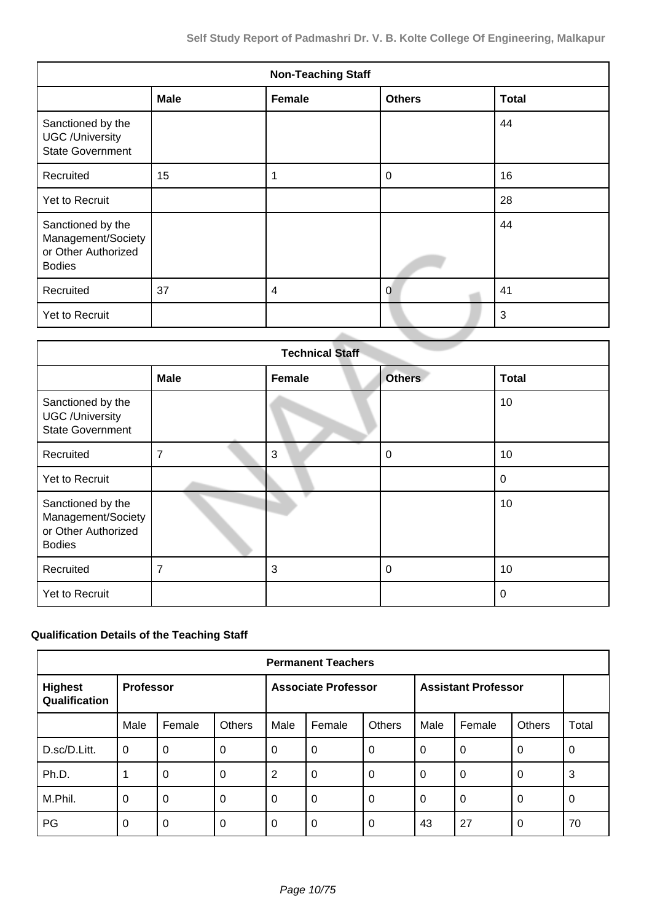| Non-Teaching Staff | | | | |
|---|---|---|---|---|
| | **Male** | **Female** | **Others** | **Total** |
| Sanctioned by the UGC /University State Government | | | | 44 |
| Recruited | 15 | 1 | 0 | 16 |
| Yet to Recruit | | | | 28 |
| Sanctioned by the Management/Society or Other Authorized Bodies | | | | 44 |
| Recruited | 37 | 4 | 0 | 41 |
| Yet to Recruit | | | | 3 |

| Technical Staff | | | | |
|---|---|---|---|---|
| | **Male** | **Female** | **Others** | **Total** |
| Sanctioned by the UGC /University State Government | | | | 10 |
| Recruited | 7 | 3 | 0 | 10 |
| Yet to Recruit | | | | 0 |
| Sanctioned by the Management/Society or Other Authorized Bodies | | | | 10 |
| Recruited | 7 | 3 | 0 | 10 |
| Yet to Recruit | | | | 0 |

**Qualification Details of the Teaching Staff**

| Permanent Teachers | | | | | | | | | | |
|---|---|---|---|---|---|---|---|---|---|---|
| **Highest Qualification** | **Professor** | | | **Associate Professor** | | | **Assistant Professor** | | | |
| | Male | Female | Others | Male | Female | Others | Male | Female | Others | Total |
| D.sc/D.Litt. | 0 | 0 | 0 | 0 | 0 | 0 | 0 | 0 | 0 | 0 |
| Ph.D. | 1 | 0 | 0 | 2 | 0 | 0 | 0 | 0 | 0 | 3 |
| M.Phil. | 0 | 0 | 0 | 0 | 0 | 0 | 0 | 0 | 0 | 0 |
| PG | 0 | 0 | 0 | 0 | 0 | 0 | 43 | 27 | 0 | 70 |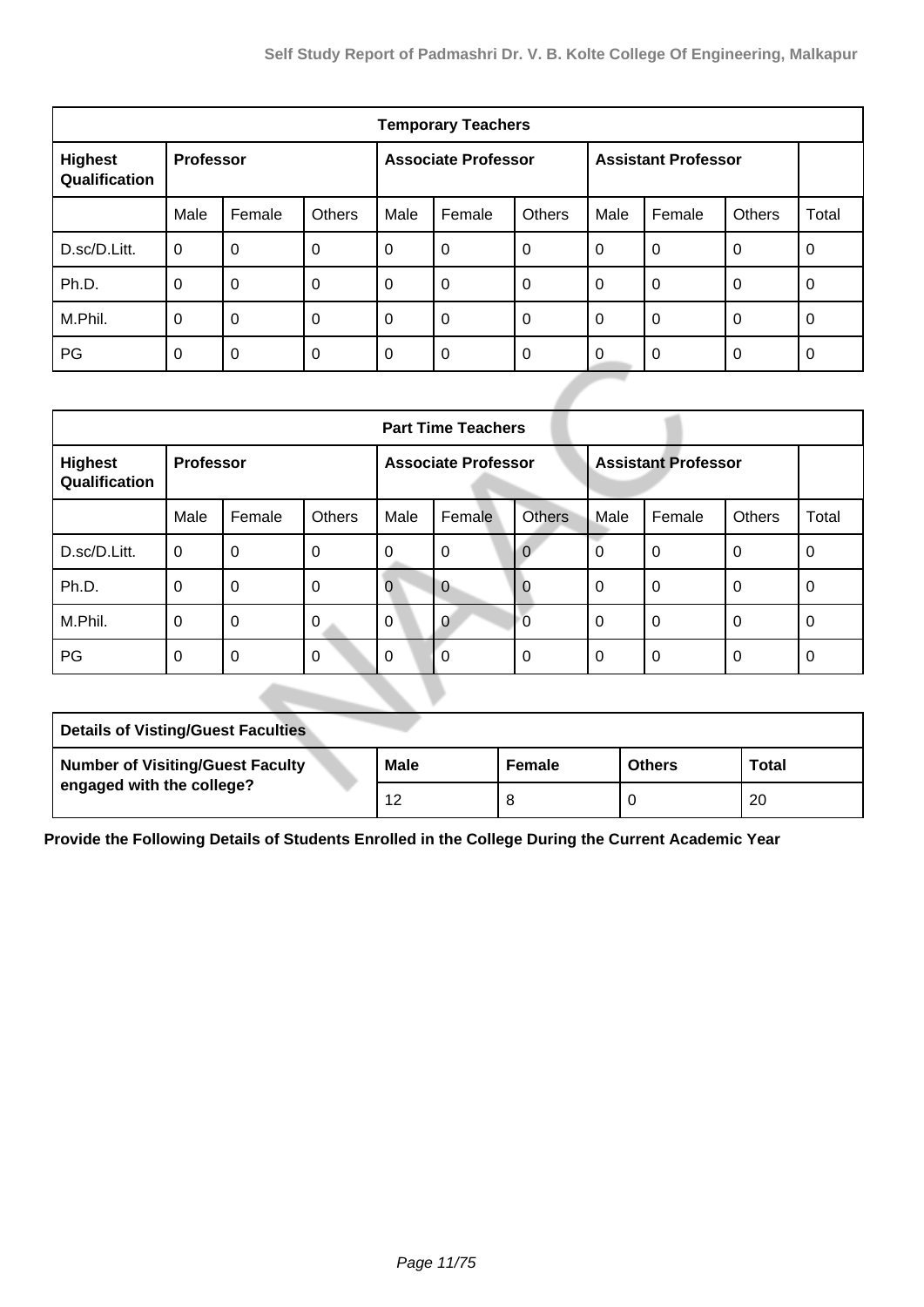| Temporary Teachers | | | | | | | | | |
|---|---|---|---|---|---|---|---|---|---|
| **Highest Qualification** | **Professor** | | | **Associate Professor** | | | **Assistant Professor** | | |
| | Male | Female | Others | Male | Female | Others | Male | Female | Others | Total |
| D.sc/D.Litt. | 0 | 0 | 0 | 0 | 0 | 0 | 0 | 0 | 0 | 0 |
| Ph.D. | 0 | 0 | 0 | 0 | 0 | 0 | 0 | 0 | 0 | 0 |
| M.Phil. | 0 | 0 | 0 | 0 | 0 | 0 | 0 | 0 | 0 | 0 |
| PG | 0 | 0 | 0 | 0 | 0 | 0 | 0 | 0 | 0 | 0 |

| Part Time Teachers | | | | | | | | | | |
|---|---|---|---|---|---|---|---|---|---|---|
| **Highest Qualification** | **Professor** | | | **Associate Professor** | | | **Assistant Professor** | | | |
| | Male | Female | Others | Male | Female | Others | Male | Female | Others | Total |
| D.sc/D.Litt. | 0 | 0 | 0 | 0 | 0 | 0 | 0 | 0 | 0 | 0 |
| Ph.D. | 0 | 0 | 0 | 0 | 0 | 0 | 0 | 0 | 0 | 0 |
| M.Phil. | 0 | 0 | 0 | 0 | 0 | 0 | 0 | 0 | 0 | 0 |
| PG | 0 | 0 | 0 | 0 | 0 | 0 | 0 | 0 | 0 | 0 |

| Details of Visting/Guest Faculties | | | | |
|---|---|---|---|---|
| **Number of Visiting/Guest Faculty engaged with the college?** | **Male** | **Female** | **Others** | **Total** |
| | 12 | 8 | 0 | 20 |

**Provide the Following Details of Students Enrolled in the College During the Current Academic Year**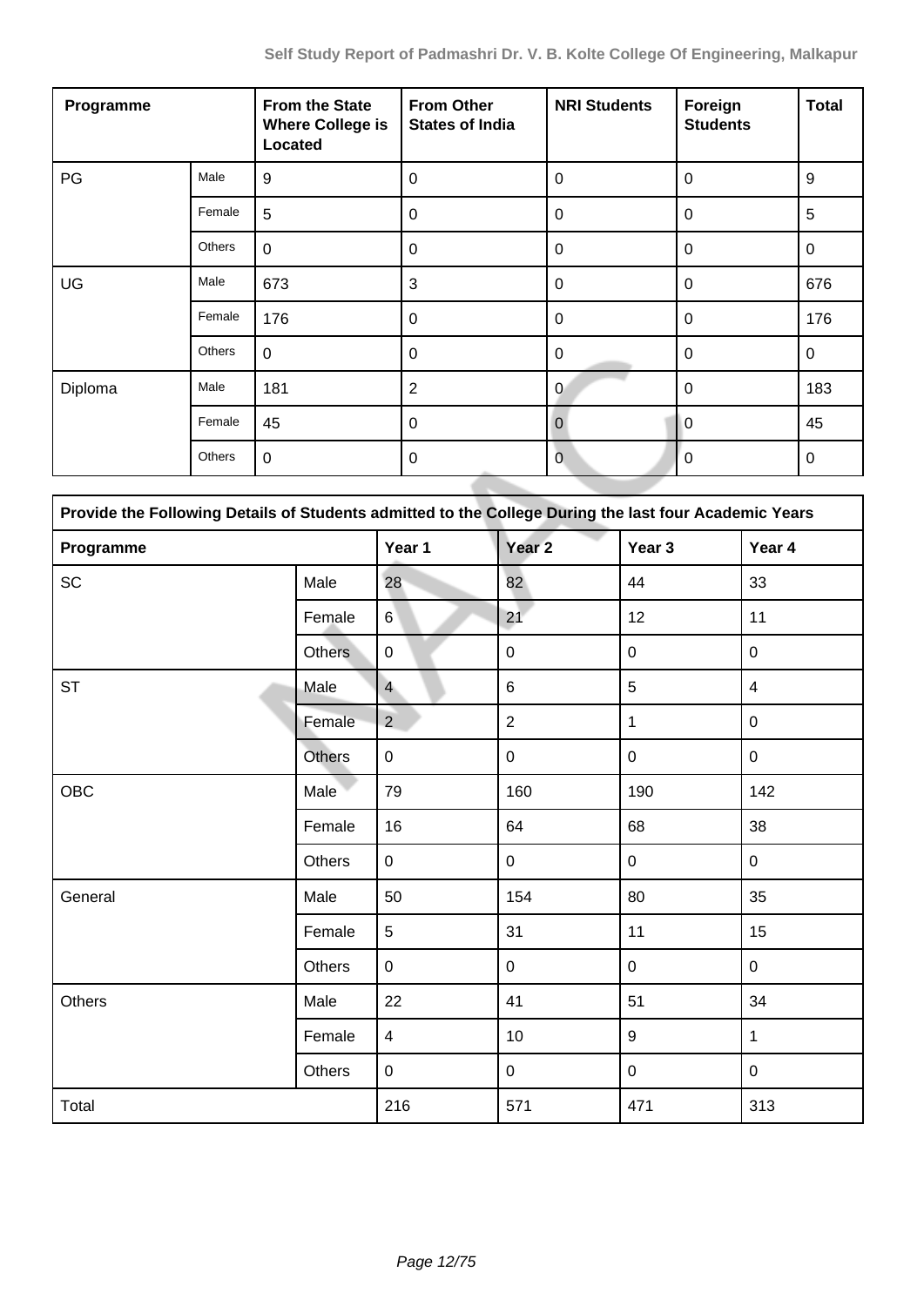| Programme | | From the State Where College is Located | From Other States of India | NRI Students | Foreign Students | Total |
|---|---|---|---|---|---|---|
| PG | Male | 9 | 0 | 0 | 0 | 9 |
| | Female | 5 | 0 | 0 | 0 | 5 |
| | Others | 0 | 0 | 0 | 0 | 0 |
| UG | Male | 673 | 3 | 0 | 0 | 676 |
| | Female | 176 | 0 | 0 | 0 | 176 |
| | Others | 0 | 0 | 0 | 0 | 0 |
| Diploma | Male | 181 | 2 | 0 | 0 | 183 |
| | Female | 45 | 0 | 0 | 0 | 45 |
| | Others | 0 | 0 | 0 | 0 | 0 |

**Provide the Following Details of Students admitted to the College During the last four Academic Years**

| Programme | | Year 1 | Year 2 | Year 3 | Year 4 |
|---|---|---|---|---|---|
| SC | Male | 28 | 82 | 44 | 33 |
| | Female | 6 | 21 | 12 | 11 |
| | Others | 0 | 0 | 0 | 0 |
| ST | Male | 4 | 6 | 5 | 4 |
| | Female | 2 | 2 | 1 | 0 |
| | Others | 0 | 0 | 0 | 0 |
| OBC | Male | 79 | 160 | 190 | 142 |
| | Female | 16 | 64 | 68 | 38 |
| | Others | 0 | 0 | 0 | 0 |
| General | Male | 50 | 154 | 80 | 35 |
| | Female | 5 | 31 | 11 | 15 |
| | Others | 0 | 0 | 0 | 0 |
| Others | Male | 22 | 41 | 51 | 34 |
| | Female | 4 | 10 | 9 | 1 |
| | Others | 0 | 0 | 0 | 0 |
| Total | | 216 | 571 | 471 | 313 |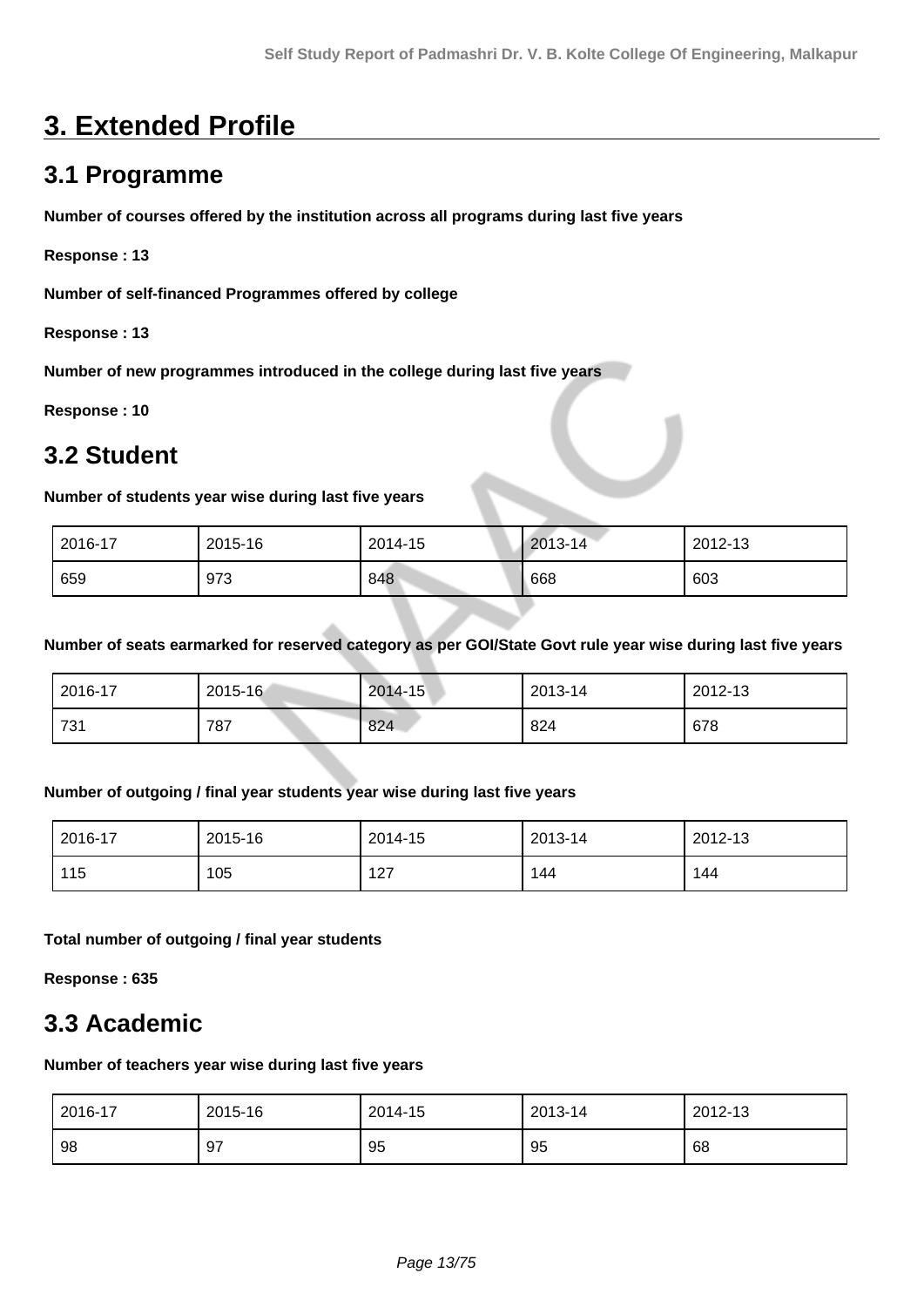# 3. Extended Profile

## 3.1 Programme

**Number of courses offered by the institution across all programs during last five years**

**Response : 13**

**Number of self-financed Programmes offered by college**

**Response : 13**

**Number of new programmes introduced in the college during last five years**

**Response : 10**

## 3.2 Student

**Number of students year wise during last five years**

| 2016-17 | 2015-16 | 2014-15 | 2013-14 | 2012-13 |
|---|---|---|---|---|
| 659 | 973 | 848 | 668 | 603 |

**Number of seats earmarked for reserved category as per GOI/State Govt rule year wise during last five years**

| 2016-17 | 2015-16 | 2014-15 | 2013-14 | 2012-13 |
|---|---|---|---|---|
| 731 | 787 | 824 | 824 | 678 |

**Number of outgoing / final year students year wise during last five years**

| 2016-17 | 2015-16 | 2014-15 | 2013-14 | 2012-13 |
|---|---|---|---|---|
| 115 | 105 | 127 | 144 | 144 |

**Total number of outgoing / final year students**

**Response : 635**

## 3.3 Academic

**Number of teachers year wise during last five years**

| 2016-17 | 2015-16 | 2014-15 | 2013-14 | 2012-13 |
|---|---|---|---|---|
| 98 | 97 | 95 | 95 | 68 |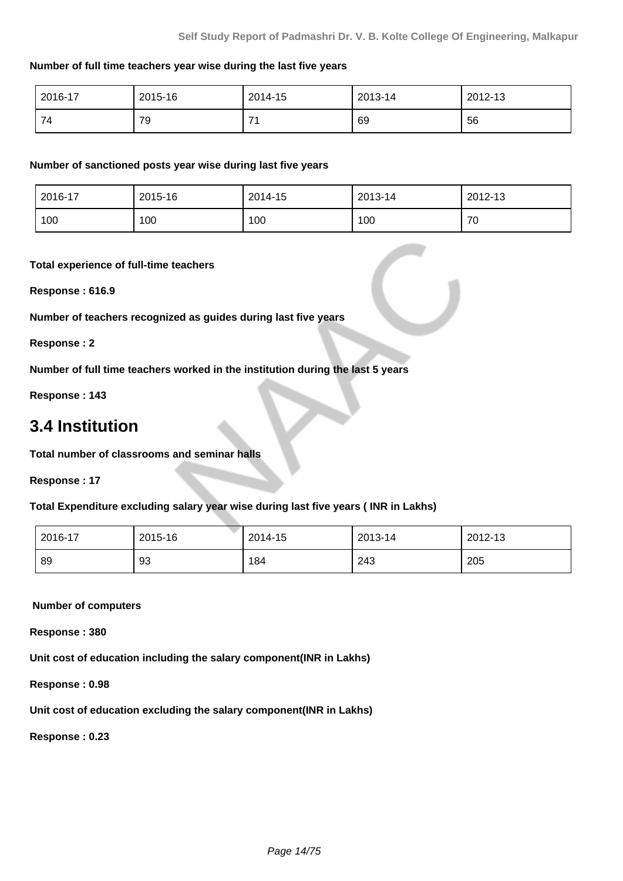**Number of full time teachers year wise during the last five years**

| 2016-17 | 2015-16 | 2014-15 | 2013-14 | 2012-13 |
|---|---|---|---|---|
| 74 | 79 | 71 | 69 | 56 |

**Number of sanctioned posts year wise during last five years**

| 2016-17 | 2015-16 | 2014-15 | 2013-14 | 2012-13 |
|---|---|---|---|---|
| 100 | 100 | 100 | 100 | 70 |

**Total experience of full-time teachers**

**Response : 616.9**

**Number of teachers recognized as guides during last five years**

**Response : 2**

**Number of full time teachers worked in the institution during the last 5 years**

**Response : 143**

## 3.4 Institution

**Total number of classrooms and seminar halls**

**Response : 17**

**Total Expenditure excluding salary year wise during last five years ( INR in Lakhs)**

| 2016-17 | 2015-16 | 2014-15 | 2013-14 | 2012-13 |
|---|---|---|---|---|
| 89 | 93 | 184 | 243 | 205 |

**Number of computers**

**Response : 380**

**Unit cost of education including the salary component(INR in Lakhs)**

**Response : 0.98**

**Unit cost of education excluding the salary component(INR in Lakhs)**

**Response : 0.23**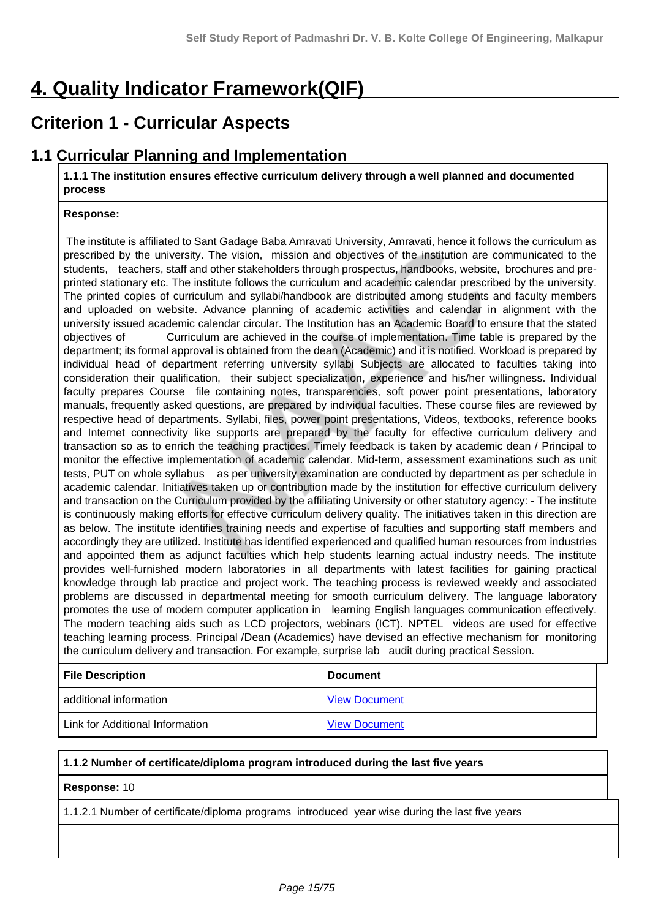# 4. Quality Indicator Framework(QIF)

## Criterion 1 - Curricular Aspects

### 1.1 Curricular Planning and Implementation

| **1.1.1 The institution ensures effective curriculum delivery through a well planned and documented process** |
|---|
| **Response:** |
| The institute is affiliated to Sant Gadage Baba Amravati University, Amravati, hence it follows the curriculum as prescribed by the university. The vision, mission and objectives of the institution are communicated to the students, teachers, staff and other stakeholders through prospectus, handbooks, website, brochures and pre-printed stationary etc. The institute follows the curriculum and academic calendar prescribed by the university. The printed copies of curriculum and syllabi/handbook are distributed among students and faculty members and uploaded on website. Advance planning of academic activities and calendar in alignment with the university issued academic calendar circular. The Institution has an Academic Board to ensure that the stated objectives of Curriculum are achieved in the course of implementation. Time table is prepared by the department; its formal approval is obtained from the dean (Academic) and it is notified. Workload is prepared by individual head of department referring university syllabi Subjects are allocated to faculties taking into consideration their qualification, their subject specialization, experience and his/her willingness. Individual faculty prepares Course file containing notes, transparencies, soft power point presentations, laboratory manuals, frequently asked questions, are prepared by individual faculties. These course files are reviewed by respective head of departments. Syllabi, files, power point presentations, Videos, textbooks, reference books and Internet connectivity like supports are prepared by the faculty for effective curriculum delivery and transaction so as to enrich the teaching practices. Timely feedback is taken by academic dean / Principal to monitor the effective implementation of academic calendar. Mid-term, assessment examinations such as unit tests, PUT on whole syllabus as per university examination are conducted by department as per schedule in academic calendar. Initiatives taken up or contribution made by the institution for effective curriculum delivery and transaction on the Curriculum provided by the affiliating University or other statutory agency: - The institute is continuously making efforts for effective curriculum delivery quality. The initiatives taken in this direction are as below. The institute identifies training needs and expertise of faculties and supporting staff members and accordingly they are utilized. Institute has identified experienced and qualified human resources from industries and appointed them as adjunct faculties which help students learning actual industry needs. The institute provides well-furnished modern laboratories in all departments with latest facilities for gaining practical knowledge through lab practice and project work. The teaching process is reviewed weekly and associated problems are discussed in departmental meeting for smooth curriculum delivery. The language laboratory promotes the use of modern computer application in learning English languages communication effectively. The modern teaching aids such as LCD projectors, webinars (ICT). NPTEL videos are used for effective teaching learning process. Principal /Dean (Academics) have devised an effective mechanism for monitoring the curriculum delivery and transaction. For example, surprise lab audit during practical Session. |

| File Description | Document |
|---|---|
| additional information | View Document |
| Link for Additional Information | View Document |

| **1.1.2 Number of certificate/diploma program introduced during the last five years** |
|---|
| **Response:** 10 |
| 1.1.2.1 Number of certificate/diploma programs introduced year wise during the last five years |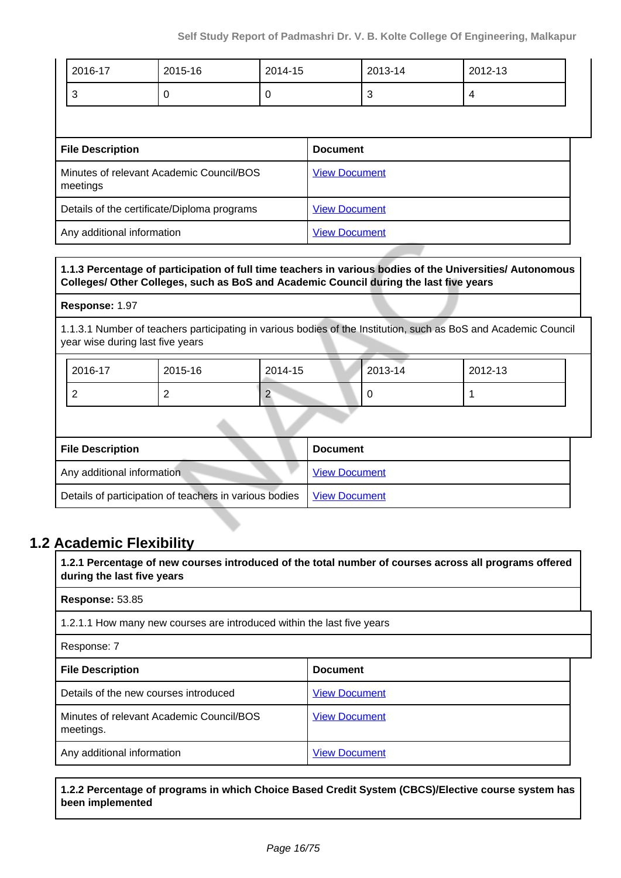| 2016-17 | 2015-16 | 2014-15 | 2013-14 | 2012-13 |
|---|---|---|---|---|
| 3 | 0 | 0 | 3 | 4 |

| File Description | Document |
|---|---|
| Minutes of relevant Academic Council/BOS meetings | View Document |
| Details of the certificate/Diploma programs | View Document |
| Any additional information | View Document |

**1.1.3 Percentage of participation of full time teachers in various bodies of the Universities/ Autonomous Colleges/ Other Colleges, such as BoS and Academic Council during the last five years**

**Response:** 1.97

1.1.3.1 Number of teachers participating in various bodies of the Institution, such as BoS and Academic Council year wise during last five years

| 2016-17 | 2015-16 | 2014-15 | 2013-14 | 2012-13 |
|---|---|---|---|---|
| 2 | 2 | 2 | 0 | 1 |

| File Description | Document |
|---|---|
| Any additional information | View Document |
| Details of participation of teachers in various bodies | View Document |

## 1.2 Academic Flexibility

**1.2.1 Percentage of new courses introduced of the total number of courses across all programs offered during the last five years**

**Response:** 53.85

1.2.1.1 How many new courses are introduced within the last five years

Response: 7

| File Description | Document |
|---|---|
| Details of the new courses introduced | View Document |
| Minutes of relevant Academic Council/BOS meetings. | View Document |
| Any additional information | View Document |

**1.2.2 Percentage of programs in which Choice Based Credit System (CBCS)/Elective course system has been implemented**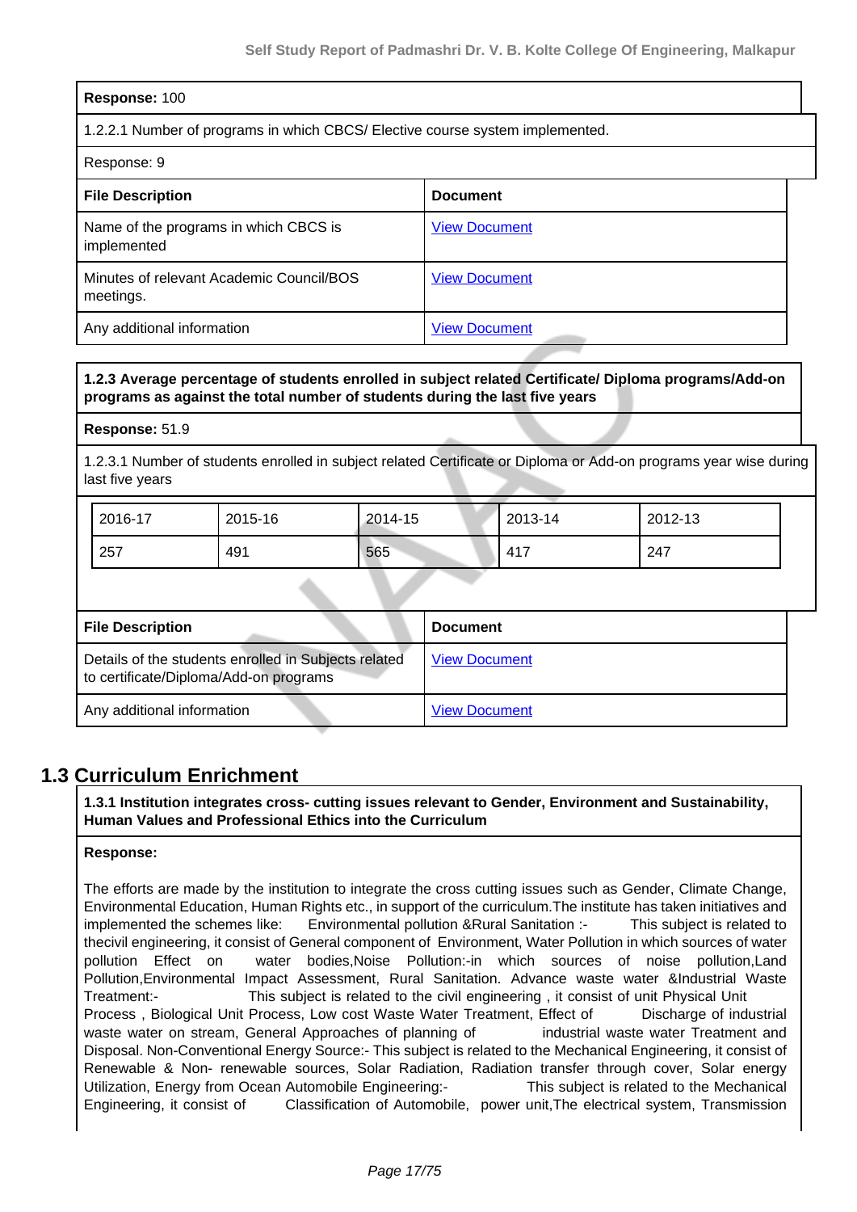**Response:** 100

1.2.2.1 Number of programs in which CBCS/ Elective course system implemented.

Response: 9

| File Description | Document |
|---|---|
| Name of the programs in which CBCS is implemented | View Document |
| Minutes of relevant Academic Council/BOS meetings. | View Document |
| Any additional information | View Document |

**1.2.3 Average percentage of students enrolled in subject related Certificate/ Diploma programs/Add-on programs as against the total number of students during the last five years**

**Response:** 51.9

1.2.3.1 Number of students enrolled in subject related Certificate or Diploma or Add-on programs year wise during last five years

| 2016-17 | 2015-16 | 2014-15 | 2013-14 | 2012-13 |
|---|---|---|---|---|
| 257 | 491 | 565 | 417 | 247 |

| File Description | Document |
|---|---|
| Details of the students enrolled in Subjects related to certificate/Diploma/Add-on programs | View Document |
| Any additional information | View Document |

## 1.3 Curriculum Enrichment

**1.3.1 Institution integrates cross- cutting issues relevant to Gender, Environment and Sustainability, Human Values and Professional Ethics into the Curriculum**

**Response:**

The efforts are made by the institution to integrate the cross cutting issues such as Gender, Climate Change, Environmental Education, Human Rights etc., in support of the curriculum.The institute has taken initiatives and implemented the schemes like: Environmental pollution &Rural Sanitation :- This subject is related to thecivil engineering, it consist of General component of Environment, Water Pollution in which sources of water pollution Effect on water bodies,Noise Pollution:-in which sources of noise pollution,Land Pollution,Environmental Impact Assessment, Rural Sanitation. Advance waste water &Industrial Waste Treatment:- This subject is related to the civil engineering , it consist of unit Physical Unit Process , Biological Unit Process, Low cost Waste Water Treatment, Effect of Discharge of industrial waste water on stream, General Approaches of planning of industrial waste water Treatment and Disposal. Non-Conventional Energy Source:- This subject is related to the Mechanical Engineering, it consist of Renewable & Non- renewable sources, Solar Radiation, Radiation transfer through cover, Solar energy Utilization, Energy from Ocean Automobile Engineering:- This subject is related to the Mechanical Engineering, it consist of Classification of Automobile, power unit,The electrical system, Transmission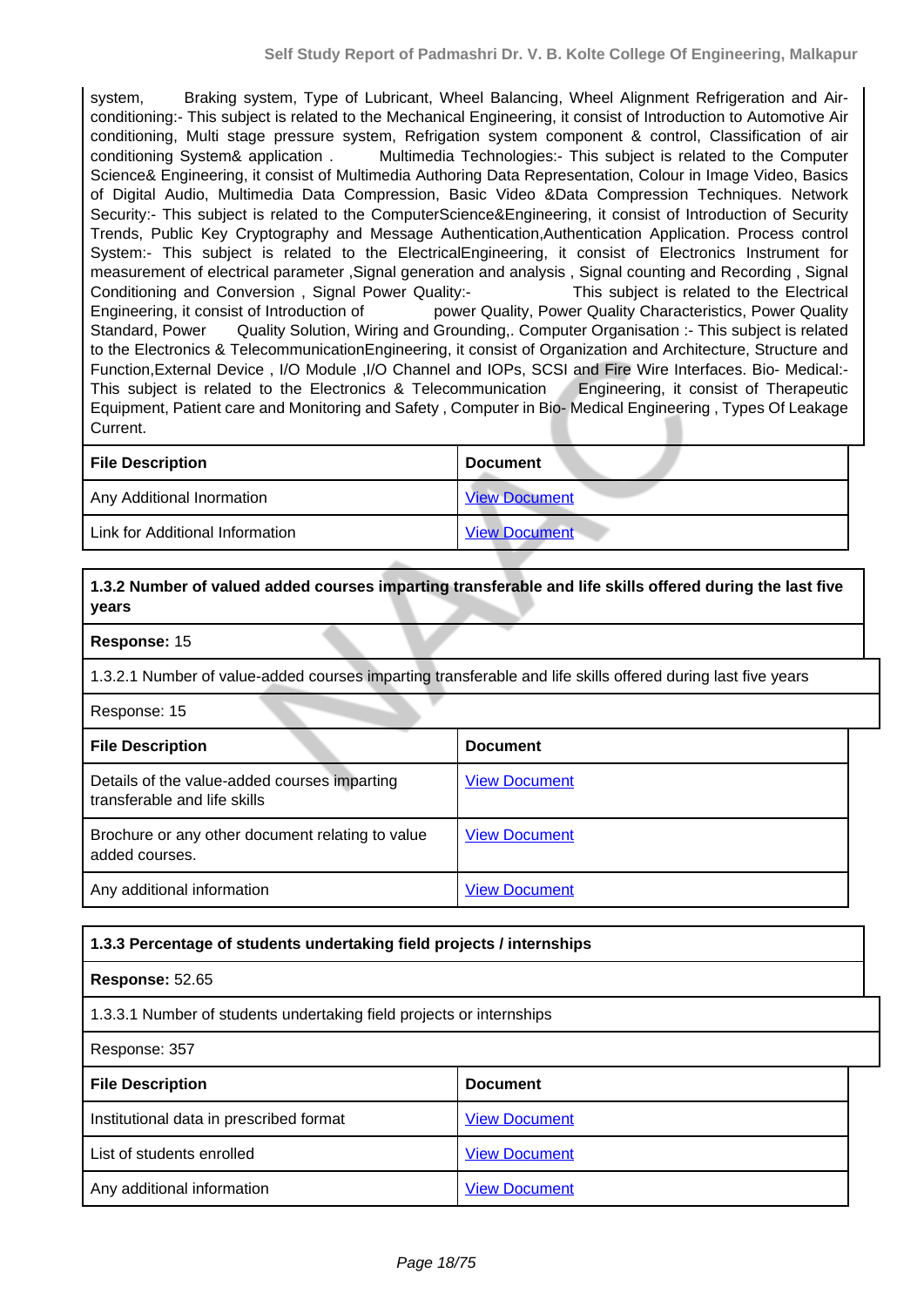system, Braking system, Type of Lubricant, Wheel Balancing, Wheel Alignment Refrigeration and Air-conditioning:- This subject is related to the Mechanical Engineering, it consist of Introduction to Automotive Air conditioning, Multi stage pressure system, Refrigation system component & control, Classification of air conditioning System& application . Multimedia Technologies:- This subject is related to the Computer Science& Engineering, it consist of Multimedia Authoring Data Representation, Colour in Image Video, Basics of Digital Audio, Multimedia Data Compression, Basic Video &Data Compression Techniques. Network Security:- This subject is related to the ComputerScience&Engineering, it consist of Introduction of Security Trends, Public Key Cryptography and Message Authentication,Authentication Application. Process control System:- This subject is related to the ElectricalEngineering, it consist of Electronics Instrument for measurement of electrical parameter ,Signal generation and analysis , Signal counting and Recording , Signal Conditioning and Conversion , Signal Power Quality:- This subject is related to the Electrical Engineering, it consist of Introduction of power Quality, Power Quality Characteristics, Power Quality Standard, Power Quality Solution, Wiring and Grounding,. Computer Organisation :- This subject is related to the Electronics & TelecommunicationEngineering, it consist of Organization and Architecture, Structure and Function,External Device , I/O Module ,I/O Channel and IOPs, SCSI and Fire Wire Interfaces. Bio- Medical:- This subject is related to the Electronics & Telecommunication Engineering, it consist of Therapeutic Equipment, Patient care and Monitoring and Safety , Computer in Bio- Medical Engineering , Types Of Leakage Current.

| File Description | Document |
|---|---|
| Any Additional Inormation | View Document |
| Link for Additional Information | View Document |

**1.3.2 Number of valued added courses imparting transferable and life skills offered during the last five years**

**Response:** 15

1.3.2.1 Number of value-added courses imparting transferable and life skills offered during last five years

Response: 15

| File Description | Document |
|---|---|
| Details of the value-added courses imparting transferable and life skills | View Document |
| Brochure or any other document relating to value added courses. | View Document |
| Any additional information | View Document |

**1.3.3 Percentage of students undertaking field projects / internships**

**Response:** 52.65

1.3.3.1 Number of students undertaking field projects or internships

Response: 357

| File Description | Document |
|---|---|
| Institutional data in prescribed format | View Document |
| List of students enrolled | View Document |
| Any additional information | View Document |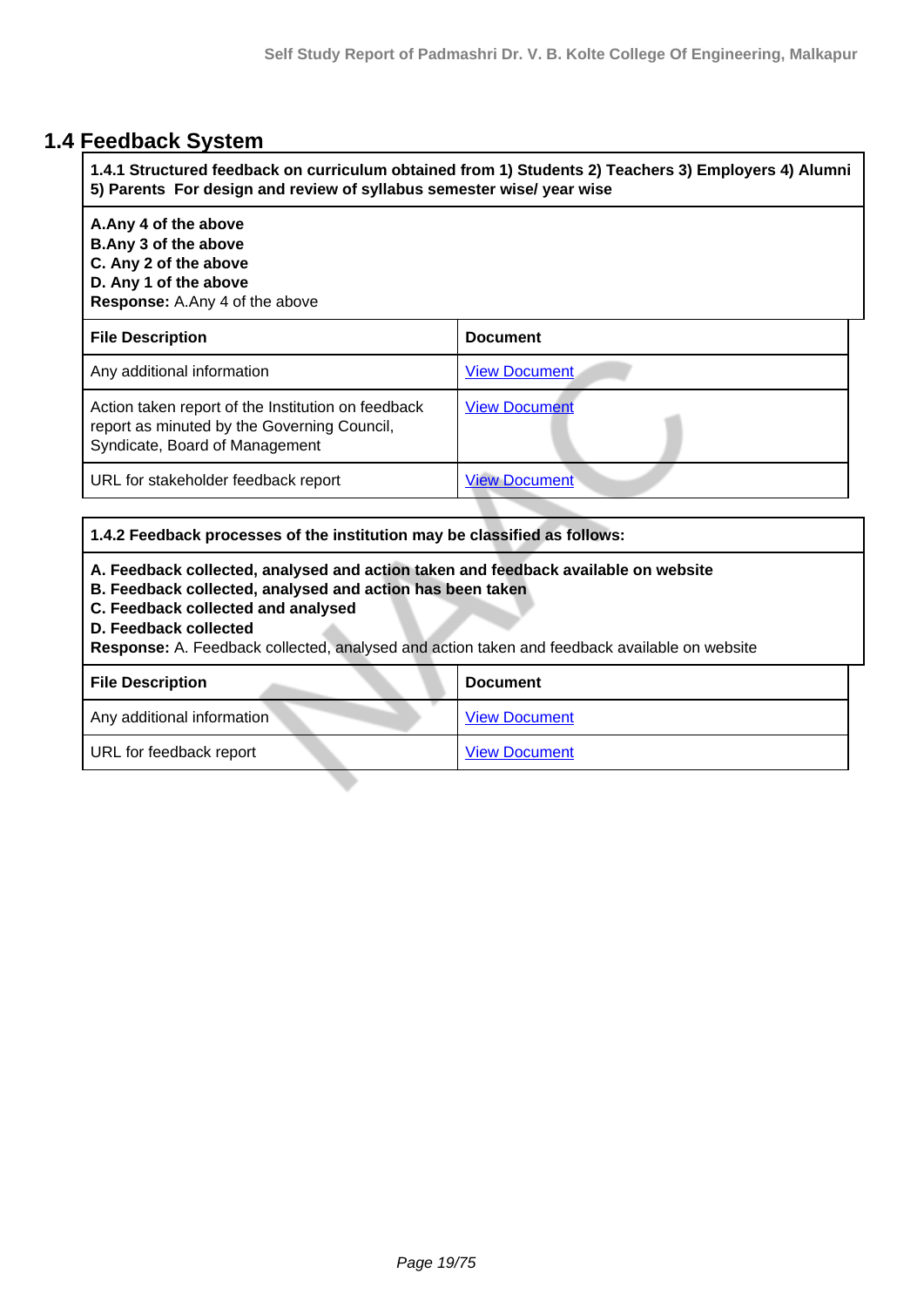## 1.4 Feedback System

**1.4.1 Structured feedback on curriculum obtained from 1) Students 2) Teachers 3) Employers 4) Alumni 5) Parents For design and review of syllabus semester wise/ year wise**

**A.Any 4 of the above**
**B.Any 3 of the above**
**C. Any 2 of the above**
**D. Any 1 of the above**
**Response:** A.Any 4 of the above

| File Description | Document |
|---|---|
| Any additional information | View Document |
| Action taken report of the Institution on feedback report as minuted by the Governing Council, Syndicate, Board of Management | View Document |
| URL for stakeholder feedback report | View Document |

**1.4.2 Feedback processes of the institution may be classified as follows:**

**A. Feedback collected, analysed and action taken and feedback available on website**
**B. Feedback collected, analysed and action has been taken**
**C. Feedback collected and analysed**
**D. Feedback collected**
**Response:** A. Feedback collected, analysed and action taken and feedback available on website

| File Description | Document |
|---|---|
| Any additional information | View Document |
| URL for feedback report | View Document |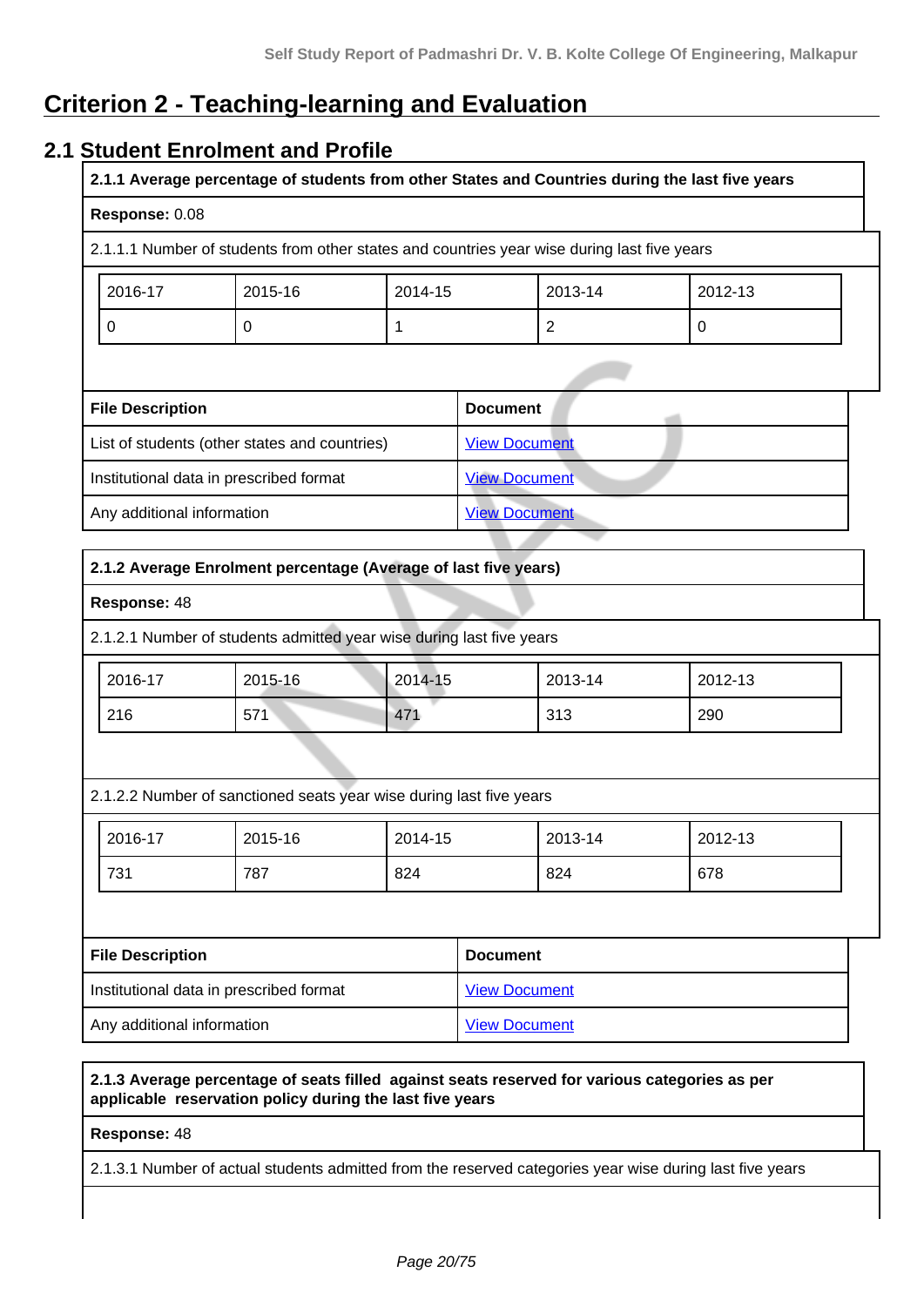# Criterion 2 - Teaching-learning and Evaluation

## 2.1 Student Enrolment and Profile

**2.1.1 Average percentage of students from other States and Countries during the last five years**

**Response:** 0.08

2.1.1.1 Number of students from other states and countries year wise during last five years

| 2016-17 | 2015-16 | 2014-15 | 2013-14 | 2012-13 |
|---|---|---|---|---|
| 0 | 0 | 1 | 2 | 0 |

| File Description | Document |
|---|---|
| List of students (other states and countries) | View Document |
| Institutional data in prescribed format | View Document |
| Any additional information | View Document |

**2.1.2 Average Enrolment percentage (Average of last five years)**

**Response:** 48

2.1.2.1 Number of students admitted year wise during last five years

| 2016-17 | 2015-16 | 2014-15 | 2013-14 | 2012-13 |
|---|---|---|---|---|
| 216 | 571 | 471 | 313 | 290 |

2.1.2.2 Number of sanctioned seats year wise during last five years

| 2016-17 | 2015-16 | 2014-15 | 2013-14 | 2012-13 |
|---|---|---|---|---|
| 731 | 787 | 824 | 824 | 678 |

| File Description | Document |
|---|---|
| Institutional data in prescribed format | View Document |
| Any additional information | View Document |

**2.1.3 Average percentage of seats filled against seats reserved for various categories as per applicable reservation policy during the last five years**

**Response:** 48

2.1.3.1 Number of actual students admitted from the reserved categories year wise during last five years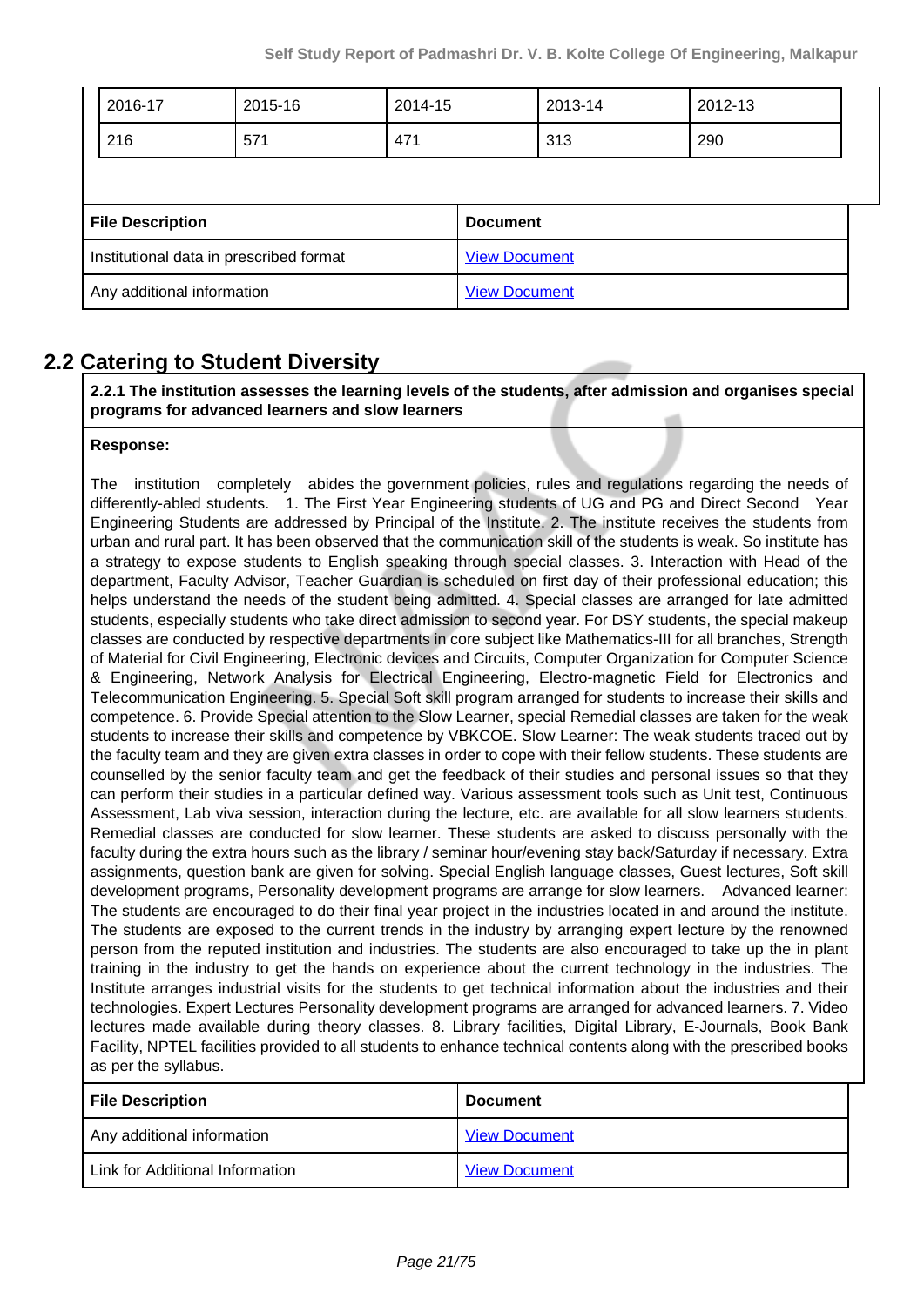| 2016-17 | 2015-16 | 2014-15 | 2013-14 | 2012-13 |
|---|---|---|---|---|
| 216 | 571 | 471 | 313 | 290 |

| File Description | Document |
|---|---|
| Institutional data in prescribed format | View Document |
| Any additional information | View Document |

## 2.2 Catering to Student Diversity

**2.2.1 The institution assesses the learning levels of the students, after admission and organises special programs for advanced learners and slow learners**

**Response:**

The institution completely abides the government policies, rules and regulations regarding the needs of differently-abled students. 1. The First Year Engineering students of UG and PG and Direct Second Year Engineering Students are addressed by Principal of the Institute. 2. The institute receives the students from urban and rural part. It has been observed that the communication skill of the students is weak. So institute has a strategy to expose students to English speaking through special classes. 3. Interaction with Head of the department, Faculty Advisor, Teacher Guardian is scheduled on first day of their professional education; this helps understand the needs of the student being admitted. 4. Special classes are arranged for late admitted students, especially students who take direct admission to second year. For DSY students, the special makeup classes are conducted by respective departments in core subject like Mathematics-III for all branches, Strength of Material for Civil Engineering, Electronic devices and Circuits, Computer Organization for Computer Science & Engineering, Network Analysis for Electrical Engineering, Electro-magnetic Field for Electronics and Telecommunication Engineering. 5. Special Soft skill program arranged for students to increase their skills and competence. 6. Provide Special attention to the Slow Learner, special Remedial classes are taken for the weak students to increase their skills and competence by VBKCOE. Slow Learner: The weak students traced out by the faculty team and they are given extra classes in order to cope with their fellow students. These students are counselled by the senior faculty team and get the feedback of their studies and personal issues so that they can perform their studies in a particular defined way. Various assessment tools such as Unit test, Continuous Assessment, Lab viva session, interaction during the lecture, etc. are available for all slow learners students. Remedial classes are conducted for slow learner. These students are asked to discuss personally with the faculty during the extra hours such as the library / seminar hour/evening stay back/Saturday if necessary. Extra assignments, question bank are given for solving. Special English language classes, Guest lectures, Soft skill development programs, Personality development programs are arrange for slow learners. Advanced learner: The students are encouraged to do their final year project in the industries located in and around the institute. The students are exposed to the current trends in the industry by arranging expert lecture by the renowned person from the reputed institution and industries. The students are also encouraged to take up the in plant training in the industry to get the hands on experience about the current technology in the industries. The Institute arranges industrial visits for the students to get technical information about the industries and their technologies. Expert Lectures Personality development programs are arranged for advanced learners. 7. Video lectures made available during theory classes. 8. Library facilities, Digital Library, E-Journals, Book Bank Facility, NPTEL facilities provided to all students to enhance technical contents along with the prescribed books as per the syllabus.

| File Description | Document |
|---|---|
| Any additional information | View Document |
| Link for Additional Information | View Document |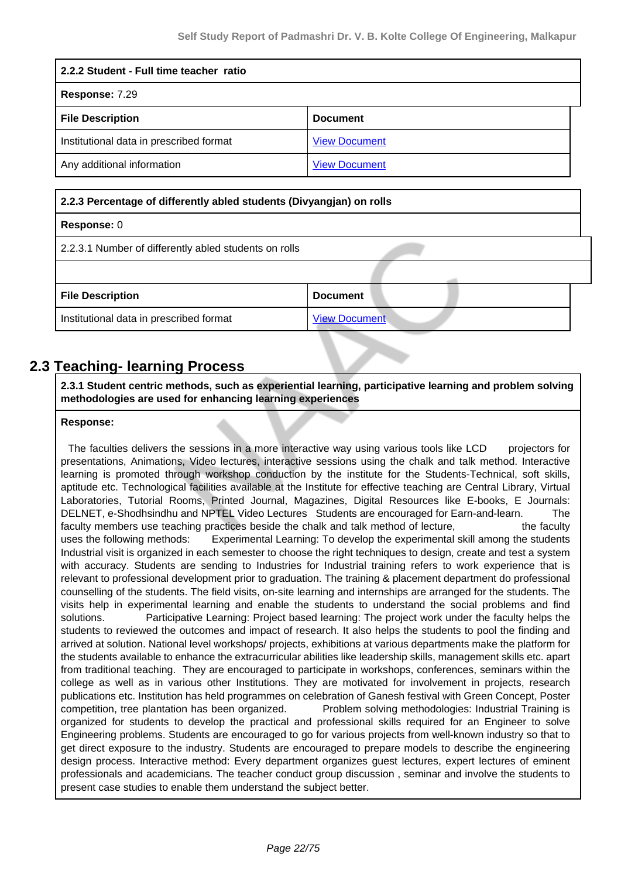| 2.2.2 Student - Full time teacher ratio | |
|---|---|
| **Response:** 7.29 | |
| **File Description** | **Document** |
| Institutional data in prescribed format | View Document |
| Any additional information | View Document |

| 2.2.3 Percentage of differently abled students (Divyangjan) on rolls | |
|---|---|
| **Response:** 0 | |
| 2.2.3.1 Number of differently abled students on rolls | |
| | |
| **File Description** | **Document** |
| Institutional data in prescribed format | View Document |

## 2.3 Teaching- learning Process

**2.3.1 Student centric methods, such as experiential learning, participative learning and problem solving methodologies are used for enhancing learning experiences**

**Response:**

The faculties delivers the sessions in a more interactive way using various tools like LCD projectors for presentations, Animations, Video lectures, interactive sessions using the chalk and talk method. Interactive learning is promoted through workshop conduction by the institute for the Students-Technical, soft skills, aptitude etc. Technological facilities available at the Institute for effective teaching are Central Library, Virtual Laboratories, Tutorial Rooms, Printed Journal, Magazines, Digital Resources like E-books, E Journals: DELNET, e-Shodhsindhu and NPTEL Video Lectures Students are encouraged for Earn-and-learn. The faculty members use teaching practices beside the chalk and talk method of lecture, the faculty uses the following methods: Experimental Learning: To develop the experimental skill among the students Industrial visit is organized in each semester to choose the right techniques to design, create and test a system with accuracy. Students are sending to Industries for Industrial training refers to work experience that is relevant to professional development prior to graduation. The training & placement department do professional counselling of the students. The field visits, on-site learning and internships are arranged for the students. The visits help in experimental learning and enable the students to understand the social problems and find solutions. Participative Learning: Project based learning: The project work under the faculty helps the students to reviewed the outcomes and impact of research. It also helps the students to pool the finding and arrived at solution. National level workshops/ projects, exhibitions at various departments make the platform for the students available to enhance the extracurricular abilities like leadership skills, management skills etc. apart from traditional teaching. They are encouraged to participate in workshops, conferences, seminars within the college as well as in various other Institutions. They are motivated for involvement in projects, research publications etc. Institution has held programmes on celebration of Ganesh festival with Green Concept, Poster competition, tree plantation has been organized. Problem solving methodologies: Industrial Training is organized for students to develop the practical and professional skills required for an Engineer to solve Engineering problems. Students are encouraged to go for various projects from well-known industry so that to get direct exposure to the industry. Students are encouraged to prepare models to describe the engineering design process. Interactive method: Every department organizes guest lectures, expert lectures of eminent professionals and academicians. The teacher conduct group discussion , seminar and involve the students to present case studies to enable them understand the subject better.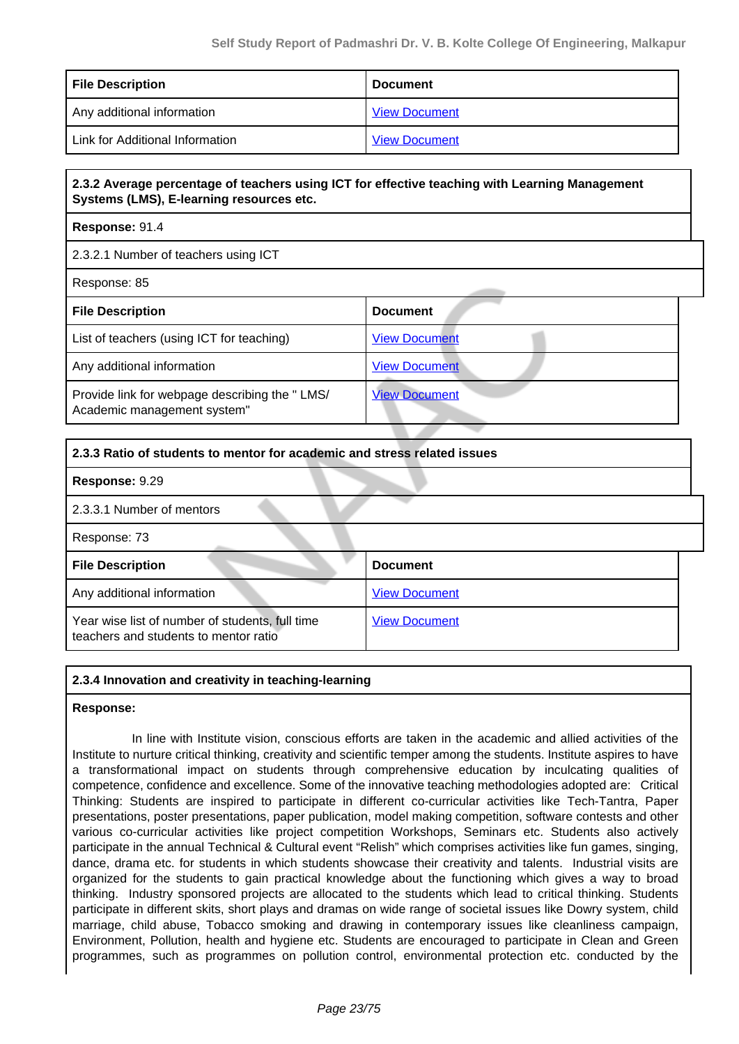| File Description | Document |
| --- | --- |
| Any additional information | View Document |
| Link for Additional Information | View Document |

**2.3.2 Average percentage of teachers using ICT for effective teaching with Learning Management Systems (LMS), E-learning resources etc.**

**Response:** 91.4

2.3.2.1 Number of teachers using ICT

Response: 85

| File Description | Document |
| --- | --- |
| List of teachers (using ICT for teaching) | View Document |
| Any additional information | View Document |
| Provide link for webpage describing the " LMS/ Academic management system" | View Document |

**2.3.3 Ratio of students to mentor for academic and stress related issues**

**Response:** 9.29

2.3.3.1 Number of mentors

Response: 73

| File Description | Document |
| --- | --- |
| Any additional information | View Document |
| Year wise list of number of students, full time teachers and students to mentor ratio | View Document |

**2.3.4 Innovation and creativity in teaching-learning**

**Response:**

In line with Institute vision, conscious efforts are taken in the academic and allied activities of the Institute to nurture critical thinking, creativity and scientific temper among the students. Institute aspires to have a transformational impact on students through comprehensive education by inculcating qualities of competence, confidence and excellence. Some of the innovative teaching methodologies adopted are: Critical Thinking: Students are inspired to participate in different co-curricular activities like Tech-Tantra, Paper presentations, poster presentations, paper publication, model making competition, software contests and other various co-curricular activities like project competition Workshops, Seminars etc. Students also actively participate in the annual Technical & Cultural event “Relish” which comprises activities like fun games, singing, dance, drama etc. for students in which students showcase their creativity and talents. Industrial visits are organized for the students to gain practical knowledge about the functioning which gives a way to broad thinking. Industry sponsored projects are allocated to the students which lead to critical thinking. Students participate in different skits, short plays and dramas on wide range of societal issues like Dowry system, child marriage, child abuse, Tobacco smoking and drawing in contemporary issues like cleanliness campaign, Environment, Pollution, health and hygiene etc. Students are encouraged to participate in Clean and Green programmes, such as programmes on pollution control, environmental protection etc. conducted by the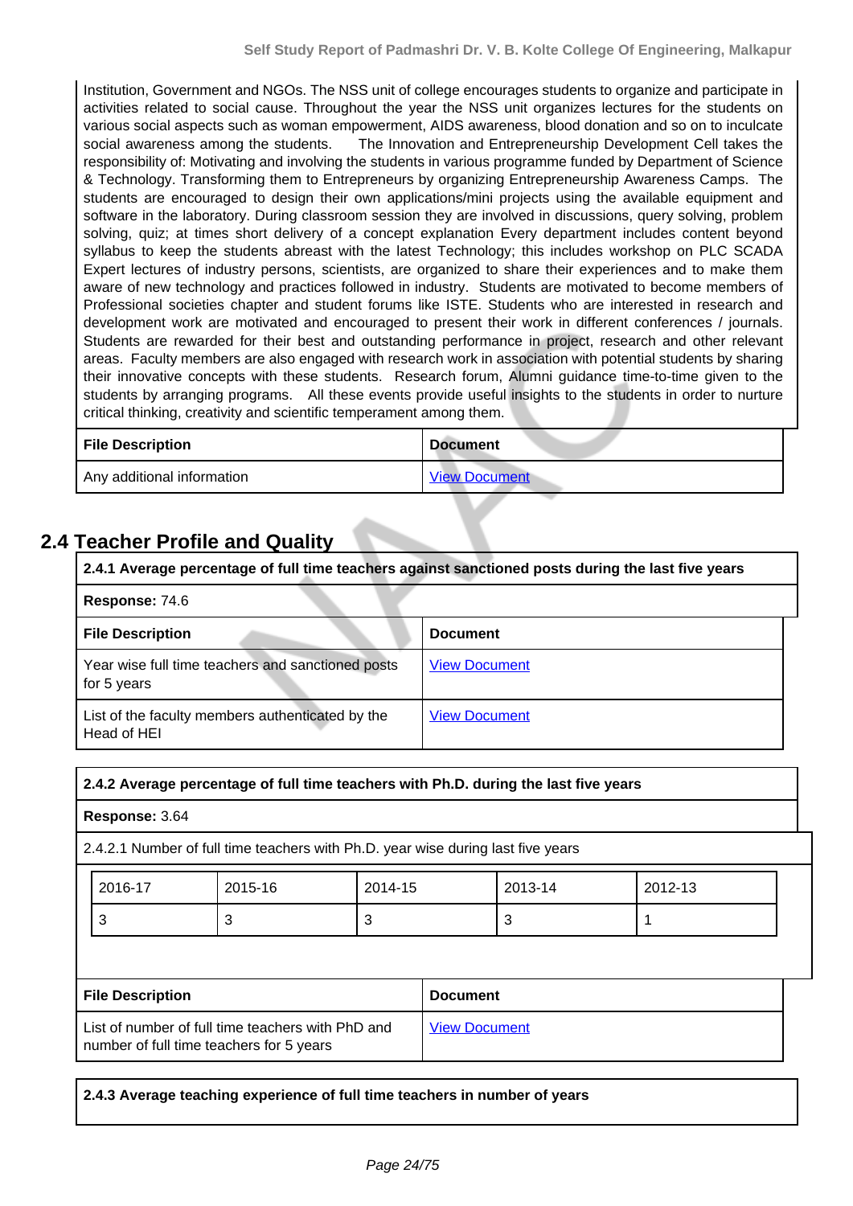Institution, Government and NGOs. The NSS unit of college encourages students to organize and participate in activities related to social cause. Throughout the year the NSS unit organizes lectures for the students on various social aspects such as woman empowerment, AIDS awareness, blood donation and so on to inculcate social awareness among the students. The Innovation and Entrepreneurship Development Cell takes the responsibility of: Motivating and involving the students in various programme funded by Department of Science & Technology. Transforming them to Entrepreneurs by organizing Entrepreneurship Awareness Camps. The students are encouraged to design their own applications/mini projects using the available equipment and software in the laboratory. During classroom session they are involved in discussions, query solving, problem solving, quiz; at times short delivery of a concept explanation Every department includes content beyond syllabus to keep the students abreast with the latest Technology; this includes workshop on PLC SCADA Expert lectures of industry persons, scientists, are organized to share their experiences and to make them aware of new technology and practices followed in industry. Students are motivated to become members of Professional societies chapter and student forums like ISTE. Students who are interested in research and development work are motivated and encouraged to present their work in different conferences / journals. Students are rewarded for their best and outstanding performance in project, research and other relevant areas. Faculty members are also engaged with research work in association with potential students by sharing their innovative concepts with these students. Research forum, Alumni guidance time-to-time given to the students by arranging programs. All these events provide useful insights to the students in order to nurture critical thinking, creativity and scientific temperament among them.

| File Description | Document |
|---|---|
| Any additional information | View Document |

## 2.4 Teacher Profile and Quality

**2.4.1 Average percentage of full time teachers against sanctioned posts during the last five years**

**Response:** 74.6

| File Description | Document |
|---|---|
| Year wise full time teachers and sanctioned posts for 5 years | View Document |
| List of the faculty members authenticated by the Head of HEI | View Document |

**2.4.2 Average percentage of full time teachers with Ph.D. during the last five years**

**Response:** 3.64

2.4.2.1 Number of full time teachers with Ph.D. year wise during last five years

| 2016-17 | 2015-16 | 2014-15 | 2013-14 | 2012-13 |
|---|---|---|---|---|
| 3 | 3 | 3 | 3 | 1 |

| File Description | Document |
|---|---|
| List of number of full time teachers with PhD and number of full time teachers for 5 years | View Document |

**2.4.3 Average teaching experience of full time teachers in number of years**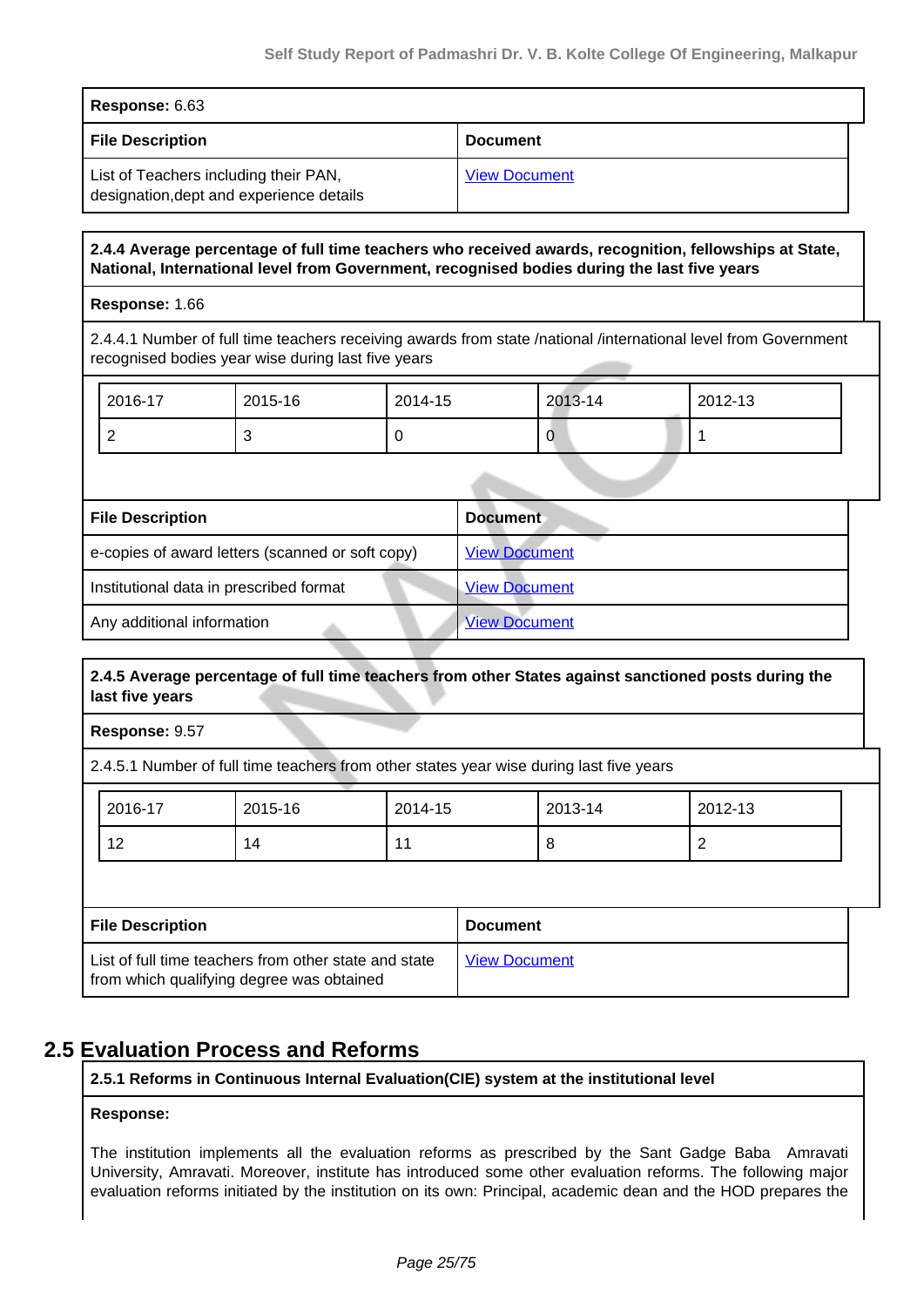**Response:** 6.63

| File Description | Document |
| --- | --- |
| List of Teachers including their PAN, designation,dept and experience details | View Document |

**2.4.4 Average percentage of full time teachers who received awards, recognition, fellowships at State, National, International level from Government, recognised bodies during the last five years**

**Response:** 1.66

2.4.4.1 Number of full time teachers receiving awards from state /national /international level from Government recognised bodies year wise during last five years

| 2016-17 | 2015-16 | 2014-15 | 2013-14 | 2012-13 |
| --- | --- | --- | --- | --- |
| 2 | 3 | 0 | 0 | 1 |

| File Description | Document |
| --- | --- |
| e-copies of award letters (scanned or soft copy) | View Document |
| Institutional data in prescribed format | View Document |
| Any additional information | View Document |

**2.4.5 Average percentage of full time teachers from other States against sanctioned posts during the last five years**

**Response:** 9.57

2.4.5.1 Number of full time teachers from other states year wise during last five years

| 2016-17 | 2015-16 | 2014-15 | 2013-14 | 2012-13 |
| --- | --- | --- | --- | --- |
| 12 | 14 | 11 | 8 | 2 |

| File Description | Document |
| --- | --- |
| List of full time teachers from other state and state from which qualifying degree was obtained | View Document |

## 2.5 Evaluation Process and Reforms

**2.5.1 Reforms in Continuous Internal Evaluation(CIE) system at the institutional level**

**Response:**

The institution implements all the evaluation reforms as prescribed by the Sant Gadge Baba Amravati University, Amravati. Moreover, institute has introduced some other evaluation reforms. The following major evaluation reforms initiated by the institution on its own: Principal, academic dean and the HOD prepares the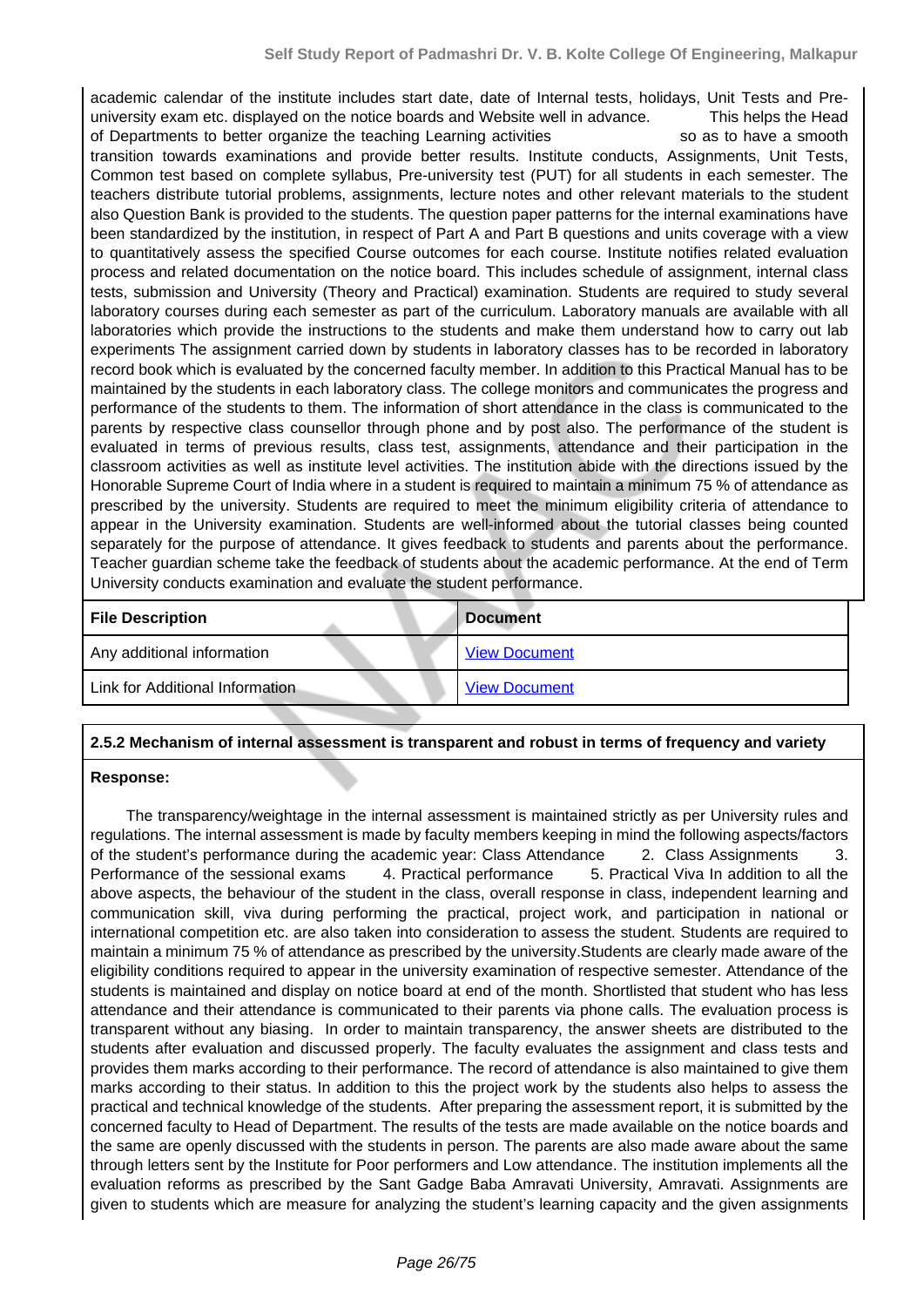academic calendar of the institute includes start date, date of Internal tests, holidays, Unit Tests and Pre-university exam etc. displayed on the notice boards and Website well in advance. This helps the Head of Departments to better organize the teaching Learning activities so as to have a smooth transition towards examinations and provide better results. Institute conducts, Assignments, Unit Tests, Common test based on complete syllabus, Pre-university test (PUT) for all students in each semester. The teachers distribute tutorial problems, assignments, lecture notes and other relevant materials to the student also Question Bank is provided to the students. The question paper patterns for the internal examinations have been standardized by the institution, in respect of Part A and Part B questions and units coverage with a view to quantitatively assess the specified Course outcomes for each course. Institute notifies related evaluation process and related documentation on the notice board. This includes schedule of assignment, internal class tests, submission and University (Theory and Practical) examination. Students are required to study several laboratory courses during each semester as part of the curriculum. Laboratory manuals are available with all laboratories which provide the instructions to the students and make them understand how to carry out lab experiments The assignment carried down by students in laboratory classes has to be recorded in laboratory record book which is evaluated by the concerned faculty member. In addition to this Practical Manual has to be maintained by the students in each laboratory class. The college monitors and communicates the progress and performance of the students to them. The information of short attendance in the class is communicated to the parents by respective class counsellor through phone and by post also. The performance of the student is evaluated in terms of previous results, class test, assignments, attendance and their participation in the classroom activities as well as institute level activities. The institution abide with the directions issued by the Honorable Supreme Court of India where in a student is required to maintain a minimum 75 % of attendance as prescribed by the university. Students are required to meet the minimum eligibility criteria of attendance to appear in the University examination. Students are well-informed about the tutorial classes being counted separately for the purpose of attendance. It gives feedback to students and parents about the performance. Teacher guardian scheme take the feedback of students about the academic performance. At the end of Term University conducts examination and evaluate the student performance.

| File Description | Document |
|---|---|
| Any additional information | View Document |
| Link for Additional Information | View Document |

**2.5.2 Mechanism of internal assessment is transparent and robust in terms of frequency and variety**

**Response:**

The transparency/weightage in the internal assessment is maintained strictly as per University rules and regulations. The internal assessment is made by faculty members keeping in mind the following aspects/factors of the student's performance during the academic year: Class Attendance 2. Class Assignments 3. Performance of the sessional exams 4. Practical performance 5. Practical Viva In addition to all the above aspects, the behaviour of the student in the class, overall response in class, independent learning and communication skill, viva during performing the practical, project work, and participation in national or international competition etc. are also taken into consideration to assess the student. Students are required to maintain a minimum 75 % of attendance as prescribed by the university.Students are clearly made aware of the eligibility conditions required to appear in the university examination of respective semester. Attendance of the students is maintained and display on notice board at end of the month. Shortlisted that student who has less attendance and their attendance is communicated to their parents via phone calls. The evaluation process is transparent without any biasing. In order to maintain transparency, the answer sheets are distributed to the students after evaluation and discussed properly. The faculty evaluates the assignment and class tests and provides them marks according to their performance. The record of attendance is also maintained to give them marks according to their status. In addition to this the project work by the students also helps to assess the practical and technical knowledge of the students. After preparing the assessment report, it is submitted by the concerned faculty to Head of Department. The results of the tests are made available on the notice boards and the same are openly discussed with the students in person. The parents are also made aware about the same through letters sent by the Institute for Poor performers and Low attendance. The institution implements all the evaluation reforms as prescribed by the Sant Gadge Baba Amravati University, Amravati. Assignments are given to students which are measure for analyzing the student's learning capacity and the given assignments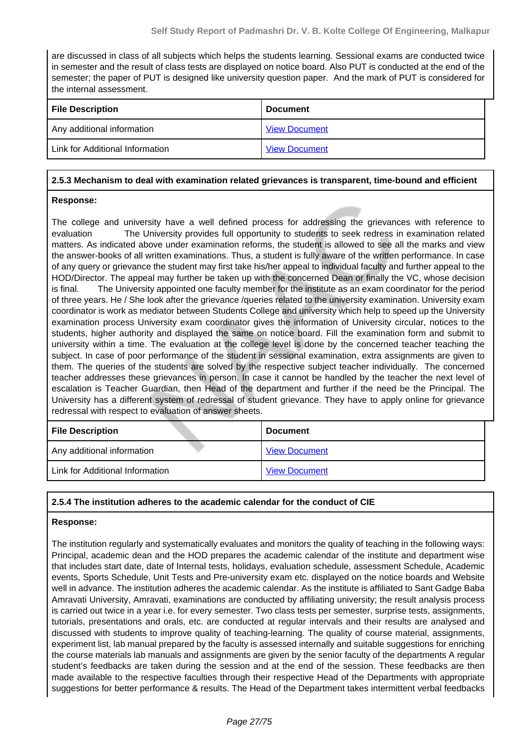are discussed in class of all subjects which helps the students learning. Sessional exams are conducted twice in semester and the result of class tests are displayed on notice board. Also PUT is conducted at the end of the semester; the paper of PUT is designed like university question paper. And the mark of PUT is considered for the internal assessment.

| File Description | Document |
|---|---|
| Any additional information | View Document |
| Link for Additional Information | View Document |

**2.5.3 Mechanism to deal with examination related grievances is transparent, time-bound and efficient**

**Response:**

The college and university have a well defined process for addressing the grievances with reference to evaluation The University provides full opportunity to students to seek redress in examination related matters. As indicated above under examination reforms, the student is allowed to see all the marks and view the answer-books of all written examinations. Thus, a student is fully aware of the written performance. In case of any query or grievance the student may first take his/her appeal to individual faculty and further appeal to the HOD/Director. The appeal may further be taken up with the concerned Dean or finally the VC, whose decision is final. The University appointed one faculty member for the institute as an exam coordinator for the period of three years. He / She look after the grievance /queries related to the university examination. University exam coordinator is work as mediator between Students College and university which help to speed up the University examination process University exam coordinator gives the information of University circular, notices to the students, higher authority and displayed the same on notice board. Fill the examination form and submit to university within a time. The evaluation at the college level is done by the concerned teacher teaching the subject. In case of poor performance of the student in sessional examination, extra assignments are given to them. The queries of the students are solved by the respective subject teacher individually. The concerned teacher addresses these grievances in person. In case it cannot be handled by the teacher the next level of escalation is Teacher Guardian, then Head of the department and further if the need be the Principal. The University has a different system of redressal of student grievance. They have to apply online for grievance redressal with respect to evaluation of answer sheets.

| File Description | Document |
|---|---|
| Any additional information | View Document |
| Link for Additional Information | View Document |

**2.5.4 The institution adheres to the academic calendar for the conduct of CIE**

**Response:**

The institution regularly and systematically evaluates and monitors the quality of teaching in the following ways: Principal, academic dean and the HOD prepares the academic calendar of the institute and department wise that includes start date, date of Internal tests, holidays, evaluation schedule, assessment Schedule, Academic events, Sports Schedule, Unit Tests and Pre-university exam etc. displayed on the notice boards and Website well in advance. The institution adheres the academic calendar. As the institute is affiliated to Sant Gadge Baba Amravati University, Amravati, examinations are conducted by affiliating university; the result analysis process is carried out twice in a year i.e. for every semester. Two class tests per semester, surprise tests, assignments, tutorials, presentations and orals, etc. are conducted at regular intervals and their results are analysed and discussed with students to improve quality of teaching-learning. The quality of course material, assignments, experiment list, lab manual prepared by the faculty is assessed internally and suitable suggestions for enriching the course materials lab manuals and assignments are given by the senior faculty of the departments A regular student's feedbacks are taken during the session and at the end of the session. These feedbacks are then made available to the respective faculties through their respective Head of the Departments with appropriate suggestions for better performance & results. The Head of the Department takes intermittent verbal feedbacks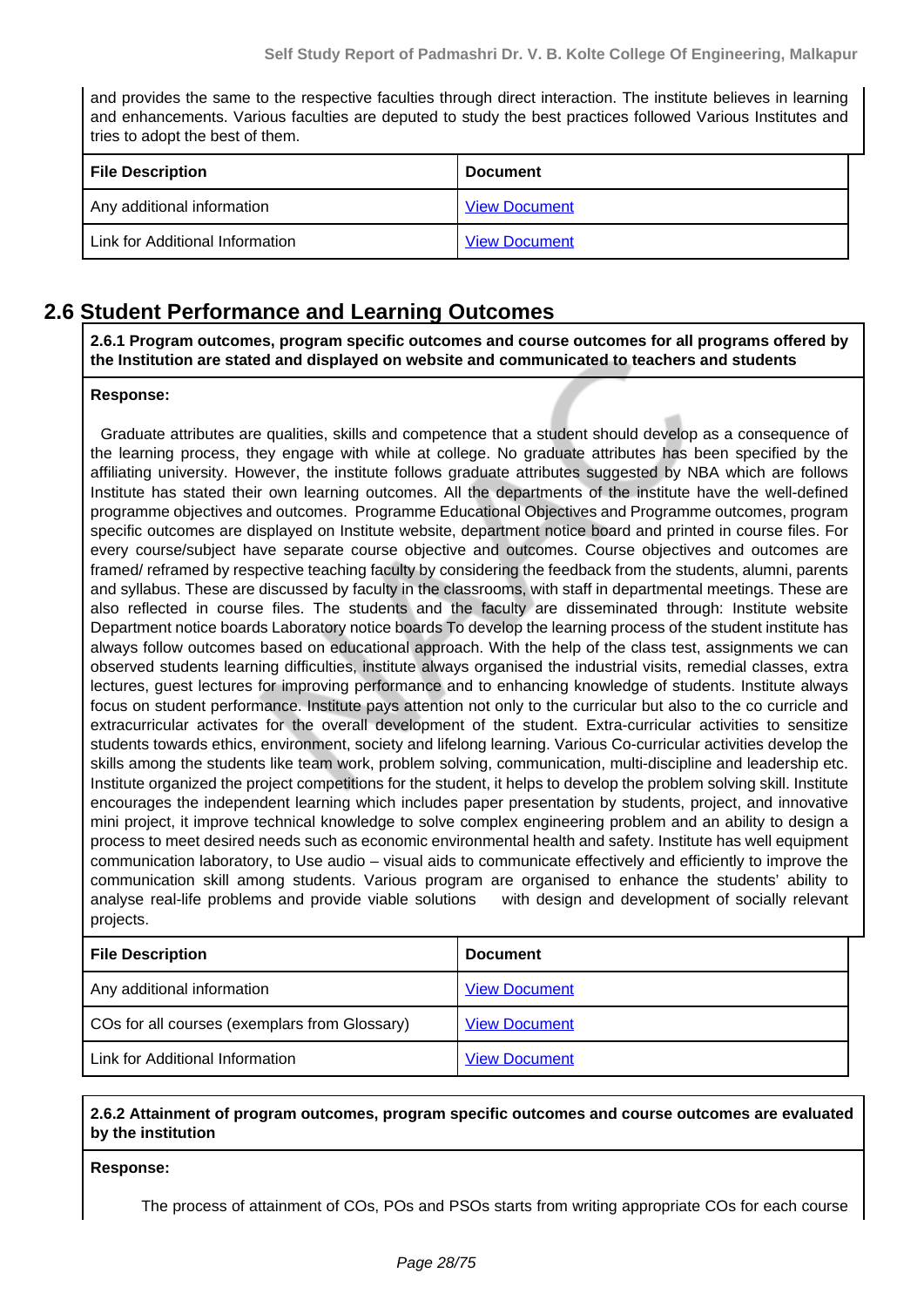and provides the same to the respective faculties through direct interaction. The institute believes in learning and enhancements. Various faculties are deputed to study the best practices followed Various Institutes and tries to adopt the best of them.

| File Description | Document |
|---|---|
| Any additional information | View Document |
| Link for Additional Information | View Document |

## 2.6 Student Performance and Learning Outcomes

**2.6.1 Program outcomes, program specific outcomes and course outcomes for all programs offered by the Institution are stated and displayed on website and communicated to teachers and students**

**Response:**

Graduate attributes are qualities, skills and competence that a student should develop as a consequence of the learning process, they engage with while at college. No graduate attributes has been specified by the affiliating university. However, the institute follows graduate attributes suggested by NBA which are follows Institute has stated their own learning outcomes. All the departments of the institute have the well-defined programme objectives and outcomes. Programme Educational Objectives and Programme outcomes, program specific outcomes are displayed on Institute website, department notice board and printed in course files. For every course/subject have separate course objective and outcomes. Course objectives and outcomes are framed/ reframed by respective teaching faculty by considering the feedback from the students, alumni, parents and syllabus. These are discussed by faculty in the classrooms, with staff in departmental meetings. These are also reflected in course files. The students and the faculty are disseminated through: Institute website Department notice boards Laboratory notice boards To develop the learning process of the student institute has always follow outcomes based on educational approach. With the help of the class test, assignments we can observed students learning difficulties, institute always organised the industrial visits, remedial classes, extra lectures, guest lectures for improving performance and to enhancing knowledge of students. Institute always focus on student performance. Institute pays attention not only to the curricular but also to the co curricle and extracurricular activates for the overall development of the student. Extra-curricular activities to sensitize students towards ethics, environment, society and lifelong learning. Various Co-curricular activities develop the skills among the students like team work, problem solving, communication, multi-discipline and leadership etc. Institute organized the project competitions for the student, it helps to develop the problem solving skill. Institute encourages the independent learning which includes paper presentation by students, project, and innovative mini project, it improve technical knowledge to solve complex engineering problem and an ability to design a process to meet desired needs such as economic environmental health and safety. Institute has well equipment communication laboratory, to Use audio – visual aids to communicate effectively and efficiently to improve the communication skill among students. Various program are organised to enhance the students' ability to analyse real-life problems and provide viable solutions with design and development of socially relevant projects.

| File Description | Document |
|---|---|
| Any additional information | View Document |
| COs for all courses (exemplars from Glossary) | View Document |
| Link for Additional Information | View Document |

**2.6.2 Attainment of program outcomes, program specific outcomes and course outcomes are evaluated by the institution**

**Response:**

The process of attainment of COs, POs and PSOs starts from writing appropriate COs for each course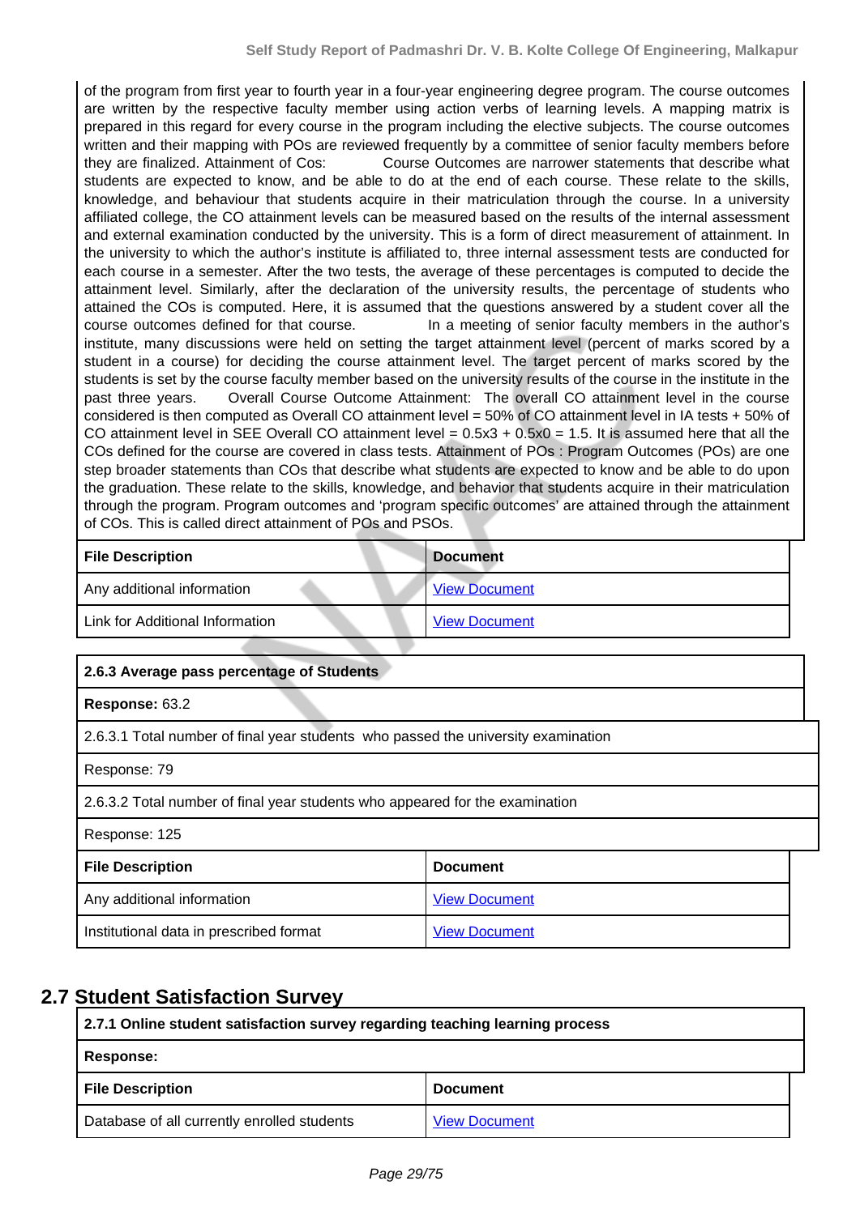of the program from first year to fourth year in a four-year engineering degree program. The course outcomes are written by the respective faculty member using action verbs of learning levels. A mapping matrix is prepared in this regard for every course in the program including the elective subjects. The course outcomes written and their mapping with POs are reviewed frequently by a committee of senior faculty members before they are finalized. Attainment of Cos: Course Outcomes are narrower statements that describe what students are expected to know, and be able to do at the end of each course. These relate to the skills, knowledge, and behaviour that students acquire in their matriculation through the course. In a university affiliated college, the CO attainment levels can be measured based on the results of the internal assessment and external examination conducted by the university. This is a form of direct measurement of attainment. In the university to which the author's institute is affiliated to, three internal assessment tests are conducted for each course in a semester. After the two tests, the average of these percentages is computed to decide the attainment level. Similarly, after the declaration of the university results, the percentage of students who attained the COs is computed. Here, it is assumed that the questions answered by a student cover all the course outcomes defined for that course. In a meeting of senior faculty members in the author's institute, many discussions were held on setting the target attainment level (percent of marks scored by a student in a course) for deciding the course attainment level. The target percent of marks scored by the students is set by the course faculty member based on the university results of the course in the institute in the past three years. Overall Course Outcome Attainment: The overall CO attainment level in the course considered is then computed as Overall CO attainment level = 50% of CO attainment level in IA tests + 50% of CO attainment level in SEE Overall CO attainment level = 0.5x3 + 0.5x0 = 1.5. It is assumed here that all the COs defined for the course are covered in class tests. Attainment of POs : Program Outcomes (POs) are one step broader statements than COs that describe what students are expected to know and be able to do upon the graduation. These relate to the skills, knowledge, and behavior that students acquire in their matriculation through the program. Program outcomes and 'program specific outcomes' are attained through the attainment of COs. This is called direct attainment of POs and PSOs.

| File Description | Document |
|---|---|
| Any additional information | View Document |
| Link for Additional Information | View Document |

| 2.6.3 Average pass percentage of Students |
|---|
| **Response:** 63.2 |
| 2.6.3.1 Total number of final year students who passed the university examination |
| Response: 79 |
| 2.6.3.2 Total number of final year students who appeared for the examination |
| Response: 125 |

| File Description | Document |
|---|---|
| Any additional information | View Document |
| Institutional data in prescribed format | View Document |

## 2.7 Student Satisfaction Survey

| 2.7.1 Online student satisfaction survey regarding teaching learning process |
|---|
| **Response:** |

| File Description | Document |
|---|---|
| Database of all currently enrolled students | View Document |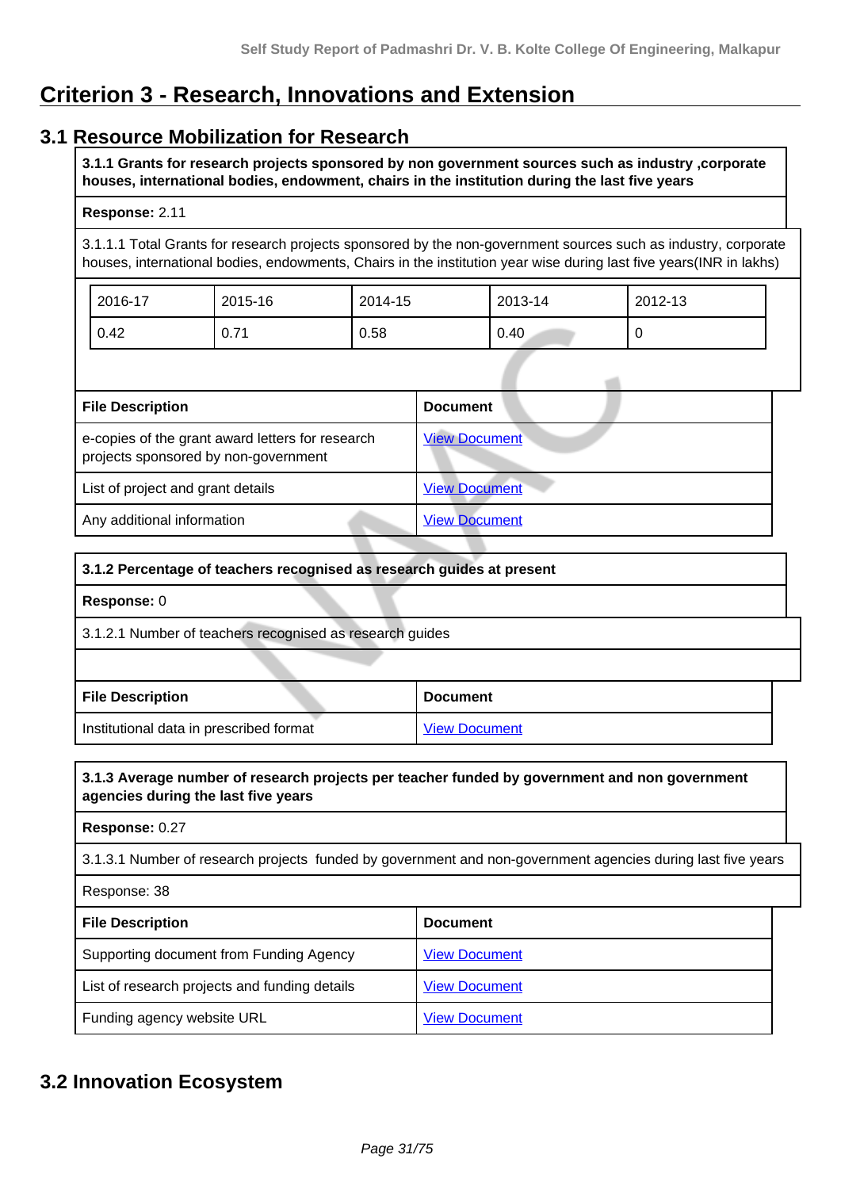# Criterion 3 - Research, Innovations and Extension

## 3.1 Resource Mobilization for Research

**3.1.1 Grants for research projects sponsored by non government sources such as industry ,corporate houses, international bodies, endowment, chairs in the institution during the last five years**

**Response:** 2.11

3.1.1.1 Total Grants for research projects sponsored by the non-government sources such as industry, corporate houses, international bodies, endowments, Chairs in the institution year wise during last five years(INR in lakhs)

| 2016-17 | 2015-16 | 2014-15 | 2013-14 | 2012-13 |
|---|---|---|---|---|
| 0.42 | 0.71 | 0.58 | 0.40 | 0 |

| File Description | Document |
|---|---|
| e-copies of the grant award letters for research projects sponsored by non-government | View Document |
| List of project and grant details | View Document |
| Any additional information | View Document |

**3.1.2 Percentage of teachers recognised as research guides at present**

**Response:** 0

3.1.2.1 Number of teachers recognised as research guides

| File Description | Document |
|---|---|
| Institutional data in prescribed format | View Document |

**3.1.3 Average number of research projects per teacher funded by government and non government agencies during the last five years**

**Response:** 0.27

3.1.3.1 Number of research projects funded by government and non-government agencies during last five years

Response: 38

| File Description | Document |
|---|---|
| Supporting document from Funding Agency | View Document |
| List of research projects and funding details | View Document |
| Funding agency website URL | View Document |

## 3.2 Innovation Ecosystem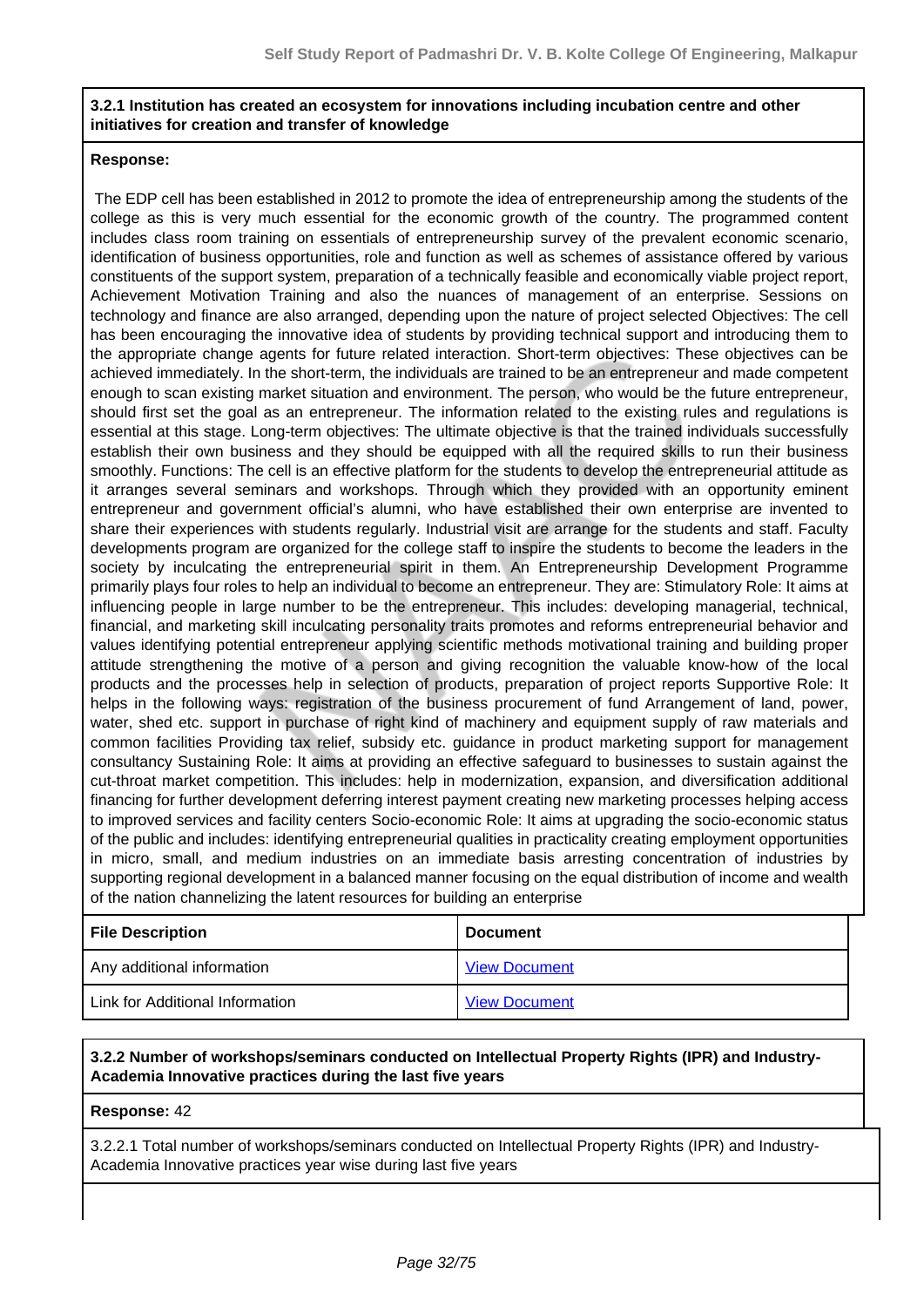**3.2.1 Institution has created an ecosystem for innovations including incubation centre and other initiatives for creation and transfer of knowledge**

**Response:**

The EDP cell has been established in 2012 to promote the idea of entrepreneurship among the students of the college as this is very much essential for the economic growth of the country. The programmed content includes class room training on essentials of entrepreneurship survey of the prevalent economic scenario, identification of business opportunities, role and function as well as schemes of assistance offered by various constituents of the support system, preparation of a technically feasible and economically viable project report, Achievement Motivation Training and also the nuances of management of an enterprise. Sessions on technology and finance are also arranged, depending upon the nature of project selected Objectives: The cell has been encouraging the innovative idea of students by providing technical support and introducing them to the appropriate change agents for future related interaction. Short-term objectives: These objectives can be achieved immediately. In the short-term, the individuals are trained to be an entrepreneur and made competent enough to scan existing market situation and environment. The person, who would be the future entrepreneur, should first set the goal as an entrepreneur. The information related to the existing rules and regulations is essential at this stage. Long-term objectives: The ultimate objective is that the trained individuals successfully establish their own business and they should be equipped with all the required skills to run their business smoothly. Functions: The cell is an effective platform for the students to develop the entrepreneurial attitude as it arranges several seminars and workshops. Through which they provided with an opportunity eminent entrepreneur and government official's alumni, who have established their own enterprise are invented to share their experiences with students regularly. Industrial visit are arrange for the students and staff. Faculty developments program are organized for the college staff to inspire the students to become the leaders in the society by inculcating the entrepreneurial spirit in them. An Entrepreneurship Development Programme primarily plays four roles to help an individual to become an entrepreneur. They are: Stimulatory Role: It aims at influencing people in large number to be the entrepreneur. This includes: developing managerial, technical, financial, and marketing skill inculcating personality traits promotes and reforms entrepreneurial behavior and values identifying potential entrepreneur applying scientific methods motivational training and building proper attitude strengthening the motive of a person and giving recognition the valuable know-how of the local products and the processes help in selection of products, preparation of project reports Supportive Role: It helps in the following ways: registration of the business procurement of fund Arrangement of land, power, water, shed etc. support in purchase of right kind of machinery and equipment supply of raw materials and common facilities Providing tax relief, subsidy etc. guidance in product marketing support for management consultancy Sustaining Role: It aims at providing an effective safeguard to businesses to sustain against the cut-throat market competition. This includes: help in modernization, expansion, and diversification additional financing for further development deferring interest payment creating new marketing processes helping access to improved services and facility centers Socio-economic Role: It aims at upgrading the socio-economic status of the public and includes: identifying entrepreneurial qualities in practicality creating employment opportunities in micro, small, and medium industries on an immediate basis arresting concentration of industries by supporting regional development in a balanced manner focusing on the equal distribution of income and wealth of the nation channelizing the latent resources for building an enterprise

| File Description | Document |
|---|---|
| Any additional information | View Document |
| Link for Additional Information | View Document |

**3.2.2 Number of workshops/seminars conducted on Intellectual Property Rights (IPR) and Industry-Academia Innovative practices during the last five years**

**Response:** 42

3.2.2.1 Total number of workshops/seminars conducted on Intellectual Property Rights (IPR) and Industry-Academia Innovative practices year wise during last five years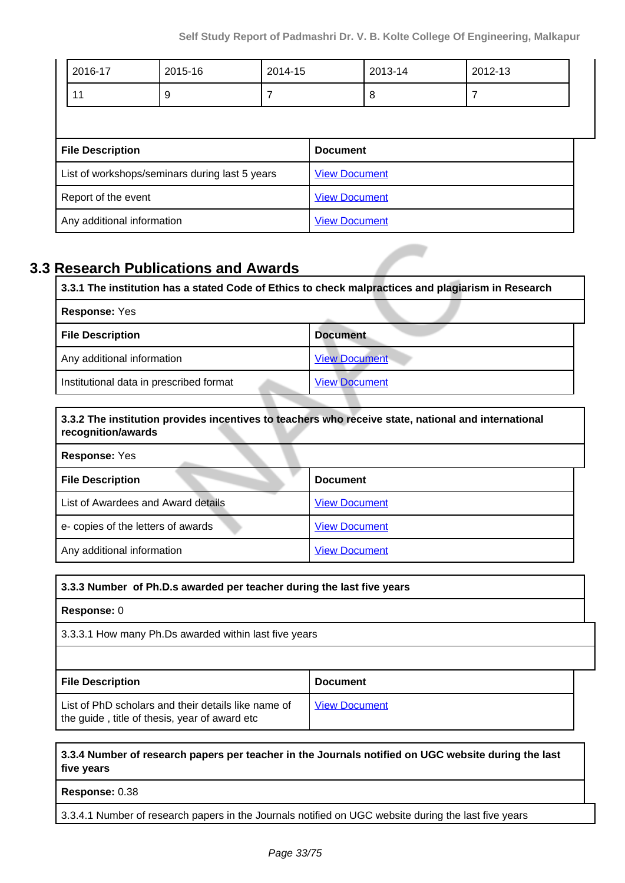| 2016-17 | 2015-16 | 2014-15 | 2013-14 | 2012-13 |
|---|---|---|---|---|
| 11 | 9 | 7 | 8 | 7 |

| File Description | Document |
|---|---|
| List of workshops/seminars during last 5 years | View Document |
| Report of the event | View Document |
| Any additional information | View Document |

## 3.3 Research Publications and Awards

**3.3.1 The institution has a stated Code of Ethics to check malpractices and plagiarism in Research**

**Response:** Yes

| File Description | Document |
|---|---|
| Any additional information | View Document |
| Institutional data in prescribed format | View Document |

**3.3.2 The institution provides incentives to teachers who receive state, national and international recognition/awards**

**Response:** Yes

| File Description | Document |
|---|---|
| List of Awardees and Award details | View Document |
| e- copies of the letters of awards | View Document |
| Any additional information | View Document |

**3.3.3 Number of Ph.D.s awarded per teacher during the last five years**

**Response:** 0

3.3.3.1 How many Ph.Ds awarded within last five years

| File Description | Document |
|---|---|
| List of PhD scholars and their details like name of the guide , title of thesis, year of award etc | View Document |

**3.3.4 Number of research papers per teacher in the Journals notified on UGC website during the last five years**

**Response:** 0.38

3.3.4.1 Number of research papers in the Journals notified on UGC website during the last five years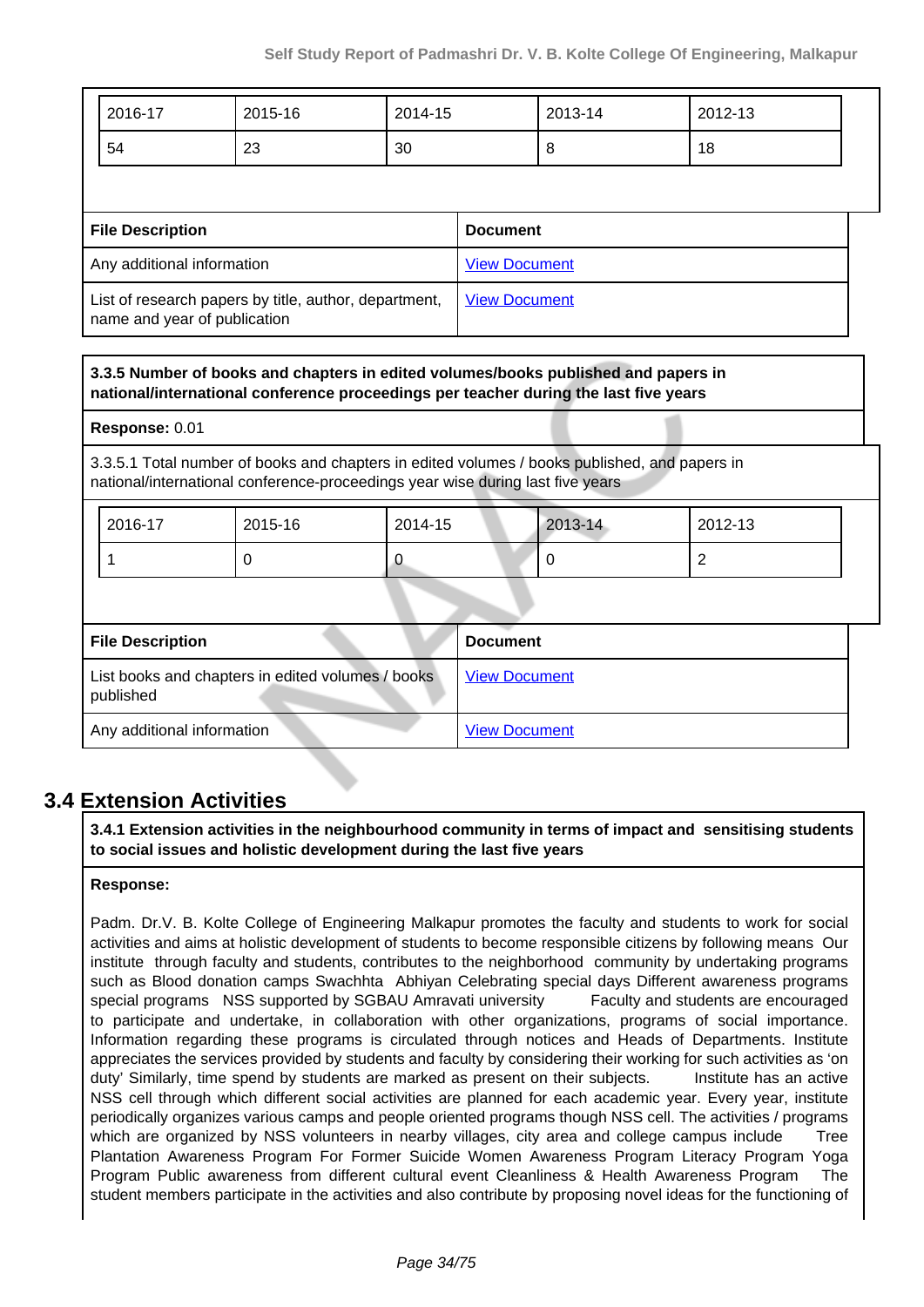| 2016-17 | 2015-16 | 2014-15 | 2013-14 | 2012-13 |
|---|---|---|---|---|
| 54 | 23 | 30 | 8 | 18 |

| File Description | Document |
|---|---|
| Any additional information | View Document |
| List of research papers by title, author, department, name and year of publication | View Document |

**3.3.5 Number of books and chapters in edited volumes/books published and papers in national/international conference proceedings per teacher during the last five years**

**Response:** 0.01

3.3.5.1 Total number of books and chapters in edited volumes / books published, and papers in national/international conference-proceedings year wise during last five years

| 2016-17 | 2015-16 | 2014-15 | 2013-14 | 2012-13 |
|---|---|---|---|---|
| 1 | 0 | 0 | 0 | 2 |

| File Description | Document |
|---|---|
| List books and chapters in edited volumes / books published | View Document |
| Any additional information | View Document |

## 3.4 Extension Activities

**3.4.1 Extension activities in the neighbourhood community in terms of impact and sensitising students to social issues and holistic development during the last five years**

**Response:**

Padm. Dr.V. B. Kolte College of Engineering Malkapur promotes the faculty and students to work for social activities and aims at holistic development of students to become responsible citizens by following means Our institute through faculty and students, contributes to the neighborhood community by undertaking programs such as Blood donation camps Swachhta Abhiyan Celebrating special days Different awareness programs special programs NSS supported by SGBAU Amravati university Faculty and students are encouraged to participate and undertake, in collaboration with other organizations, programs of social importance. Information regarding these programs is circulated through notices and Heads of Departments. Institute appreciates the services provided by students and faculty by considering their working for such activities as 'on duty' Similarly, time spend by students are marked as present on their subjects. Institute has an active NSS cell through which different social activities are planned for each academic year. Every year, institute periodically organizes various camps and people oriented programs though NSS cell. The activities / programs which are organized by NSS volunteers in nearby villages, city area and college campus include Tree Plantation Awareness Program For Former Suicide Women Awareness Program Literacy Program Yoga Program Public awareness from different cultural event Cleanliness & Health Awareness Program The student members participate in the activities and also contribute by proposing novel ideas for the functioning of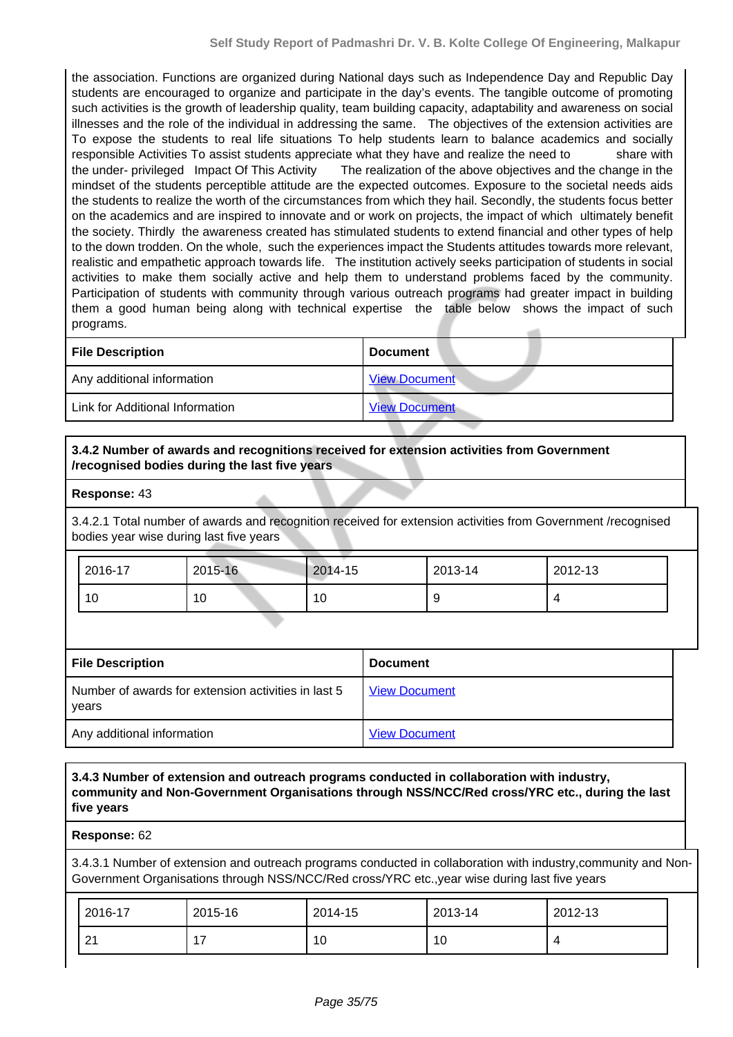the association. Functions are organized during National days such as Independence Day and Republic Day students are encouraged to organize and participate in the day's events. The tangible outcome of promoting such activities is the growth of leadership quality, team building capacity, adaptability and awareness on social illnesses and the role of the individual in addressing the same. The objectives of the extension activities are To expose the students to real life situations To help students learn to balance academics and socially responsible Activities To assist students appreciate what they have and realize the need to share with the under- privileged Impact Of This Activity The realization of the above objectives and the change in the mindset of the students perceptible attitude are the expected outcomes. Exposure to the societal needs aids the students to realize the worth of the circumstances from which they hail. Secondly, the students focus better on the academics and are inspired to innovate and or work on projects, the impact of which ultimately benefit the society. Thirdly the awareness created has stimulated students to extend financial and other types of help to the down trodden. On the whole, such the experiences impact the Students attitudes towards more relevant, realistic and empathetic approach towards life. The institution actively seeks participation of students in social activities to make them socially active and help them to understand problems faced by the community. Participation of students with community through various outreach programs had greater impact in building them a good human being along with technical expertise the table below shows the impact of such programs.

| File Description | Document |
|---|---|
| Any additional information | View Document |
| Link for Additional Information | View Document |

**3.4.2 Number of awards and recognitions received for extension activities from Government /recognised bodies during the last five years**

**Response:** 43

3.4.2.1 Total number of awards and recognition received for extension activities from Government /recognised bodies year wise during last five years

| 2016-17 | 2015-16 | 2014-15 | 2013-14 | 2012-13 |
|---|---|---|---|---|
| 10 | 10 | 10 | 9 | 4 |

| File Description | Document |
|---|---|
| Number of awards for extension activities in last 5 years | View Document |
| Any additional information | View Document |

**3.4.3 Number of extension and outreach programs conducted in collaboration with industry, community and Non-Government Organisations through NSS/NCC/Red cross/YRC etc., during the last five years**

**Response:** 62

3.4.3.1 Number of extension and outreach programs conducted in collaboration with industry,community and Non-Government Organisations through NSS/NCC/Red cross/YRC etc.,year wise during last five years

| 2016-17 | 2015-16 | 2014-15 | 2013-14 | 2012-13 |
|---|---|---|---|---|
| 21 | 17 | 10 | 10 | 4 |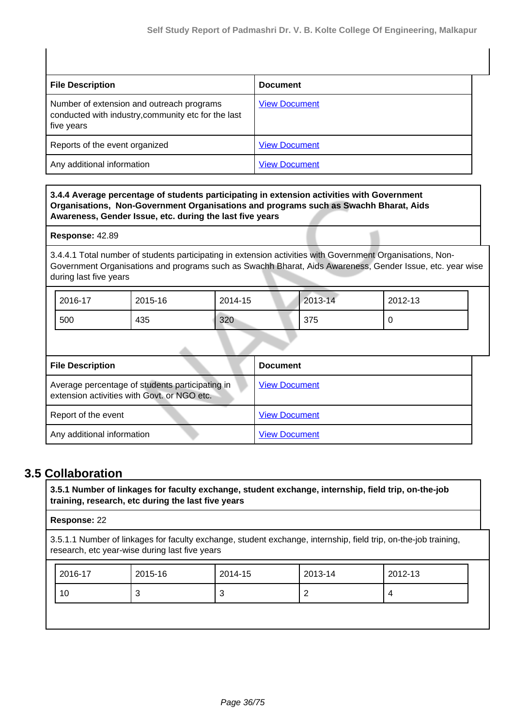| File Description | Document |
|---|---|
| Number of extension and outreach programs conducted with industry,community etc for the last five years | View Document |
| Reports of the event organized | View Document |
| Any additional information | View Document |

**3.4.4 Average percentage of students participating in extension activities with Government Organisations, Non-Government Organisations and programs such as Swachh Bharat, Aids Awareness, Gender Issue, etc. during the last five years**

**Response:** 42.89

3.4.4.1 Total number of students participating in extension activities with Government Organisations, Non-Government Organisations and programs such as Swachh Bharat, Aids Awareness, Gender Issue, etc. year wise during last five years

| 2016-17 | 2015-16 | 2014-15 | 2013-14 | 2012-13 |
|---|---|---|---|---|
| 500 | 435 | 320 | 375 | 0 |

| File Description | Document |
|---|---|
| Average percentage of students participating in extension activities with Govt. or NGO etc. | View Document |
| Report of the event | View Document |
| Any additional information | View Document |

## 3.5 Collaboration

**3.5.1 Number of linkages for faculty exchange, student exchange, internship, field trip, on-the-job training, research, etc during the last five years**

**Response:** 22

3.5.1.1 Number of linkages for faculty exchange, student exchange, internship, field trip, on-the-job training, research, etc year-wise during last five years

| 2016-17 | 2015-16 | 2014-15 | 2013-14 | 2012-13 |
|---|---|---|---|---|
| 10 | 3 | 3 | 2 | 4 |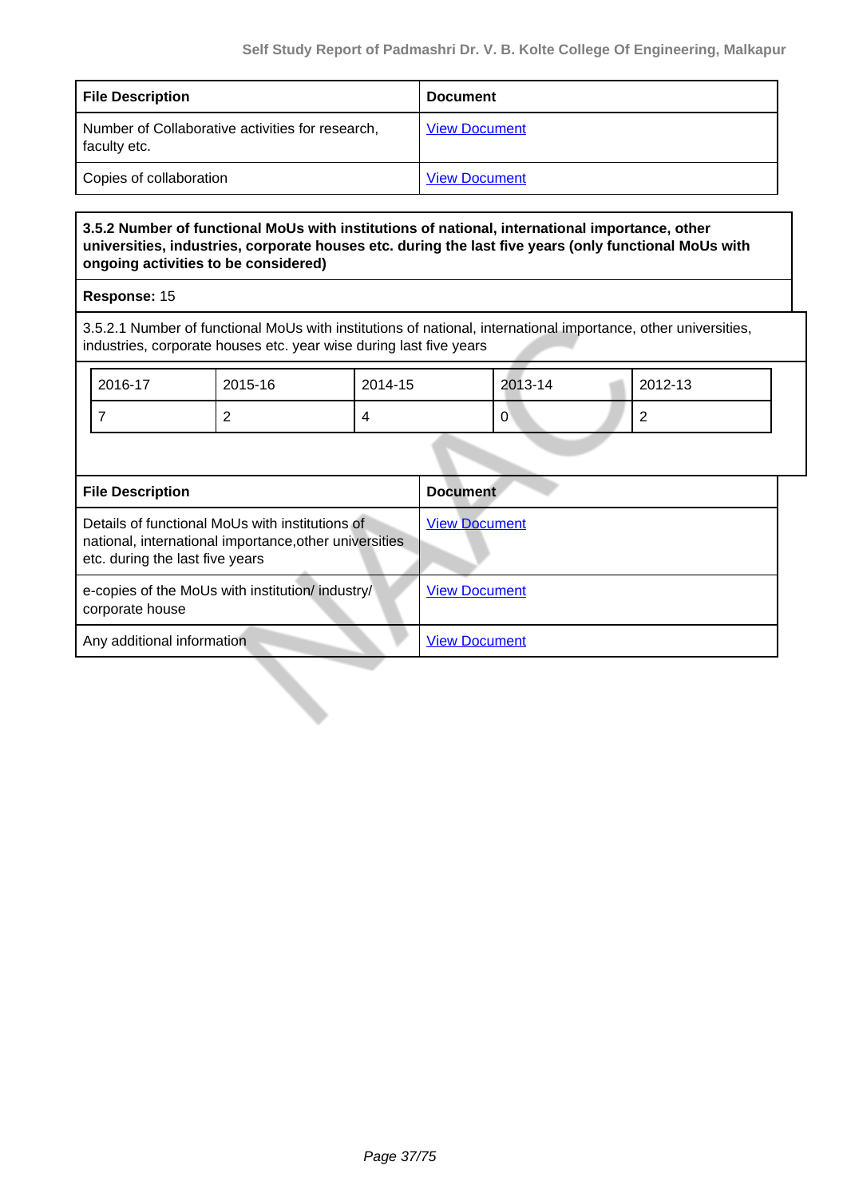| File Description | Document |
|---|---|
| Number of Collaborative activities for research, faculty etc. | View Document |
| Copies of collaboration | View Document |

**3.5.2 Number of functional MoUs with institutions of national, international importance, other universities, industries, corporate houses etc. during the last five years (only functional MoUs with ongoing activities to be considered)**

**Response:** 15

3.5.2.1 Number of functional MoUs with institutions of national, international importance, other universities, industries, corporate houses etc. year wise during last five years

| 2016-17 | 2015-16 | 2014-15 | 2013-14 | 2012-13 |
|---|---|---|---|---|
| 7 | 2 | 4 | 0 | 2 |

| File Description | Document |
|---|---|
| Details of functional MoUs with institutions of national, international importance,other universities etc. during the last five years | View Document |
| e-copies of the MoUs with institution/ industry/ corporate house | View Document |
| Any additional information | View Document |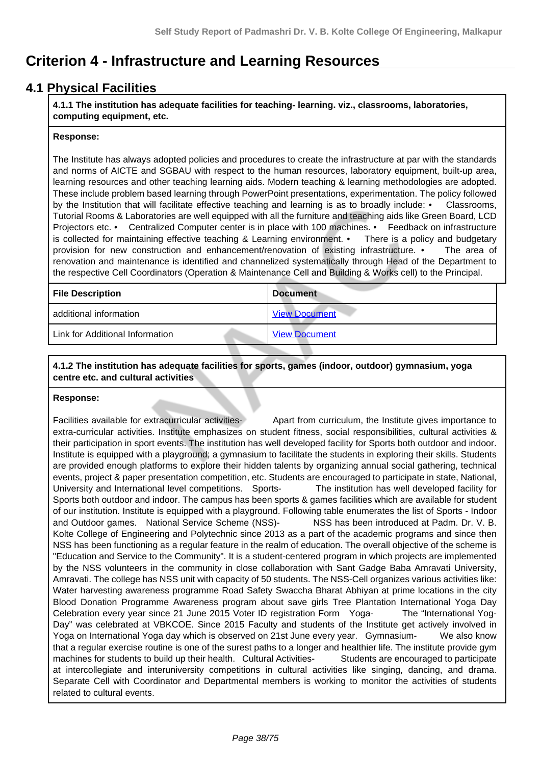# Criterion 4 - Infrastructure and Learning Resources

## 4.1 Physical Facilities

**4.1.1 The institution has adequate facilities for teaching- learning. viz., classrooms, laboratories, computing equipment, etc.**

**Response:**

The Institute has always adopted policies and procedures to create the infrastructure at par with the standards and norms of AICTE and SGBAU with respect to the human resources, laboratory equipment, built-up area, learning resources and other teaching learning aids. Modern teaching & learning methodologies are adopted. These include problem based learning through PowerPoint presentations, experimentation. The policy followed by the Institution that will facilitate effective teaching and learning is as to broadly include: • Classrooms, Tutorial Rooms & Laboratories are well equipped with all the furniture and teaching aids like Green Board, LCD Projectors etc. • Centralized Computer center is in place with 100 machines. • Feedback on infrastructure is collected for maintaining effective teaching & Learning environment. • There is a policy and budgetary provision for new construction and enhancement/renovation of existing infrastructure. • The area of renovation and maintenance is identified and channelized systematically through Head of the Department to the respective Cell Coordinators (Operation & Maintenance Cell and Building & Works cell) to the Principal.

| File Description | Document |
|---|---|
| additional information | View Document |
| Link for Additional Information | View Document |

**4.1.2 The institution has adequate facilities for sports, games (indoor, outdoor) gymnasium, yoga centre etc. and cultural activities**

**Response:**

Facilities available for extracurricular activities- Apart from curriculum, the Institute gives importance to extra-curricular activities. Institute emphasizes on student fitness, social responsibilities, cultural activities & their participation in sport events. The institution has well developed facility for Sports both outdoor and indoor. Institute is equipped with a playground; a gymnasium to facilitate the students in exploring their skills. Students are provided enough platforms to explore their hidden talents by organizing annual social gathering, technical events, project & paper presentation competition, etc. Students are encouraged to participate in state, National, University and International level competitions. Sports- The institution has well developed facility for Sports both outdoor and indoor. The campus has been sports & games facilities which are available for student of our institution. Institute is equipped with a playground. Following table enumerates the list of Sports - Indoor and Outdoor games. National Service Scheme (NSS)- NSS has been introduced at Padm. Dr. V. B. Kolte College of Engineering and Polytechnic since 2013 as a part of the academic programs and since then NSS has been functioning as a regular feature in the realm of education. The overall objective of the scheme is "Education and Service to the Community". It is a student-centered program in which projects are implemented by the NSS volunteers in the community in close collaboration with Sant Gadge Baba Amravati University, Amravati. The college has NSS unit with capacity of 50 students. The NSS-Cell organizes various activities like: Water harvesting awareness programme Road Safety Swaccha Bharat Abhiyan at prime locations in the city Blood Donation Programme Awareness program about save girls Tree Plantation International Yoga Day Celebration every year since 21 June 2015 Voter ID registration Form Yoga- The "International Yog-Day" was celebrated at VBKCOE. Since 2015 Faculty and students of the Institute get actively involved in Yoga on International Yoga day which is observed on 21st June every year. Gymnasium- We also know that a regular exercise routine is one of the surest paths to a longer and healthier life. The institute provide gym machines for students to build up their health. Cultural Activities- Students are encouraged to participate at intercollegiate and interuniversity competitions in cultural activities like singing, dancing, and drama. Separate Cell with Coordinator and Departmental members is working to monitor the activities of students related to cultural events.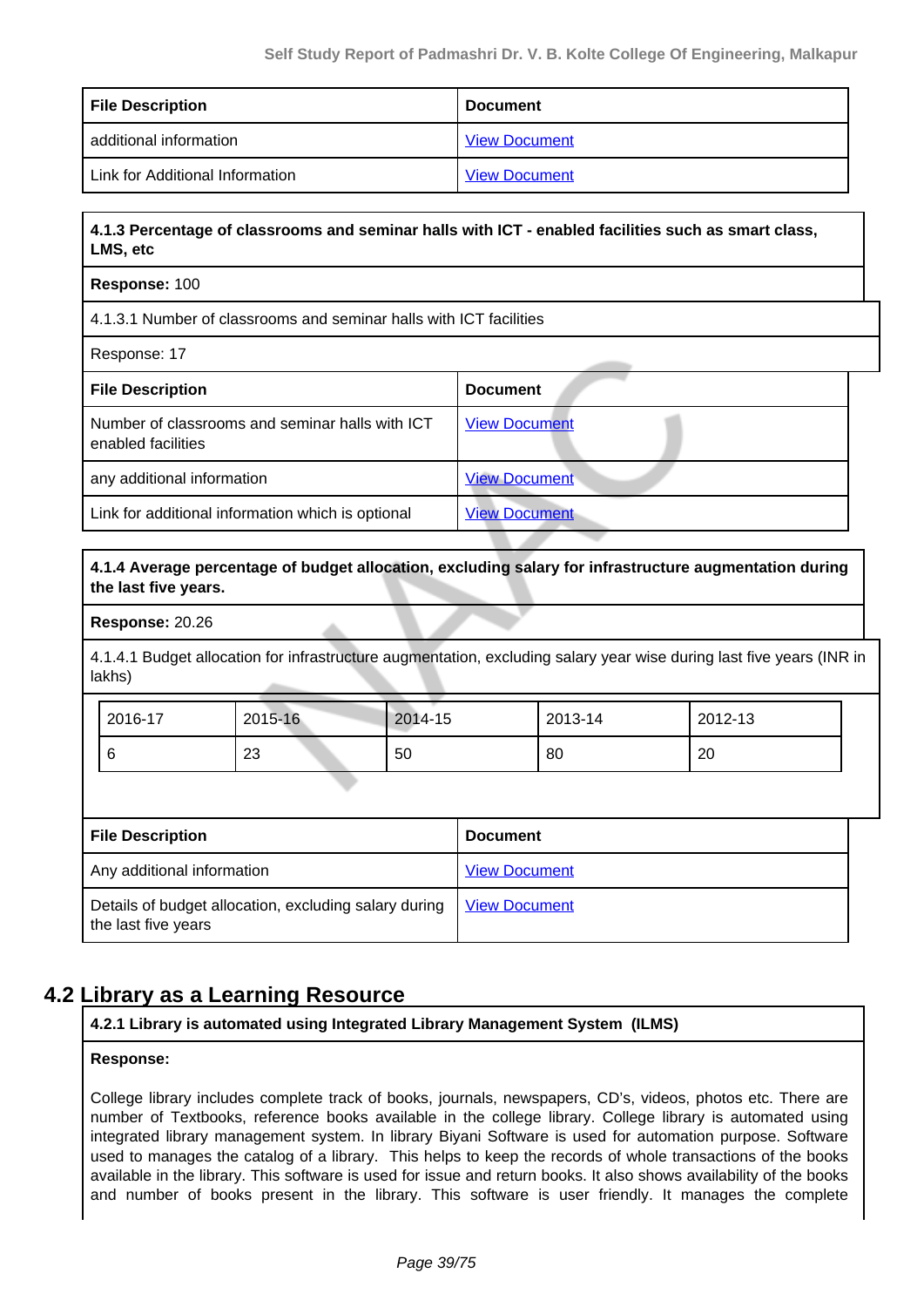| File Description | Document |
|---|---|
| additional information | View Document |
| Link for Additional Information | View Document |

**4.1.3 Percentage of classrooms and seminar halls with ICT - enabled facilities such as smart class, LMS, etc**

**Response:** 100

4.1.3.1 Number of classrooms and seminar halls with ICT facilities

Response: 17

| File Description | Document |
|---|---|
| Number of classrooms and seminar halls with ICT enabled facilities | View Document |
| any additional information | View Document |
| Link for additional information which is optional | View Document |

**4.1.4 Average percentage of budget allocation, excluding salary for infrastructure augmentation during the last five years.**

**Response:** 20.26

4.1.4.1 Budget allocation for infrastructure augmentation, excluding salary year wise during last five years (INR in lakhs)

| 2016-17 | 2015-16 | 2014-15 | 2013-14 | 2012-13 |
|---|---|---|---|---|
| 6 | 23 | 50 | 80 | 20 |

| File Description | Document |
|---|---|
| Any additional information | View Document |
| Details of budget allocation, excluding salary during the last five years | View Document |

## 4.2 Library as a Learning Resource

**4.2.1 Library is automated using Integrated Library Management System (ILMS)**

**Response:**

College library includes complete track of books, journals, newspapers, CD's, videos, photos etc. There are number of Textbooks, reference books available in the college library. College library is automated using integrated library management system. In library Biyani Software is used for automation purpose. Software used to manages the catalog of a library. This helps to keep the records of whole transactions of the books available in the library. This software is used for issue and return books. It also shows availability of the books and number of books present in the library. This software is user friendly. It manages the complete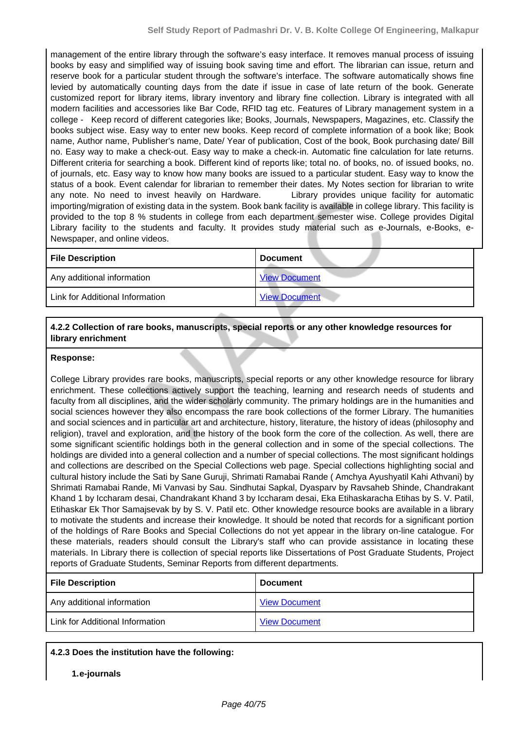management of the entire library through the software's easy interface. It removes manual process of issuing books by easy and simplified way of issuing book saving time and effort. The librarian can issue, return and reserve book for a particular student through the software's interface. The software automatically shows fine levied by automatically counting days from the date if issue in case of late return of the book. Generate customized report for library items, library inventory and library fine collection. Library is integrated with all modern facilities and accessories like Bar Code, RFID tag etc. Features of Library management system in a college - Keep record of different categories like; Books, Journals, Newspapers, Magazines, etc. Classify the books subject wise. Easy way to enter new books. Keep record of complete information of a book like; Book name, Author name, Publisher's name, Date/ Year of publication, Cost of the book, Book purchasing date/ Bill no. Easy way to make a check-out. Easy way to make a check-in. Automatic fine calculation for late returns. Different criteria for searching a book. Different kind of reports like; total no. of books, no. of issued books, no. of journals, etc. Easy way to know how many books are issued to a particular student. Easy way to know the status of a book. Event calendar for librarian to remember their dates. My Notes section for librarian to write any note. No need to invest heavily on Hardware. Library provides unique facility for automatic importing/migration of existing data in the system. Book bank facility is available in college library. This facility is provided to the top 8 % students in college from each department semester wise. College provides Digital Library facility to the students and faculty. It provides study material such as e-Journals, e-Books, e-Newspaper, and online videos.

| File Description | Document |
|---|---|
| Any additional information | View Document |
| Link for Additional Information | View Document |

**4.2.2 Collection of rare books, manuscripts, special reports or any other knowledge resources for library enrichment**

**Response:**

College Library provides rare books, manuscripts, special reports or any other knowledge resource for library enrichment. These collections actively support the teaching, learning and research needs of students and faculty from all disciplines, and the wider scholarly community. The primary holdings are in the humanities and social sciences however they also encompass the rare book collections of the former Library. The humanities and social sciences and in particular art and architecture, history, literature, the history of ideas (philosophy and religion), travel and exploration, and the history of the book form the core of the collection. As well, there are some significant scientific holdings both in the general collection and in some of the special collections. The holdings are divided into a general collection and a number of special collections. The most significant holdings and collections are described on the Special Collections web page. Special collections highlighting social and cultural history include the Sati by Sane Guruji, Shrimati Ramabai Rande ( Amchya Ayushyatil Kahi Athvani) by Shrimati Ramabai Rande, Mi Vanvasi by Sau. Sindhutai Sapkal, Dyasparv by Ravsaheb Shinde, Chandrakant Khand 1 by Iccharam desai, Chandrakant Khand 3 by Iccharam desai, Eka Etihaskaracha Etihas by S. V. Patil, Etihaskar Ek Thor Samajsevak by by S. V. Patil etc. Other knowledge resource books are available in a library to motivate the students and increase their knowledge. It should be noted that records for a significant portion of the holdings of Rare Books and Special Collections do not yet appear in the library on-line catalogue. For these materials, readers should consult the Library's staff who can provide assistance in locating these materials. In Library there is collection of special reports like Dissertations of Post Graduate Students, Project reports of Graduate Students, Seminar Reports from different departments.

| File Description | Document |
|---|---|
| Any additional information | View Document |
| Link for Additional Information | View Document |

**4.2.3 Does the institution have the following:**

**1.e-journals**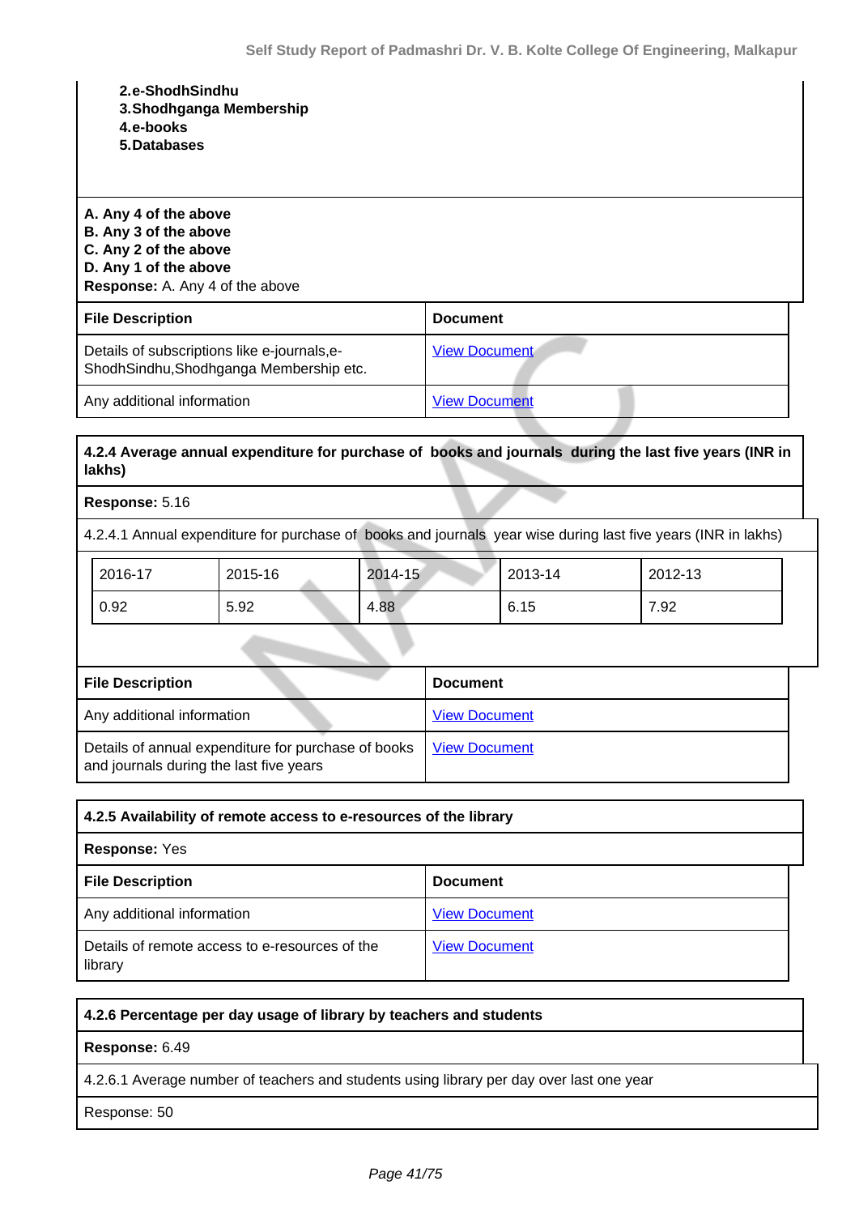**2.e-ShodhSindhu**
**3.Shodhganga Membership**
**4.e-books**
**5.Databases**

**A. Any 4 of the above**
**B. Any 3 of the above**
**C. Any 2 of the above**
**D. Any 1 of the above**
**Response:** A. Any 4 of the above

| File Description | Document |
|---|---|
| Details of subscriptions like e-journals,e-ShodhSindhu,Shodhganga Membership etc. | View Document |
| Any additional information | View Document |

**4.2.4 Average annual expenditure for purchase of books and journals during the last five years (INR in lakhs)**

**Response:** 5.16

4.2.4.1 Annual expenditure for purchase of books and journals year wise during last five years (INR in lakhs)

| 2016-17 | 2015-16 | 2014-15 | 2013-14 | 2012-13 |
|---|---|---|---|---|
| 0.92 | 5.92 | 4.88 | 6.15 | 7.92 |

| File Description | Document |
|---|---|
| Any additional information | View Document |
| Details of annual expenditure for purchase of books and journals during the last five years | View Document |

**4.2.5 Availability of remote access to e-resources of the library**

**Response:** Yes

| File Description | Document |
|---|---|
| Any additional information | View Document |
| Details of remote access to e-resources of the library | View Document |

**4.2.6 Percentage per day usage of library by teachers and students**

**Response:** 6.49

4.2.6.1 Average number of teachers and students using library per day over last one year

Response: 50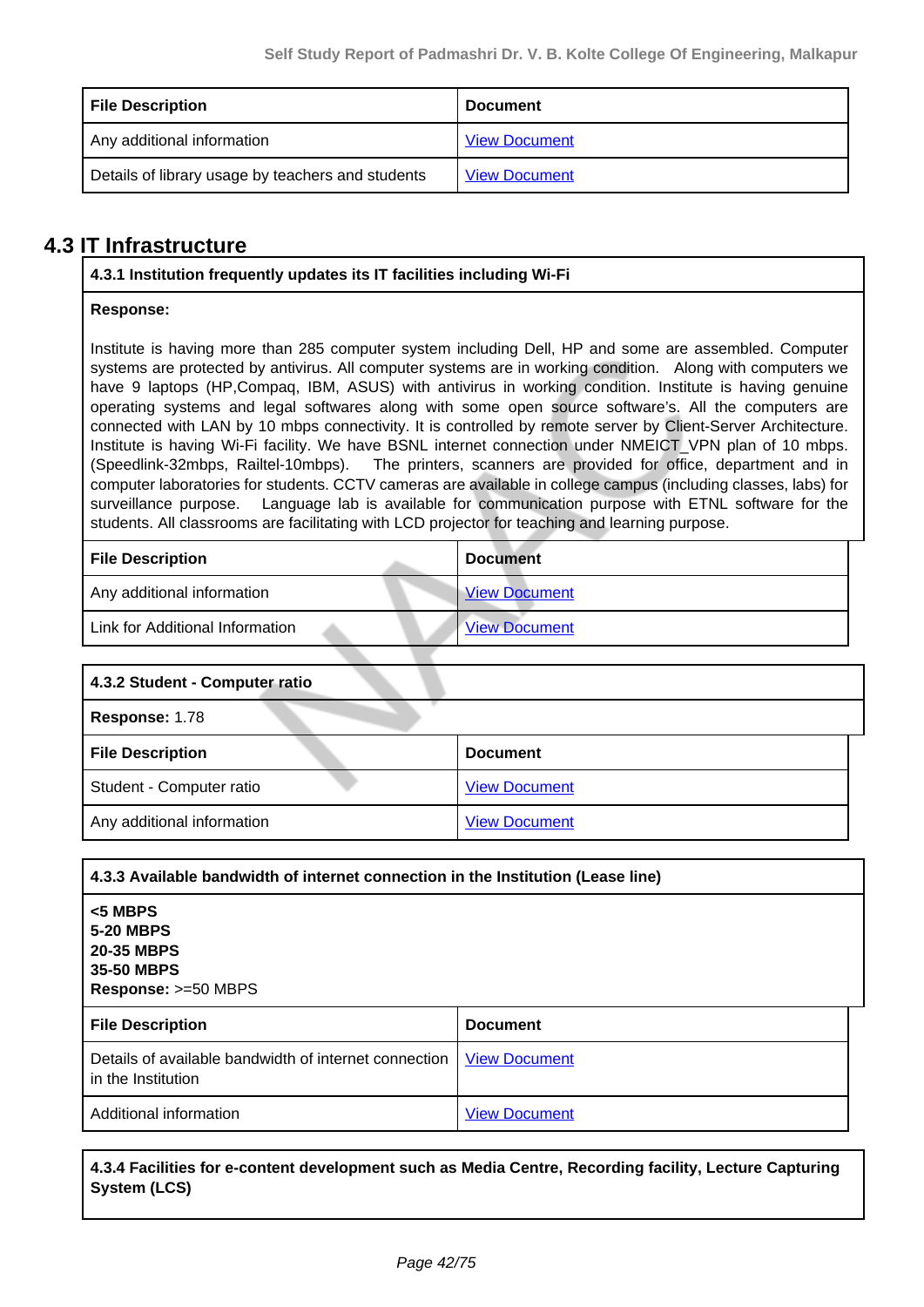| File Description | Document |
|---|---|
| Any additional information | View Document |
| Details of library usage by teachers and students | View Document |

## 4.3 IT Infrastructure

**4.3.1 Institution frequently updates its IT facilities including Wi-Fi**

**Response:**

Institute is having more than 285 computer system including Dell, HP and some are assembled. Computer systems are protected by antivirus. All computer systems are in working condition. Along with computers we have 9 laptops (HP,Compaq, IBM, ASUS) with antivirus in working condition. Institute is having genuine operating systems and legal softwares along with some open source software's. All the computers are connected with LAN by 10 mbps connectivity. It is controlled by remote server by Client-Server Architecture. Institute is having Wi-Fi facility. We have BSNL internet connection under NMEICT_VPN plan of 10 mbps. (Speedlink-32mbps, Railtel-10mbps). The printers, scanners are provided for office, department and in computer laboratories for students. CCTV cameras are available in college campus (including classes, labs) for surveillance purpose. Language lab is available for communication purpose with ETNL software for the students. All classrooms are facilitating with LCD projector for teaching and learning purpose.

| File Description | Document |
|---|---|
| Any additional information | View Document |
| Link for Additional Information | View Document |

**4.3.2 Student - Computer ratio**

**Response:** 1.78

| File Description | Document |
|---|---|
| Student - Computer ratio | View Document |
| Any additional information | View Document |

**4.3.3 Available bandwidth of internet connection in the Institution (Lease line)**

**<5 MBPS**
**5-20 MBPS**
**20-35 MBPS**
**35-50 MBPS**
**Response:** >=50 MBPS

| File Description | Document |
|---|---|
| Details of available bandwidth of internet connection in the Institution | View Document |
| Additional information | View Document |

**4.3.4 Facilities for e-content development such as Media Centre, Recording facility, Lecture Capturing System (LCS)**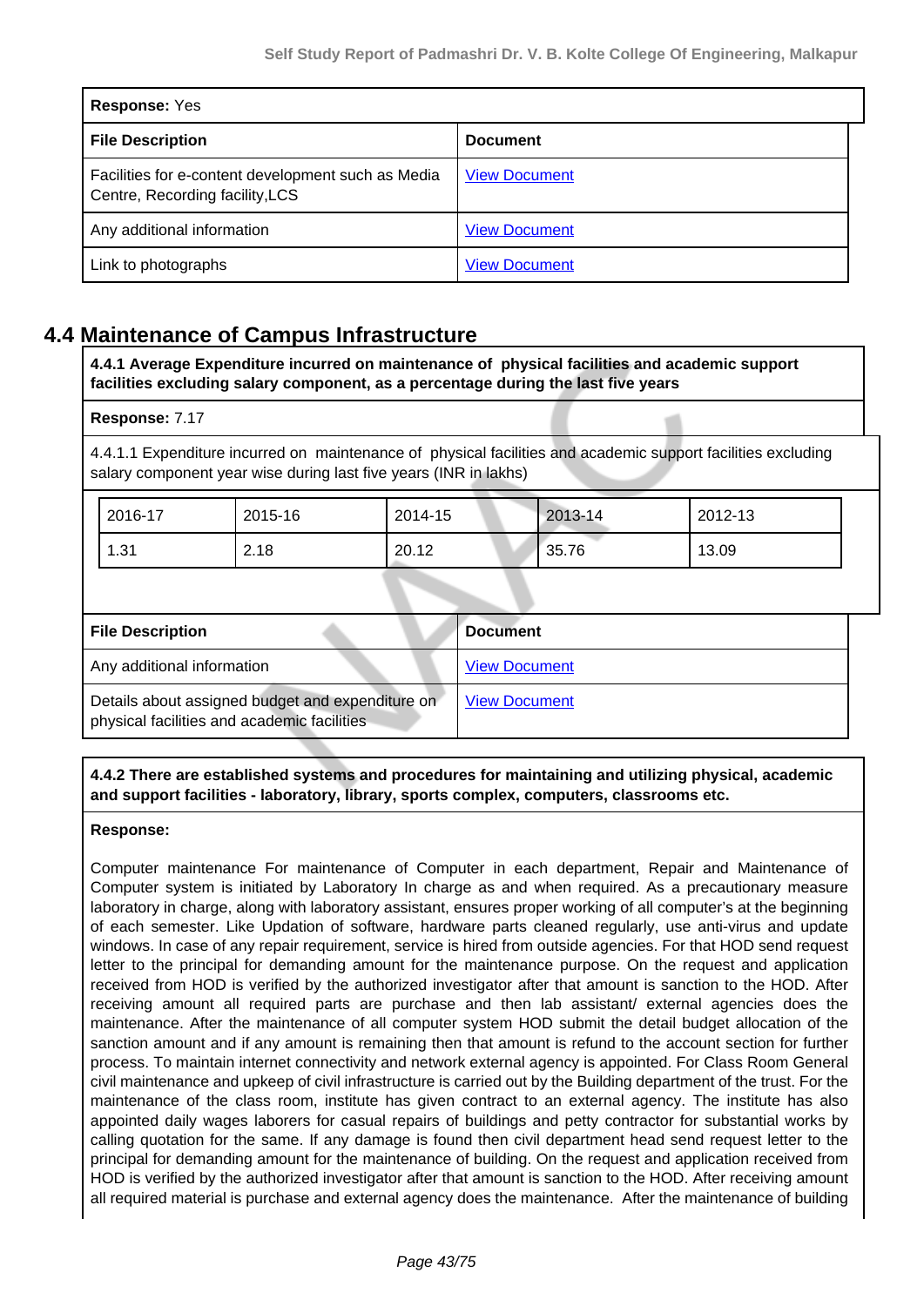| **Response:** Yes | |
|---|---|
| **File Description** | **Document** |
| Facilities for e-content development such as Media Centre, Recording facility,LCS | View Document |
| Any additional information | View Document |
| Link to photographs | View Document |

## 4.4 Maintenance of Campus Infrastructure

**4.4.1 Average Expenditure incurred on maintenance of physical facilities and academic support facilities excluding salary component, as a percentage during the last five years**

**Response:** 7.17

4.4.1.1 Expenditure incurred on maintenance of physical facilities and academic support facilities excluding salary component year wise during last five years (INR in lakhs)

| 2016-17 | 2015-16 | 2014-15 | 2013-14 | 2012-13 |
|---|---|---|---|---|
| 1.31 | 2.18 | 20.12 | 35.76 | 13.09 |

| **File Description** | **Document** |
|---|---|
| Any additional information | View Document |
| Details about assigned budget and expenditure on physical facilities and academic facilities | View Document |

**4.4.2 There are established systems and procedures for maintaining and utilizing physical, academic and support facilities - laboratory, library, sports complex, computers, classrooms etc.**

**Response:**

Computer maintenance For maintenance of Computer in each department, Repair and Maintenance of Computer system is initiated by Laboratory In charge as and when required. As a precautionary measure laboratory in charge, along with laboratory assistant, ensures proper working of all computer's at the beginning of each semester. Like Updation of software, hardware parts cleaned regularly, use anti-virus and update windows. In case of any repair requirement, service is hired from outside agencies. For that HOD send request letter to the principal for demanding amount for the maintenance purpose. On the request and application received from HOD is verified by the authorized investigator after that amount is sanction to the HOD. After receiving amount all required parts are purchase and then lab assistant/ external agencies does the maintenance. After the maintenance of all computer system HOD submit the detail budget allocation of the sanction amount and if any amount is remaining then that amount is refund to the account section for further process. To maintain internet connectivity and network external agency is appointed. For Class Room General civil maintenance and upkeep of civil infrastructure is carried out by the Building department of the trust. For the maintenance of the class room, institute has given contract to an external agency. The institute has also appointed daily wages laborers for casual repairs of buildings and petty contractor for substantial works by calling quotation for the same. If any damage is found then civil department head send request letter to the principal for demanding amount for the maintenance of building. On the request and application received from HOD is verified by the authorized investigator after that amount is sanction to the HOD. After receiving amount all required material is purchase and external agency does the maintenance. After the maintenance of building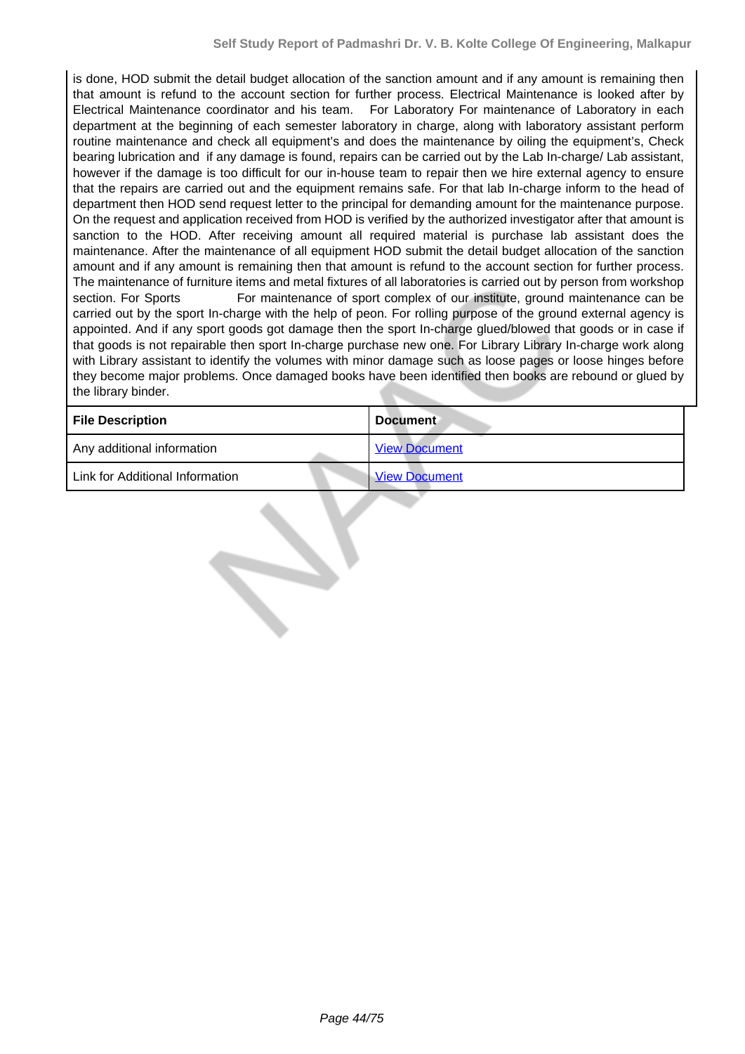is done, HOD submit the detail budget allocation of the sanction amount and if any amount is remaining then that amount is refund to the account section for further process. Electrical Maintenance is looked after by Electrical Maintenance coordinator and his team. For Laboratory For maintenance of Laboratory in each department at the beginning of each semester laboratory in charge, along with laboratory assistant perform routine maintenance and check all equipment's and does the maintenance by oiling the equipment's, Check bearing lubrication and if any damage is found, repairs can be carried out by the Lab In-charge/ Lab assistant, however if the damage is too difficult for our in-house team to repair then we hire external agency to ensure that the repairs are carried out and the equipment remains safe. For that lab In-charge inform to the head of department then HOD send request letter to the principal for demanding amount for the maintenance purpose. On the request and application received from HOD is verified by the authorized investigator after that amount is sanction to the HOD. After receiving amount all required material is purchase lab assistant does the maintenance. After the maintenance of all equipment HOD submit the detail budget allocation of the sanction amount and if any amount is remaining then that amount is refund to the account section for further process. The maintenance of furniture items and metal fixtures of all laboratories is carried out by person from workshop section. For Sports For maintenance of sport complex of our institute, ground maintenance can be carried out by the sport In-charge with the help of peon. For rolling purpose of the ground external agency is appointed. And if any sport goods got damage then the sport In-charge glued/blowed that goods or in case if that goods is not repairable then sport In-charge purchase new one. For Library Library In-charge work along with Library assistant to identify the volumes with minor damage such as loose pages or loose hinges before they become major problems. Once damaged books have been identified then books are rebound or glued by the library binder.

| File Description | Document |
|---|---|
| Any additional information | View Document |
| Link for Additional Information | View Document |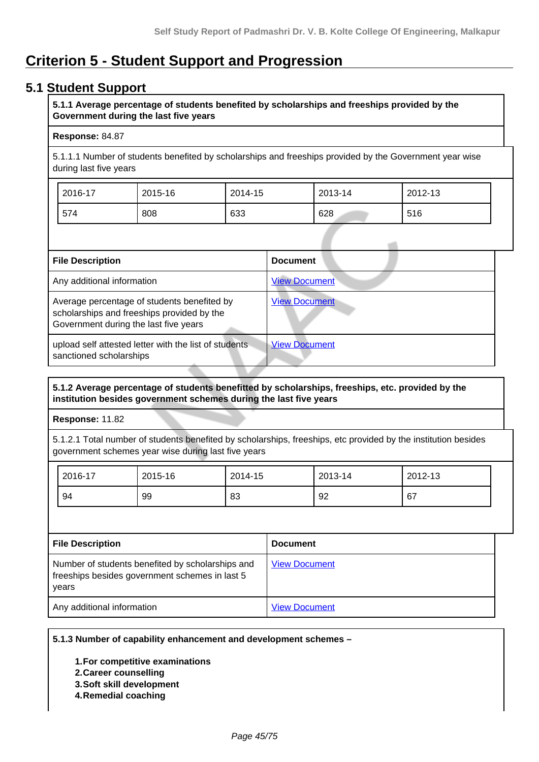# Criterion 5 - Student Support and Progression

## 5.1 Student Support

**5.1.1 Average percentage of students benefited by scholarships and freeships provided by the Government during the last five years**

**Response:** 84.87

5.1.1.1 Number of students benefited by scholarships and freeships provided by the Government year wise during last five years

| 2016-17 | 2015-16 | 2014-15 | 2013-14 | 2012-13 |
|---|---|---|---|---|
| 574 | 808 | 633 | 628 | 516 |

| File Description | Document |
|---|---|
| Any additional information | View Document |
| Average percentage of students benefited by scholarships and freeships provided by the Government during the last five years | View Document |
| upload self attested letter with the list of students sanctioned scholarships | View Document |

**5.1.2 Average percentage of students benefitted by scholarships, freeships, etc. provided by the institution besides government schemes during the last five years**

**Response:** 11.82

5.1.2.1 Total number of students benefited by scholarships, freeships, etc provided by the institution besides government schemes year wise during last five years

| 2016-17 | 2015-16 | 2014-15 | 2013-14 | 2012-13 |
|---|---|---|---|---|
| 94 | 99 | 83 | 92 | 67 |

| File Description | Document |
|---|---|
| Number of students benefited by scholarships and freeships besides government schemes in last 5 years | View Document |
| Any additional information | View Document |

**5.1.3 Number of capability enhancement and development schemes –**

1. **For competitive examinations**
2. **Career counselling**
3. **Soft skill development**
4. **Remedial coaching**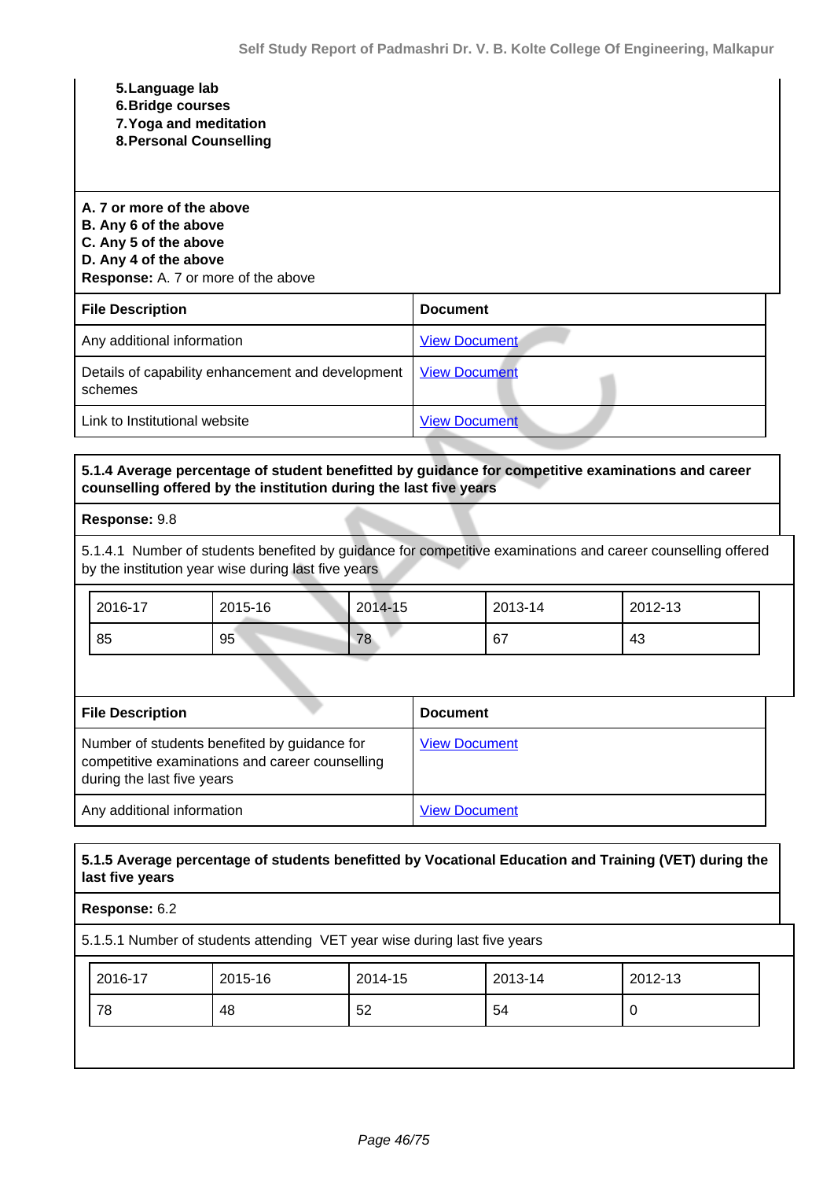**5.Language lab**
**6.Bridge courses**
**7.Yoga and meditation**
**8.Personal Counselling**

**A. 7 or more of the above**
**B. Any 6 of the above**
**C. Any 5 of the above**
**D. Any 4 of the above**
**Response:** A. 7 or more of the above

| File Description | Document |
|---|---|
| Any additional information | View Document |
| Details of capability enhancement and development schemes | View Document |
| Link to Institutional website | View Document |

**5.1.4 Average percentage of student benefitted by guidance for competitive examinations and career counselling offered by the institution during the last five years**

**Response:** 9.8

5.1.4.1 Number of students benefited by guidance for competitive examinations and career counselling offered by the institution year wise during last five years

| 2016-17 | 2015-16 | 2014-15 | 2013-14 | 2012-13 |
|---|---|---|---|---|
| 85 | 95 | 78 | 67 | 43 |

| File Description | Document |
|---|---|
| Number of students benefited by guidance for competitive examinations and career counselling during the last five years | View Document |
| Any additional information | View Document |

**5.1.5 Average percentage of students benefitted by Vocational Education and Training (VET) during the last five years**

**Response:** 6.2

5.1.5.1 Number of students attending VET year wise during last five years

| 2016-17 | 2015-16 | 2014-15 | 2013-14 | 2012-13 |
|---|---|---|---|---|
| 78 | 48 | 52 | 54 | 0 |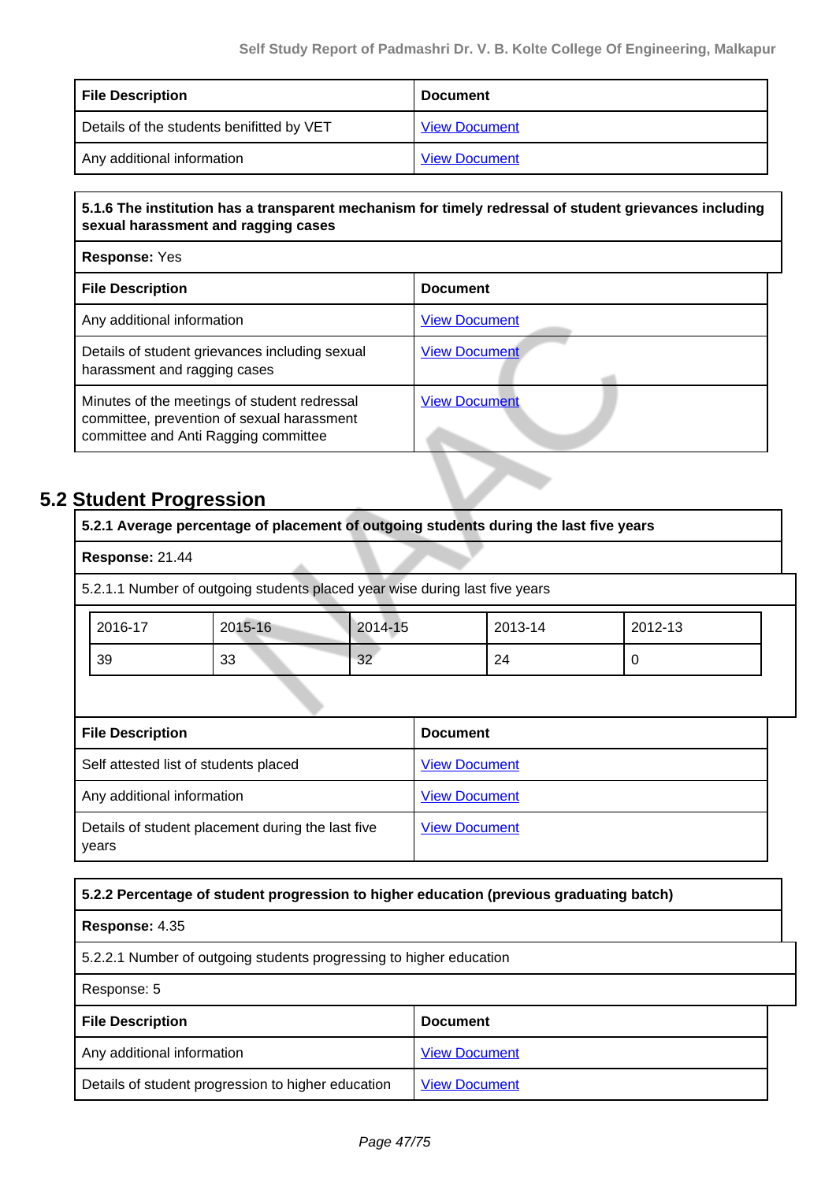| File Description | Document |
|---|---|
| Details of the students benifitted by VET | View Document |
| Any additional information | View Document |

| 5.1.6 The institution has a transparent mechanism for timely redressal of student grievances including sexual harassment and ragging cases | |
|---|---|
| **Response:** Yes | |
| **File Description** | **Document** |
| Any additional information | View Document |
| Details of student grievances including sexual harassment and ragging cases | View Document |
| Minutes of the meetings of student redressal committee, prevention of sexual harassment committee and Anti Ragging committee | View Document |

## 5.2 Student Progression

**5.2.1 Average percentage of placement of outgoing students during the last five years**

**Response:** 21.44

5.2.1.1 Number of outgoing students placed year wise during last five years

| 2016-17 | 2015-16 | 2014-15 | 2013-14 | 2012-13 |
|---|---|---|---|---|
| 39 | 33 | 32 | 24 | 0 |

| File Description | Document |
|---|---|
| Self attested list of students placed | View Document |
| Any additional information | View Document |
| Details of student placement during the last five years | View Document |

**5.2.2 Percentage of student progression to higher education (previous graduating batch)**

**Response:** 4.35

5.2.2.1 Number of outgoing students progressing to higher education

Response: 5

| File Description | Document |
|---|---|
| Any additional information | View Document |
| Details of student progression to higher education | View Document |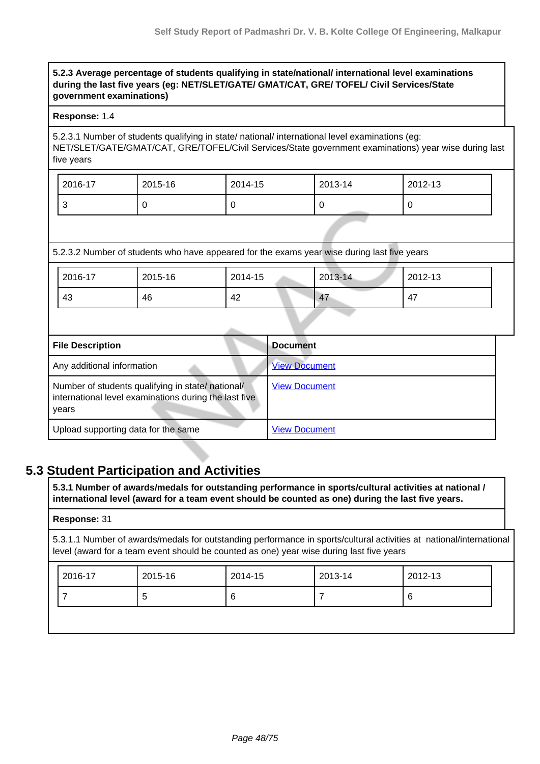**5.2.3 Average percentage of students qualifying in state/national/ international level examinations during the last five years (eg: NET/SLET/GATE/ GMAT/CAT, GRE/ TOFEL/ Civil Services/State government examinations)**

**Response:** 1.4

5.2.3.1 Number of students qualifying in state/ national/ international level examinations (eg: NET/SLET/GATE/GMAT/CAT, GRE/TOFEL/Civil Services/State government examinations) year wise during last five years

| 2016-17 | 2015-16 | 2014-15 | 2013-14 | 2012-13 |
|---|---|---|---|---|
| 3 | 0 | 0 | 0 | 0 |

5.2.3.2 Number of students who have appeared for the exams year wise during last five years

| 2016-17 | 2015-16 | 2014-15 | 2013-14 | 2012-13 |
|---|---|---|---|---|
| 43 | 46 | 42 | 47 | 47 |

| File Description | Document |
|---|---|
| Any additional information | View Document |
| Number of students qualifying in state/ national/ international level examinations during the last five years | View Document |
| Upload supporting data for the same | View Document |

## 5.3 Student Participation and Activities

**5.3.1 Number of awards/medals for outstanding performance in sports/cultural activities at national / international level (award for a team event should be counted as one) during the last five years.**

**Response:** 31

5.3.1.1 Number of awards/medals for outstanding performance in sports/cultural activities at national/international level (award for a team event should be counted as one) year wise during last five years

| 2016-17 | 2015-16 | 2014-15 | 2013-14 | 2012-13 |
|---|---|---|---|---|
| 7 | 5 | 6 | 7 | 6 |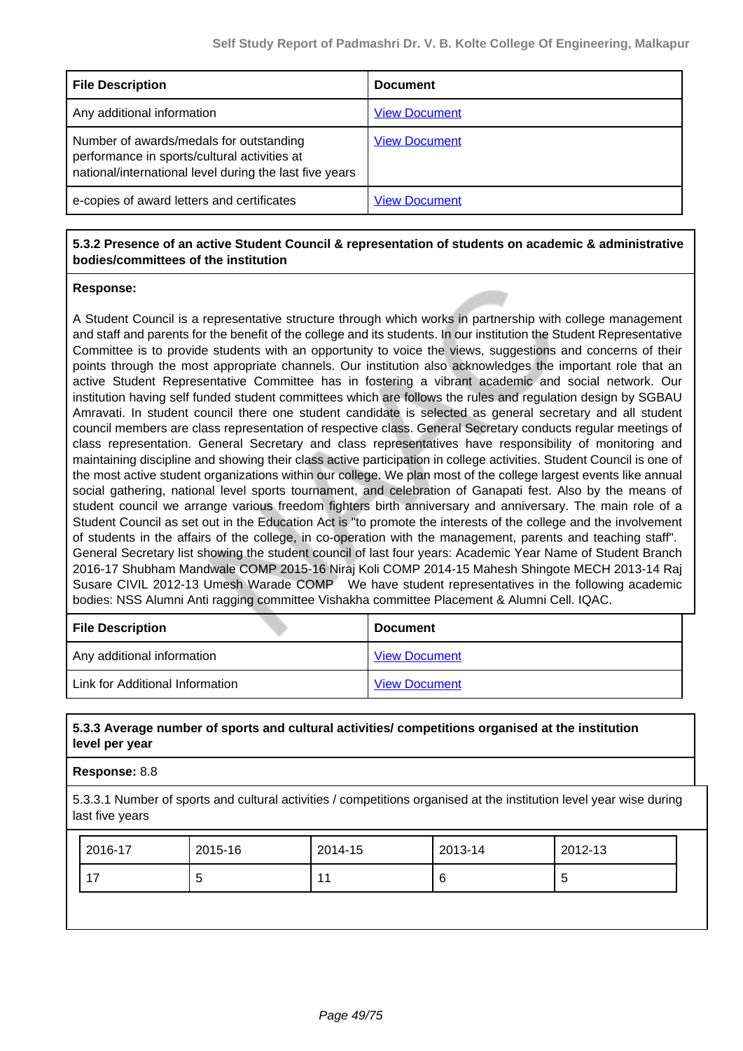| File Description | Document |
| --- | --- |
| Any additional information | View Document |
| Number of awards/medals for outstanding performance in sports/cultural activities at national/international level during the last five years | View Document |
| e-copies of award letters and certificates | View Document |

**5.3.2 Presence of an active Student Council & representation of students on academic & administrative bodies/committees of the institution**

**Response:**

A Student Council is a representative structure through which works in partnership with college management and staff and parents for the benefit of the college and its students. In our institution the Student Representative Committee is to provide students with an opportunity to voice the views, suggestions and concerns of their points through the most appropriate channels. Our institution also acknowledges the important role that an active Student Representative Committee has in fostering a vibrant academic and social network. Our institution having self funded student committees which are follows the rules and regulation design by SGBAU Amravati. In student council there one student candidate is selected as general secretary and all student council members are class representation of respective class. General Secretary conducts regular meetings of class representation. General Secretary and class representatives have responsibility of monitoring and maintaining discipline and showing their class active participation in college activities. Student Council is one of the most active student organizations within our college. We plan most of the college largest events like annual social gathering, national level sports tournament, and celebration of Ganapati fest. Also by the means of student council we arrange various freedom fighters birth anniversary and anniversary. The main role of a Student Council as set out in the Education Act is "to promote the interests of the college and the involvement of students in the affairs of the college, in co-operation with the management, parents and teaching staff". General Secretary list showing the student council of last four years: Academic Year Name of Student Branch 2016-17 Shubham Mandwale COMP 2015-16 Niraj Koli COMP 2014-15 Mahesh Shingote MECH 2013-14 Raj Susare CIVIL 2012-13 Umesh Warade COMP We have student representatives in the following academic bodies: NSS Alumni Anti ragging committee Vishakha committee Placement & Alumni Cell. IQAC.

| File Description | Document |
| --- | --- |
| Any additional information | View Document |
| Link for Additional Information | View Document |

**5.3.3 Average number of sports and cultural activities/ competitions organised at the institution level per year**

**Response:** 8.8

5.3.3.1 Number of sports and cultural activities / competitions organised at the institution level year wise during last five years

| 2016-17 | 2015-16 | 2014-15 | 2013-14 | 2012-13 |
| --- | --- | --- | --- | --- |
| 17 | 5 | 11 | 6 | 5 |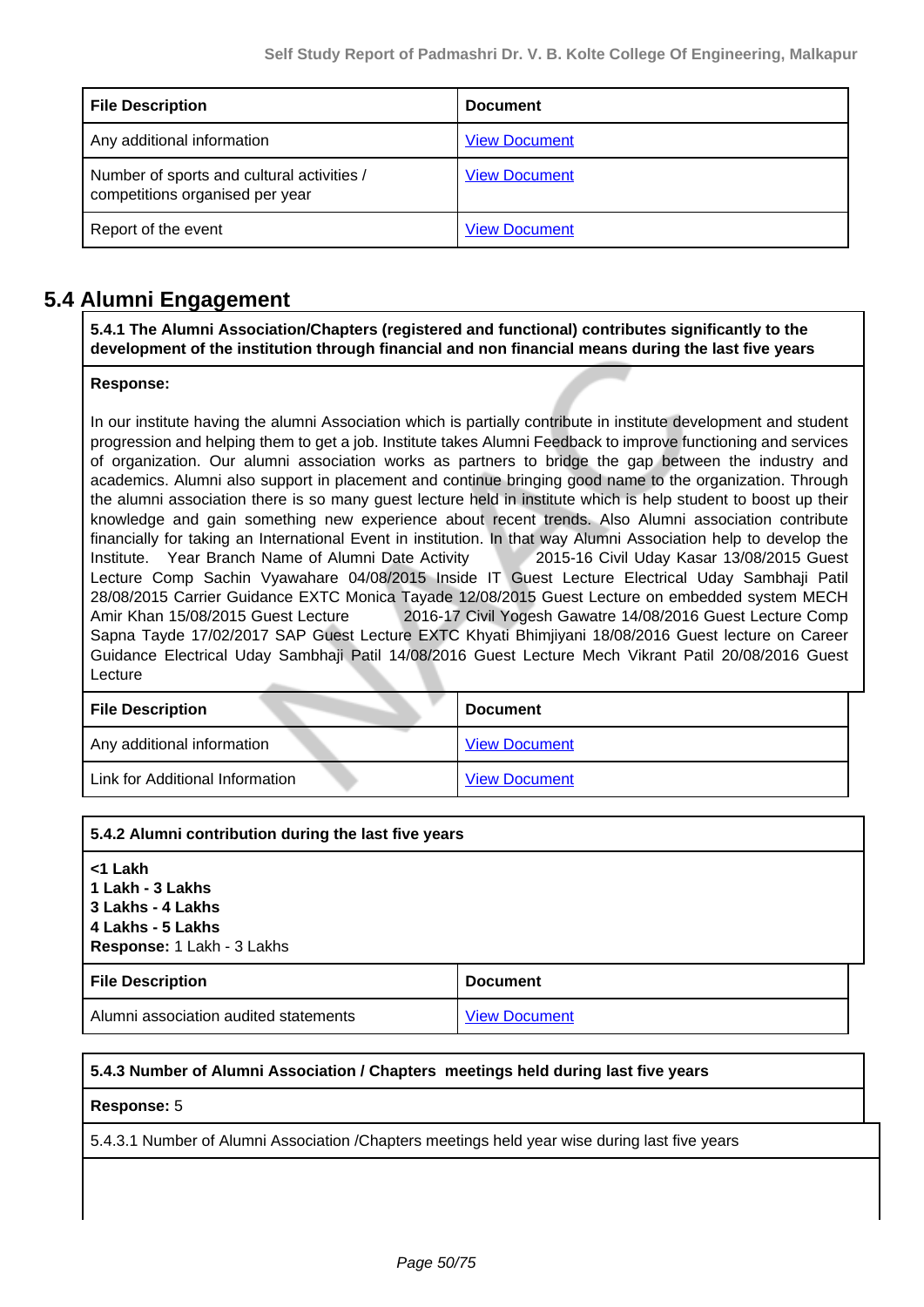| File Description | Document |
|---|---|
| Any additional information | View Document |
| Number of sports and cultural activities / competitions organised per year | View Document |
| Report of the event | View Document |

## 5.4 Alumni Engagement

**5.4.1 The Alumni Association/Chapters (registered and functional) contributes significantly to the development of the institution through financial and non financial means during the last five years**

**Response:**

In our institute having the alumni Association which is partially contribute in institute development and student progression and helping them to get a job. Institute takes Alumni Feedback to improve functioning and services of organization. Our alumni association works as partners to bridge the gap between the industry and academics. Alumni also support in placement and continue bringing good name to the organization. Through the alumni association there is so many guest lecture held in institute which is help student to boost up their knowledge and gain something new experience about recent trends. Also Alumni association contribute financially for taking an International Event in institution. In that way Alumni Association help to develop the Institute. Year Branch Name of Alumni Date Activity 2015-16 Civil Uday Kasar 13/08/2015 Guest Lecture Comp Sachin Vyawahare 04/08/2015 Inside IT Guest Lecture Electrical Uday Sambhaji Patil 28/08/2015 Carrier Guidance EXTC Monica Tayade 12/08/2015 Guest Lecture on embedded system MECH Amir Khan 15/08/2015 Guest Lecture 2016-17 Civil Yogesh Gawatre 14/08/2016 Guest Lecture Comp Sapna Tayde 17/02/2017 SAP Guest Lecture EXTC Khyati Bhimjiyani 18/08/2016 Guest lecture on Career Guidance Electrical Uday Sambhaji Patil 14/08/2016 Guest Lecture Mech Vikrant Patil 20/08/2016 Guest Lecture

| File Description | Document |
|---|---|
| Any additional information | View Document |
| Link for Additional Information | View Document |

**5.4.2 Alumni contribution during the last five years**

**<1 Lakh**
**1 Lakh - 3 Lakhs**
**3 Lakhs - 4 Lakhs**
**4 Lakhs - 5 Lakhs**
**Response:** 1 Lakh - 3 Lakhs

| File Description | Document |
|---|---|
| Alumni association audited statements | View Document |

**5.4.3 Number of Alumni Association / Chapters meetings held during last five years**

**Response:** 5

5.4.3.1 Number of Alumni Association /Chapters meetings held year wise during last five years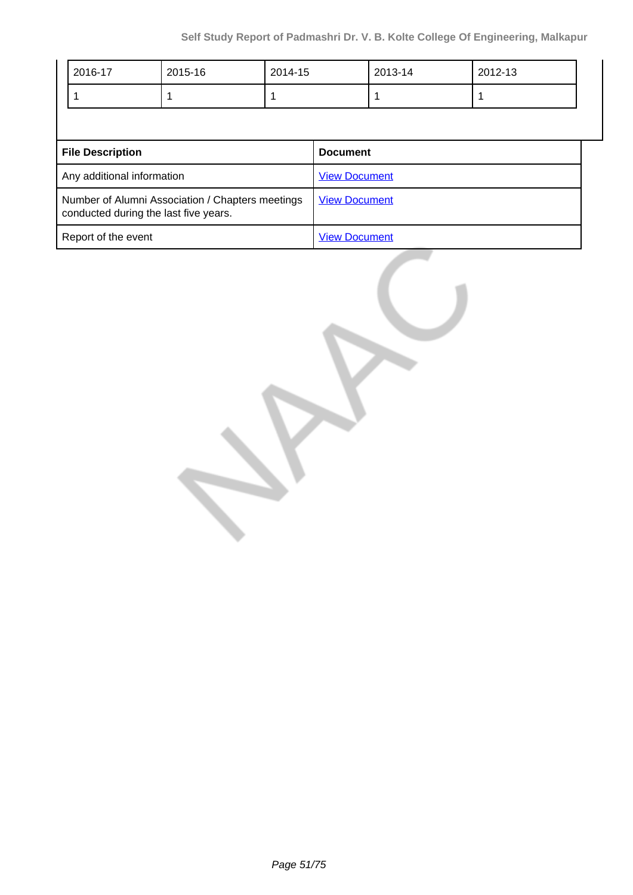| 2016-17 | 2015-16 | 2014-15 | 2013-14 | 2012-13 |
|---|---|---|---|---|
| 1 | 1 | 1 | 1 | 1 |

| File Description | Document |
|---|---|
| Any additional information | View Document |
| Number of Alumni Association / Chapters meetings conducted during the last five years. | View Document |
| Report of the event | View Document |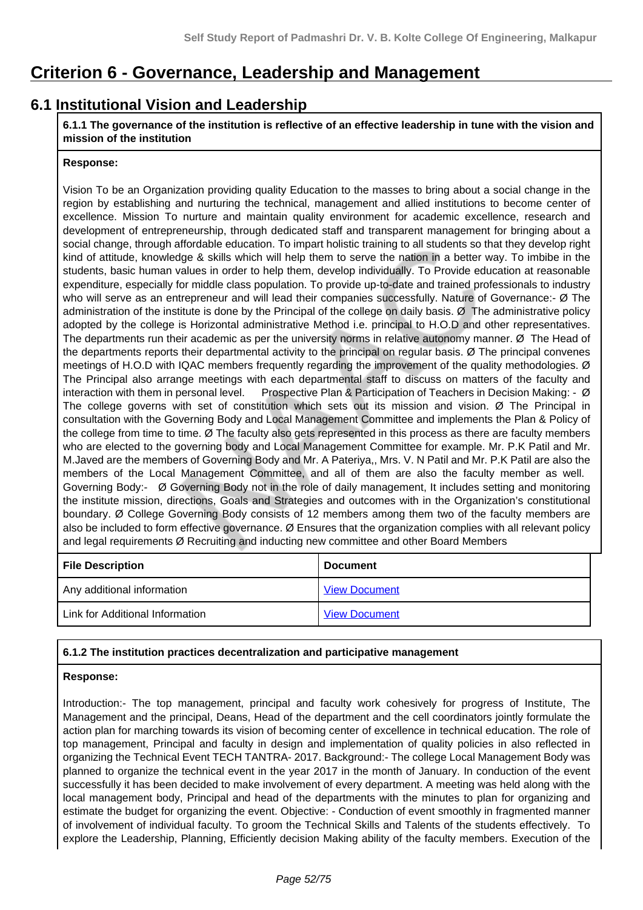# Criterion 6 - Governance, Leadership and Management

## 6.1 Institutional Vision and Leadership

**6.1.1 The governance of the institution is reflective of an effective leadership in tune with the vision and mission of the institution**

**Response:**

Vision To be an Organization providing quality Education to the masses to bring about a social change in the region by establishing and nurturing the technical, management and allied institutions to become center of excellence. Mission To nurture and maintain quality environment for academic excellence, research and development of entrepreneurship, through dedicated staff and transparent management for bringing about a social change, through affordable education. To impart holistic training to all students so that they develop right kind of attitude, knowledge & skills which will help them to serve the nation in a better way. To imbibe in the students, basic human values in order to help them, develop individually. To Provide education at reasonable expenditure, especially for middle class population. To provide up-to-date and trained professionals to industry who will serve as an entrepreneur and will lead their companies successfully. Nature of Governance:- Ø The administration of the institute is done by the Principal of the college on daily basis. Ø The administrative policy adopted by the college is Horizontal administrative Method i.e. principal to H.O.D and other representatives. The departments run their academic as per the university norms in relative autonomy manner. Ø The Head of the departments reports their departmental activity to the principal on regular basis. Ø The principal convenes meetings of H.O.D with IQAC members frequently regarding the improvement of the quality methodologies. Ø The Principal also arrange meetings with each departmental staff to discuss on matters of the faculty and interaction with them in personal level. Prospective Plan & Participation of Teachers in Decision Making: - Ø The college governs with set of constitution which sets out its mission and vision. Ø The Principal in consultation with the Governing Body and Local Management Committee and implements the Plan & Policy of the college from time to time. Ø The faculty also gets represented in this process as there are faculty members who are elected to the governing body and Local Management Committee for example. Mr. P.K Patil and Mr. M.Javed are the members of Governing Body and Mr. A Pateriya,, Mrs. V. N Patil and Mr. P.K Patil are also the members of the Local Management Committee, and all of them are also the faculty member as well. Governing Body:- Ø Governing Body not in the role of daily management, It includes setting and monitoring the institute mission, directions, Goals and Strategies and outcomes with in the Organization's constitutional boundary. Ø College Governing Body consists of 12 members among them two of the faculty members are also be included to form effective governance. Ø Ensures that the organization complies with all relevant policy and legal requirements Ø Recruiting and inducting new committee and other Board Members

| File Description | Document |
|---|---|
| Any additional information | View Document |
| Link for Additional Information | View Document |

**6.1.2 The institution practices decentralization and participative management**

**Response:**

Introduction:- The top management, principal and faculty work cohesively for progress of Institute, The Management and the principal, Deans, Head of the department and the cell coordinators jointly formulate the action plan for marching towards its vision of becoming center of excellence in technical education. The role of top management, Principal and faculty in design and implementation of quality policies in also reflected in organizing the Technical Event TECH TANTRA- 2017. Background:- The college Local Management Body was planned to organize the technical event in the year 2017 in the month of January. In conduction of the event successfully it has been decided to make involvement of every department. A meeting was held along with the local management body, Principal and head of the departments with the minutes to plan for organizing and estimate the budget for organizing the event. Objective: - Conduction of event smoothly in fragmented manner of involvement of individual faculty. To groom the Technical Skills and Talents of the students effectively. To explore the Leadership, Planning, Efficiently decision Making ability of the faculty members. Execution of the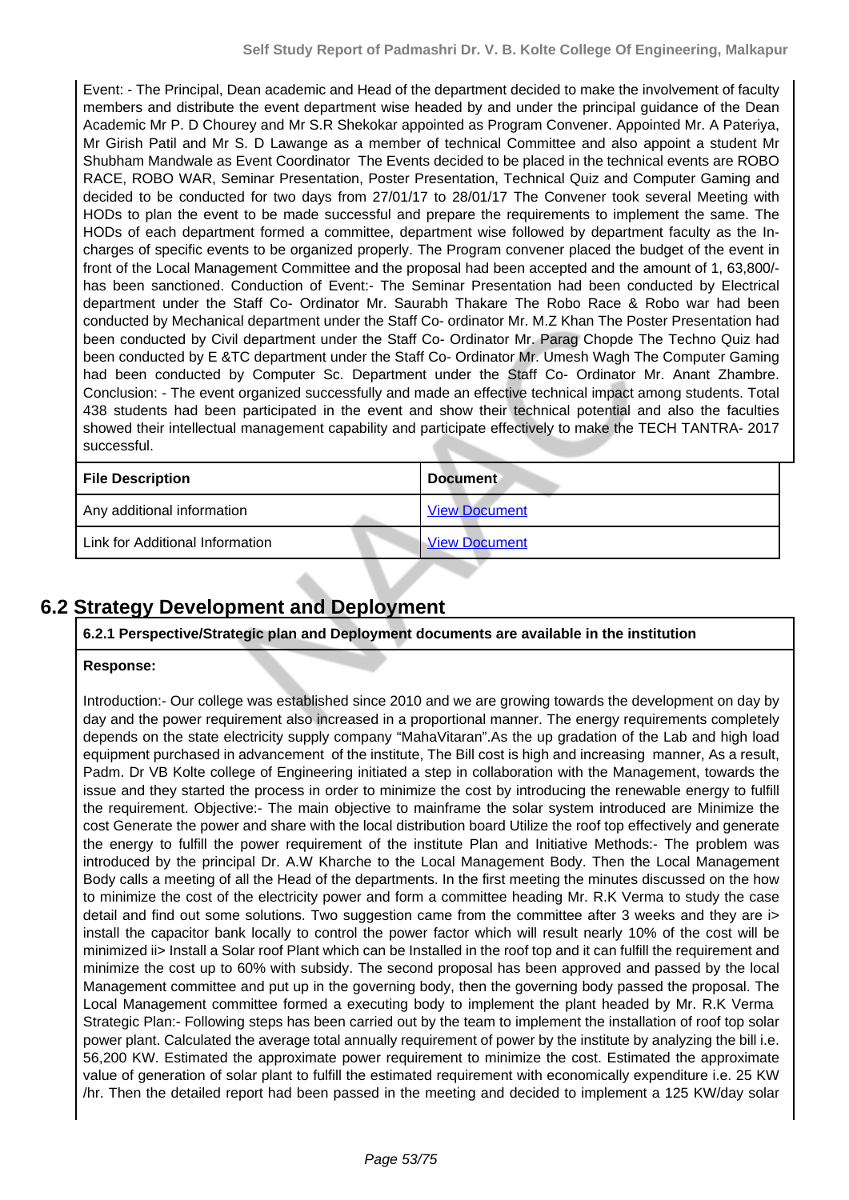Event: - The Principal, Dean academic and Head of the department decided to make the involvement of faculty members and distribute the event department wise headed by and under the principal guidance of the Dean Academic Mr P. D Chourey and Mr S.R Shekokar appointed as Program Convener. Appointed Mr. A Pateriya, Mr Girish Patil and Mr S. D Lawange as a member of technical Committee and also appoint a student Mr Shubham Mandwale as Event Coordinator The Events decided to be placed in the technical events are ROBO RACE, ROBO WAR, Seminar Presentation, Poster Presentation, Technical Quiz and Computer Gaming and decided to be conducted for two days from 27/01/17 to 28/01/17 The Convener took several Meeting with HODs to plan the event to be made successful and prepare the requirements to implement the same. The HODs of each department formed a committee, department wise followed by department faculty as the In-charges of specific events to be organized properly. The Program convener placed the budget of the event in front of the Local Management Committee and the proposal had been accepted and the amount of 1, 63,800/- has been sanctioned. Conduction of Event:- The Seminar Presentation had been conducted by Electrical department under the Staff Co- Ordinator Mr. Saurabh Thakare The Robo Race & Robo war had been conducted by Mechanical department under the Staff Co- ordinator Mr. M.Z Khan The Poster Presentation had been conducted by Civil department under the Staff Co- Ordinator Mr. Parag Chopde The Techno Quiz had been conducted by E &TC department under the Staff Co- Ordinator Mr. Umesh Wagh The Computer Gaming had been conducted by Computer Sc. Department under the Staff Co- Ordinator Mr. Anant Zhambre. Conclusion: - The event organized successfully and made an effective technical impact among students. Total 438 students had been participated in the event and show their technical potential and also the faculties showed their intellectual management capability and participate effectively to make the TECH TANTRA- 2017 successful.

| File Description | Document |
| --- | --- |
| Any additional information | View Document |
| Link for Additional Information | View Document |

## 6.2 Strategy Development and Deployment

**6.2.1 Perspective/Strategic plan and Deployment documents are available in the institution**

**Response:**

Introduction:- Our college was established since 2010 and we are growing towards the development on day by day and the power requirement also increased in a proportional manner. The energy requirements completely depends on the state electricity supply company "MahaVitaran".As the up gradation of the Lab and high load equipment purchased in advancement of the institute, The Bill cost is high and increasing manner, As a result, Padm. Dr VB Kolte college of Engineering initiated a step in collaboration with the Management, towards the issue and they started the process in order to minimize the cost by introducing the renewable energy to fulfill the requirement. Objective:- The main objective to mainframe the solar system introduced are Minimize the cost Generate the power and share with the local distribution board Utilize the roof top effectively and generate the energy to fulfill the power requirement of the institute Plan and Initiative Methods:- The problem was introduced by the principal Dr. A.W Kharche to the Local Management Body. Then the Local Management Body calls a meeting of all the Head of the departments. In the first meeting the minutes discussed on the how to minimize the cost of the electricity power and form a committee heading Mr. R.K Verma to study the case detail and find out some solutions. Two suggestion came from the committee after 3 weeks and they are i> install the capacitor bank locally to control the power factor which will result nearly 10% of the cost will be minimized ii> Install a Solar roof Plant which can be Installed in the roof top and it can fulfill the requirement and minimize the cost up to 60% with subsidy. The second proposal has been approved and passed by the local Management committee and put up in the governing body, then the governing body passed the proposal. The Local Management committee formed a executing body to implement the plant headed by Mr. R.K Verma Strategic Plan:- Following steps has been carried out by the team to implement the installation of roof top solar power plant. Calculated the average total annually requirement of power by the institute by analyzing the bill i.e. 56,200 KW. Estimated the approximate power requirement to minimize the cost. Estimated the approximate value of generation of solar plant to fulfill the estimated requirement with economically expenditure i.e. 25 KW /hr. Then the detailed report had been passed in the meeting and decided to implement a 125 KW/day solar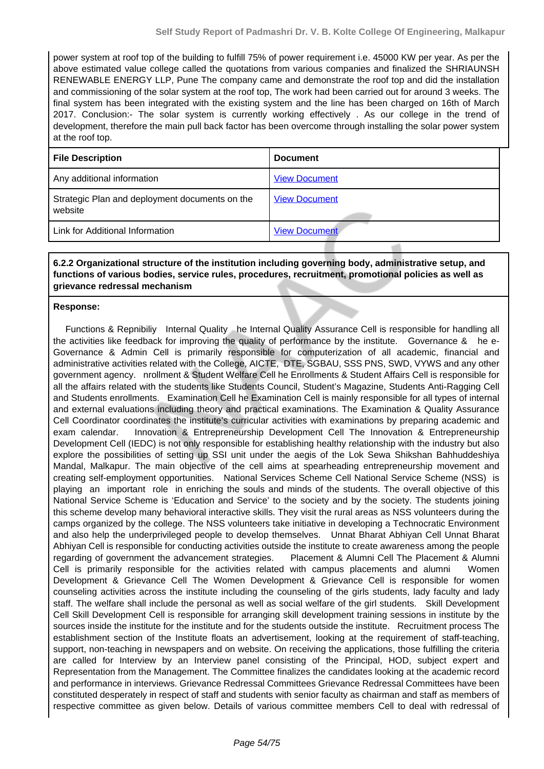power system at roof top of the building to fulfill 75% of power requirement i.e. 45000 KW per year. As per the above estimated value college called the quotations from various companies and finalized the SHRIAUNSH RENEWABLE ENERGY LLP, Pune The company came and demonstrate the roof top and did the installation and commissioning of the solar system at the roof top, The work had been carried out for around 3 weeks. The final system has been integrated with the existing system and the line has been charged on 16th of March 2017. Conclusion:- The solar system is currently working effectively . As our college in the trend of development, therefore the main pull back factor has been overcome through installing the solar power system at the roof top.

| File Description | Document |
|---|---|
| Any additional information | View Document |
| Strategic Plan and deployment documents on the website | View Document |
| Link for Additional Information | View Document |

**6.2.2 Organizational structure of the institution including governing body, administrative setup, and functions of various bodies, service rules, procedures, recruitment, promotional policies as well as grievance redressal mechanism**

**Response:**

Functions & Repnibiliy Internal Quality he Internal Quality Assurance Cell is responsible for handling all the activities like feedback for improving the quality of performance by the institute. Governance & he e-Governance & Admin Cell is primarily responsible for computerization of all academic, financial and administrative activities related with the College, AICTE, DTE, SGBAU, SSS PNS, SWD, VYWS and any other government agency. nrollment & Student Welfare Cell he Enrollments & Student Affairs Cell is responsible for all the affairs related with the students like Students Council, Student's Magazine, Students Anti-Ragging Cell and Students enrollments. Examination Cell he Examination Cell is mainly responsible for all types of internal and external evaluations including theory and practical examinations. The Examination & Quality Assurance Cell Coordinator coordinates the institute's curricular activities with examinations by preparing academic and exam calendar. Innovation & Entrepreneurship Development Cell The Innovation & Entrepreneurship Development Cell (IEDC) is not only responsible for establishing healthy relationship with the industry but also explore the possibilities of setting up SSI unit under the aegis of the Lok Sewa Shikshan Bahhuddeshiya Mandal, Malkapur. The main objective of the cell aims at spearheading entrepreneurship movement and creating self-employment opportunities. National Services Scheme Cell National Service Scheme (NSS) is playing an important role in enriching the souls and minds of the students. The overall objective of this National Service Scheme is 'Education and Service' to the society and by the society. The students joining this scheme develop many behavioral interactive skills. They visit the rural areas as NSS volunteers during the camps organized by the college. The NSS volunteers take initiative in developing a Technocratic Environment and also help the underprivileged people to develop themselves. Unnat Bharat Abhiyan Cell Unnat Bharat Abhiyan Cell is responsible for conducting activities outside the institute to create awareness among the people regarding of government the advancement strategies. Placement & Alumni Cell The Placement & Alumni Cell is primarily responsible for the activities related with campus placements and alumni Women Development & Grievance Cell The Women Development & Grievance Cell is responsible for women counseling activities across the institute including the counseling of the girls students, lady faculty and lady staff. The welfare shall include the personal as well as social welfare of the girl students. Skill Development Cell Skill Development Cell is responsible for arranging skill development training sessions in institute by the sources inside the institute for the institute and for the students outside the institute. Recruitment process The establishment section of the Institute floats an advertisement, looking at the requirement of staff-teaching, support, non-teaching in newspapers and on website. On receiving the applications, those fulfilling the criteria are called for Interview by an Interview panel consisting of the Principal, HOD, subject expert and Representation from the Management. The Committee finalizes the candidates looking at the academic record and performance in interviews. Grievance Redressal Committees Grievance Redressal Committees have been constituted desperately in respect of staff and students with senior faculty as chairman and staff as members of respective committee as given below. Details of various committee members Cell to deal with redressal of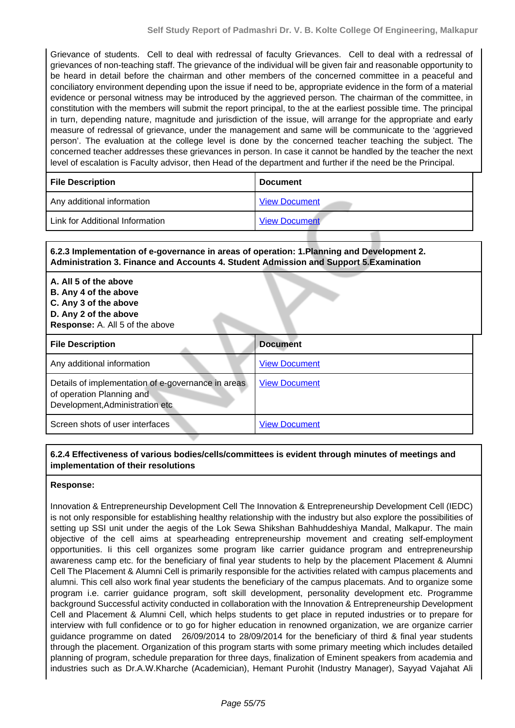Grievance of students. Cell to deal with redressal of faculty Grievances. Cell to deal with a redressal of grievances of non-teaching staff. The grievance of the individual will be given fair and reasonable opportunity to be heard in detail before the chairman and other members of the concerned committee in a peaceful and conciliatory environment depending upon the issue if need to be, appropriate evidence in the form of a material evidence or personal witness may be introduced by the aggrieved person. The chairman of the committee, in constitution with the members will submit the report principal, to the at the earliest possible time. The principal in turn, depending nature, magnitude and jurisdiction of the issue, will arrange for the appropriate and early measure of redressal of grievance, under the management and same will be communicate to the 'aggrieved person'. The evaluation at the college level is done by the concerned teacher teaching the subject. The concerned teacher addresses these grievances in person. In case it cannot be handled by the teacher the next level of escalation is Faculty advisor, then Head of the department and further if the need be the Principal.

| File Description | Document |
|---|---|
| Any additional information | View Document |
| Link for Additional Information | View Document |

**6.2.3 Implementation of e-governance in areas of operation: 1.Planning and Development 2. Administration 3. Finance and Accounts 4. Student Admission and Support 5.Examination**

**A. All 5 of the above**
**B. Any 4 of the above**
**C. Any 3 of the above**
**D. Any 2 of the above**
**Response:** A. All 5 of the above

| File Description | Document |
|---|---|
| Any additional information | View Document |
| Details of implementation of e-governance in areas of operation Planning and Development,Administration etc | View Document |
| Screen shots of user interfaces | View Document |

**6.2.4 Effectiveness of various bodies/cells/committees is evident through minutes of meetings and implementation of their resolutions**

**Response:**

Innovation & Entrepreneurship Development Cell The Innovation & Entrepreneurship Development Cell (IEDC) is not only responsible for establishing healthy relationship with the industry but also explore the possibilities of setting up SSI unit under the aegis of the Lok Sewa Shikshan Bahhuddeshiya Mandal, Malkapur. The main objective of the cell aims at spearheading entrepreneurship movement and creating self-employment opportunities. Ii this cell organizes some program like carrier guidance program and entrepreneurship awareness camp etc. for the beneficiary of final year students to help by the placement Placement & Alumni Cell The Placement & Alumni Cell is primarily responsible for the activities related with campus placements and alumni. This cell also work final year students the beneficiary of the campus placemats. And to organize some program i.e. carrier guidance program, soft skill development, personality development etc. Programme background Successful activity conducted in collaboration with the Innovation & Entrepreneurship Development Cell and Placement & Alumni Cell, which helps students to get place in reputed industries or to prepare for interview with full confidence or to go for higher education in renowned organization, we are organize carrier guidance programme on dated 26/09/2014 to 28/09/2014 for the beneficiary of third & final year students through the placement. Organization of this program starts with some primary meeting which includes detailed planning of program, schedule preparation for three days, finalization of Eminent speakers from academia and industries such as Dr.A.W.Kharche (Academician), Hemant Purohit (Industry Manager), Sayyad Vajahat Ali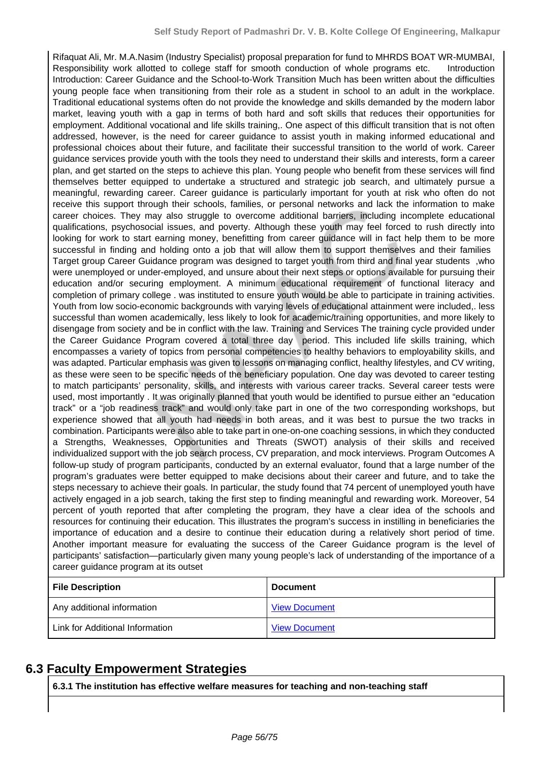Rifaquat Ali, Mr. M.A.Nasim (Industry Specialist) proposal preparation for fund to MHRDS BOAT WR-MUMBAI, Responsibility work allotted to college staff for smooth conduction of whole programs etc. Introduction Introduction: Career Guidance and the School-to-Work Transition Much has been written about the difficulties young people face when transitioning from their role as a student in school to an adult in the workplace. Traditional educational systems often do not provide the knowledge and skills demanded by the modern labor market, leaving youth with a gap in terms of both hard and soft skills that reduces their opportunities for employment. Additional vocational and life skills training,. One aspect of this difficult transition that is not often addressed, however, is the need for career guidance to assist youth in making informed educational and professional choices about their future, and facilitate their successful transition to the world of work. Career guidance services provide youth with the tools they need to understand their skills and interests, form a career plan, and get started on the steps to achieve this plan. Young people who benefit from these services will find themselves better equipped to undertake a structured and strategic job search, and ultimately pursue a meaningful, rewarding career. Career guidance is particularly important for youth at risk who often do not receive this support through their schools, families, or personal networks and lack the information to make career choices. They may also struggle to overcome additional barriers, including incomplete educational qualifications, psychosocial issues, and poverty. Although these youth may feel forced to rush directly into looking for work to start earning money, benefitting from career guidance will in fact help them to be more successful in finding and holding onto a job that will allow them to support themselves and their families Target group Career Guidance program was designed to target youth from third and final year students ,who were unemployed or under-employed, and unsure about their next steps or options available for pursuing their education and/or securing employment. A minimum educational requirement of functional literacy and completion of primary college . was instituted to ensure youth would be able to participate in training activities. Youth from low socio-economic backgrounds with varying levels of educational attainment were included,. less successful than women academically, less likely to look for academic/training opportunities, and more likely to disengage from society and be in conflict with the law. Training and Services The training cycle provided under the Career Guidance Program covered a total three day period. This included life skills training, which encompasses a variety of topics from personal competencies to healthy behaviors to employability skills, and was adapted. Particular emphasis was given to lessons on managing conflict, healthy lifestyles, and CV writing, as these were seen to be specific needs of the beneficiary population. One day was devoted to career testing to match participants' personality, skills, and interests with various career tracks. Several career tests were used, most importantly . It was originally planned that youth would be identified to pursue either an "education track" or a "job readiness track" and would only take part in one of the two corresponding workshops, but experience showed that all youth had needs in both areas, and it was best to pursue the two tracks in combination. Participants were also able to take part in one-on-one coaching sessions, in which they conducted a Strengths, Weaknesses, Opportunities and Threats (SWOT) analysis of their skills and received individualized support with the job search process, CV preparation, and mock interviews. Program Outcomes A follow-up study of program participants, conducted by an external evaluator, found that a large number of the program's graduates were better equipped to make decisions about their career and future, and to take the steps necessary to achieve their goals. In particular, the study found that 74 percent of unemployed youth have actively engaged in a job search, taking the first step to finding meaningful and rewarding work. Moreover, 54 percent of youth reported that after completing the program, they have a clear idea of the schools and resources for continuing their education. This illustrates the program's success in instilling in beneficiaries the importance of education and a desire to continue their education during a relatively short period of time. Another important measure for evaluating the success of the Career Guidance program is the level of participants' satisfaction—particularly given many young people's lack of understanding of the importance of a career guidance program at its outset

| File Description | Document |
|---|---|
| Any additional information | View Document |
| Link for Additional Information | View Document |

## 6.3 Faculty Empowerment Strategies

**6.3.1 The institution has effective welfare measures for teaching and non-teaching staff**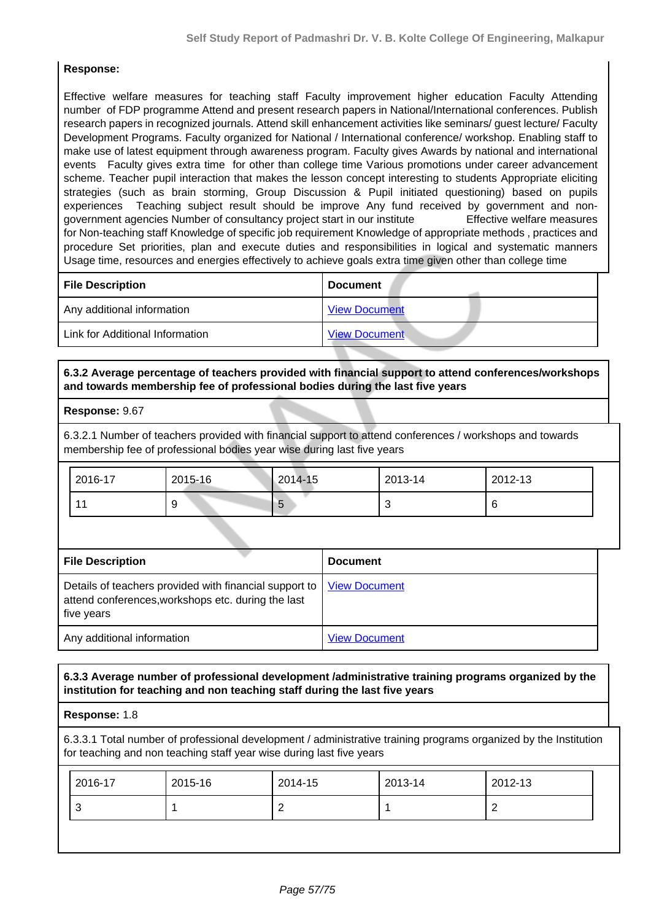**Response:**

Effective welfare measures for teaching staff Faculty improvement higher education Faculty Attending number of FDP programme Attend and present research papers in National/International conferences. Publish research papers in recognized journals. Attend skill enhancement activities like seminars/ guest lecture/ Faculty Development Programs. Faculty organized for National / International conference/ workshop. Enabling staff to make use of latest equipment through awareness program. Faculty gives Awards by national and international events Faculty gives extra time for other than college time Various promotions under career advancement scheme. Teacher pupil interaction that makes the lesson concept interesting to students Appropriate eliciting strategies (such as brain storming, Group Discussion & Pupil initiated questioning) based on pupils experiences Teaching subject result should be improve Any fund received by government and non-government agencies Number of consultancy project start in our institute Effective welfare measures for Non-teaching staff Knowledge of specific job requirement Knowledge of appropriate methods , practices and procedure Set priorities, plan and execute duties and responsibilities in logical and systematic manners Usage time, resources and energies effectively to achieve goals extra time given other than college time

| File Description | Document |
|---|---|
| Any additional information | View Document |
| Link for Additional Information | View Document |

**6.3.2 Average percentage of teachers provided with financial support to attend conferences/workshops and towards membership fee of professional bodies during the last five years**

**Response:** 9.67

6.3.2.1 Number of teachers provided with financial support to attend conferences / workshops and towards membership fee of professional bodies year wise during last five years

| 2016-17 | 2015-16 | 2014-15 | 2013-14 | 2012-13 |
|---|---|---|---|---|
| 11 | 9 | 5 | 3 | 6 |

| File Description | Document |
|---|---|
| Details of teachers provided with financial support to attend conferences,workshops etc. during the last five years | View Document |
| Any additional information | View Document |

**6.3.3 Average number of professional development /administrative training programs organized by the institution for teaching and non teaching staff during the last five years**

**Response:** 1.8

6.3.3.1 Total number of professional development / administrative training programs organized by the Institution for teaching and non teaching staff year wise during last five years

| 2016-17 | 2015-16 | 2014-15 | 2013-14 | 2012-13 |
|---|---|---|---|---|
| 3 | 1 | 2 | 1 | 2 |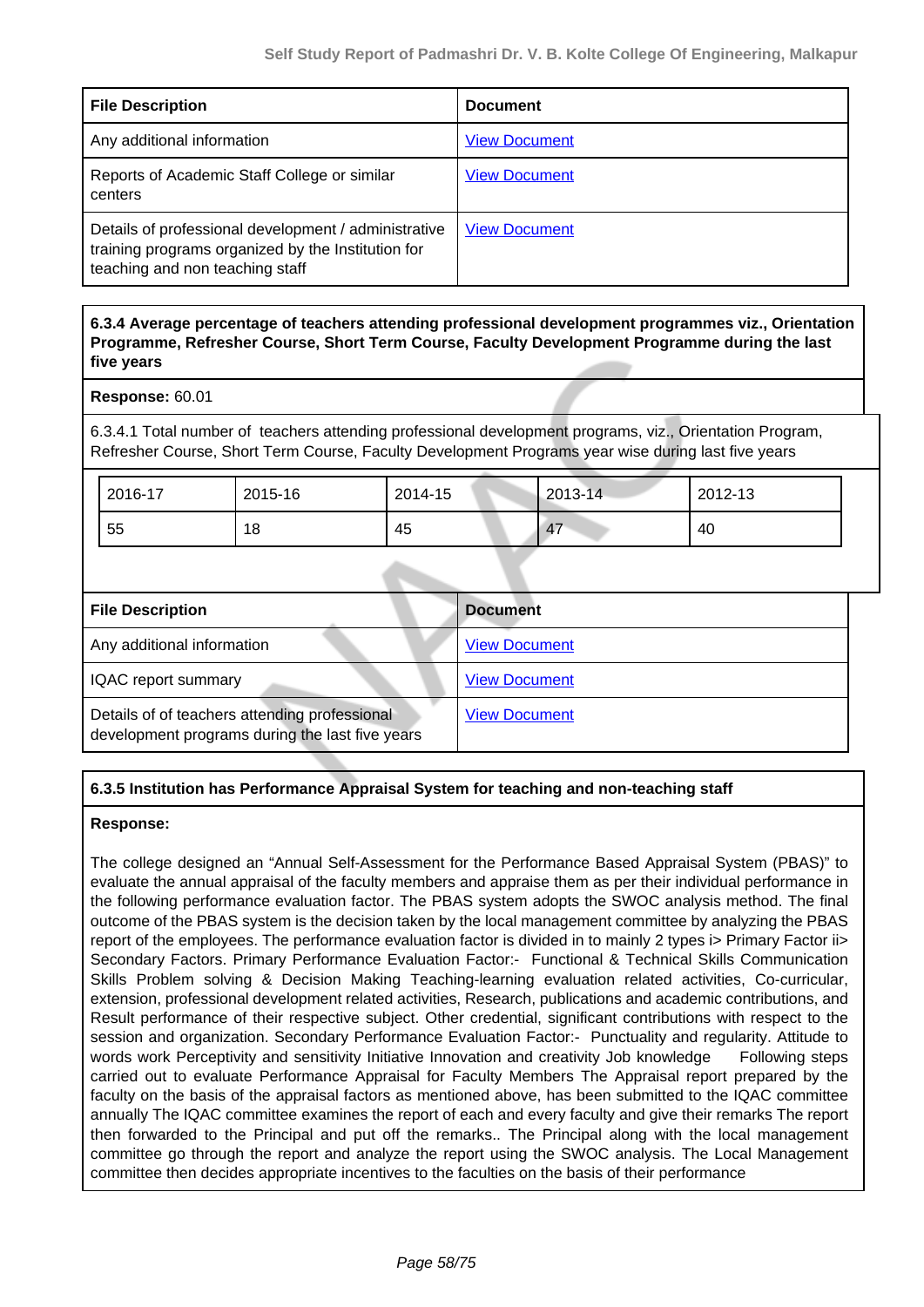| File Description | Document |
|---|---|
| Any additional information | View Document |
| Reports of Academic Staff College or similar centers | View Document |
| Details of professional development / administrative training programs organized by the Institution for teaching and non teaching staff | View Document |

**6.3.4 Average percentage of teachers attending professional development programmes viz., Orientation Programme, Refresher Course, Short Term Course, Faculty Development Programme during the last five years**

**Response:** 60.01

6.3.4.1 Total number of teachers attending professional development programs, viz., Orientation Program, Refresher Course, Short Term Course, Faculty Development Programs year wise during last five years

| 2016-17 | 2015-16 | 2014-15 | 2013-14 | 2012-13 |
|---|---|---|---|---|
| 55 | 18 | 45 | 47 | 40 |

| File Description | Document |
|---|---|
| Any additional information | View Document |
| IQAC report summary | View Document |
| Details of of teachers attending professional development programs during the last five years | View Document |

**6.3.5 Institution has Performance Appraisal System for teaching and non-teaching staff**

**Response:**

The college designed an "Annual Self-Assessment for the Performance Based Appraisal System (PBAS)" to evaluate the annual appraisal of the faculty members and appraise them as per their individual performance in the following performance evaluation factor. The PBAS system adopts the SWOC analysis method. The final outcome of the PBAS system is the decision taken by the local management committee by analyzing the PBAS report of the employees. The performance evaluation factor is divided in to mainly 2 types i> Primary Factor ii> Secondary Factors. Primary Performance Evaluation Factor:- Functional & Technical Skills Communication Skills Problem solving & Decision Making Teaching-learning evaluation related activities, Co-curricular, extension, professional development related activities, Research, publications and academic contributions, and Result performance of their respective subject. Other credential, significant contributions with respect to the session and organization. Secondary Performance Evaluation Factor:- Punctuality and regularity. Attitude to words work Perceptivity and sensitivity Initiative Innovation and creativity Job knowledge Following steps carried out to evaluate Performance Appraisal for Faculty Members The Appraisal report prepared by the faculty on the basis of the appraisal factors as mentioned above, has been submitted to the IQAC committee annually The IQAC committee examines the report of each and every faculty and give their remarks The report then forwarded to the Principal and put off the remarks.. The Principal along with the local management committee go through the report and analyze the report using the SWOC analysis. The Local Management committee then decides appropriate incentives to the faculties on the basis of their performance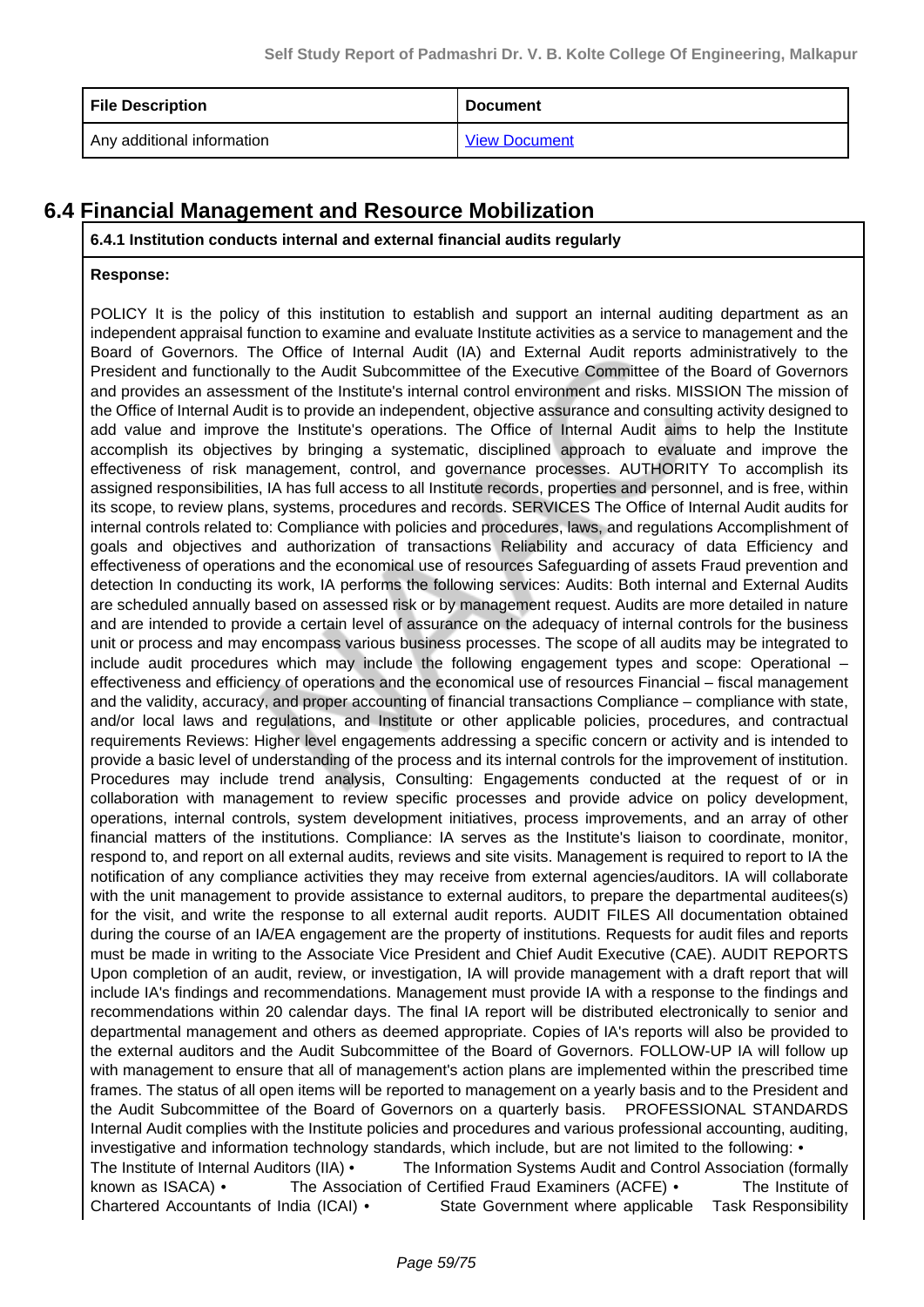| File Description | Document |
|---|---|
| Any additional information | View Document |

## 6.4 Financial Management and Resource Mobilization

**6.4.1 Institution conducts internal and external financial audits regularly**

**Response:**

POLICY It is the policy of this institution to establish and support an internal auditing department as an independent appraisal function to examine and evaluate Institute activities as a service to management and the Board of Governors. The Office of Internal Audit (IA) and External Audit reports administratively to the President and functionally to the Audit Subcommittee of the Executive Committee of the Board of Governors and provides an assessment of the Institute's internal control environment and risks. MISSION The mission of the Office of Internal Audit is to provide an independent, objective assurance and consulting activity designed to add value and improve the Institute's operations. The Office of Internal Audit aims to help the Institute accomplish its objectives by bringing a systematic, disciplined approach to evaluate and improve the effectiveness of risk management, control, and governance processes. AUTHORITY To accomplish its assigned responsibilities, IA has full access to all Institute records, properties and personnel, and is free, within its scope, to review plans, systems, procedures and records. SERVICES The Office of Internal Audit audits for internal controls related to: Compliance with policies and procedures, laws, and regulations Accomplishment of goals and objectives and authorization of transactions Reliability and accuracy of data Efficiency and effectiveness of operations and the economical use of resources Safeguarding of assets Fraud prevention and detection In conducting its work, IA performs the following services: Audits: Both internal and External Audits are scheduled annually based on assessed risk or by management request. Audits are more detailed in nature and are intended to provide a certain level of assurance on the adequacy of internal controls for the business unit or process and may encompass various business processes. The scope of all audits may be integrated to include audit procedures which may include the following engagement types and scope: Operational – effectiveness and efficiency of operations and the economical use of resources Financial – fiscal management and the validity, accuracy, and proper accounting of financial transactions Compliance – compliance with state, and/or local laws and regulations, and Institute or other applicable policies, procedures, and contractual requirements Reviews: Higher level engagements addressing a specific concern or activity and is intended to provide a basic level of understanding of the process and its internal controls for the improvement of institution. Procedures may include trend analysis, Consulting: Engagements conducted at the request of or in collaboration with management to review specific processes and provide advice on policy development, operations, internal controls, system development initiatives, process improvements, and an array of other financial matters of the institutions. Compliance: IA serves as the Institute's liaison to coordinate, monitor, respond to, and report on all external audits, reviews and site visits. Management is required to report to IA the notification of any compliance activities they may receive from external agencies/auditors. IA will collaborate with the unit management to provide assistance to external auditors, to prepare the departmental auditees(s) for the visit, and write the response to all external audit reports. AUDIT FILES All documentation obtained during the course of an IA/EA engagement are the property of institutions. Requests for audit files and reports must be made in writing to the Associate Vice President and Chief Audit Executive (CAE). AUDIT REPORTS Upon completion of an audit, review, or investigation, IA will provide management with a draft report that will include IA's findings and recommendations. Management must provide IA with a response to the findings and recommendations within 20 calendar days. The final IA report will be distributed electronically to senior and departmental management and others as deemed appropriate. Copies of IA's reports will also be provided to the external auditors and the Audit Subcommittee of the Board of Governors. FOLLOW-UP IA will follow up with management to ensure that all of management's action plans are implemented within the prescribed time frames. The status of all open items will be reported to management on a yearly basis and to the President and the Audit Subcommittee of the Board of Governors on a quarterly basis. PROFESSIONAL STANDARDS Internal Audit complies with the Institute policies and procedures and various professional accounting, auditing, investigative and information technology standards, which include, but are not limited to the following: • The Institute of Internal Auditors (IIA) • The Information Systems Audit and Control Association (formally known as ISACA) • The Association of Certified Fraud Examiners (ACFE) • The Institute of Chartered Accountants of India (ICAI) • State Government where applicable Task Responsibility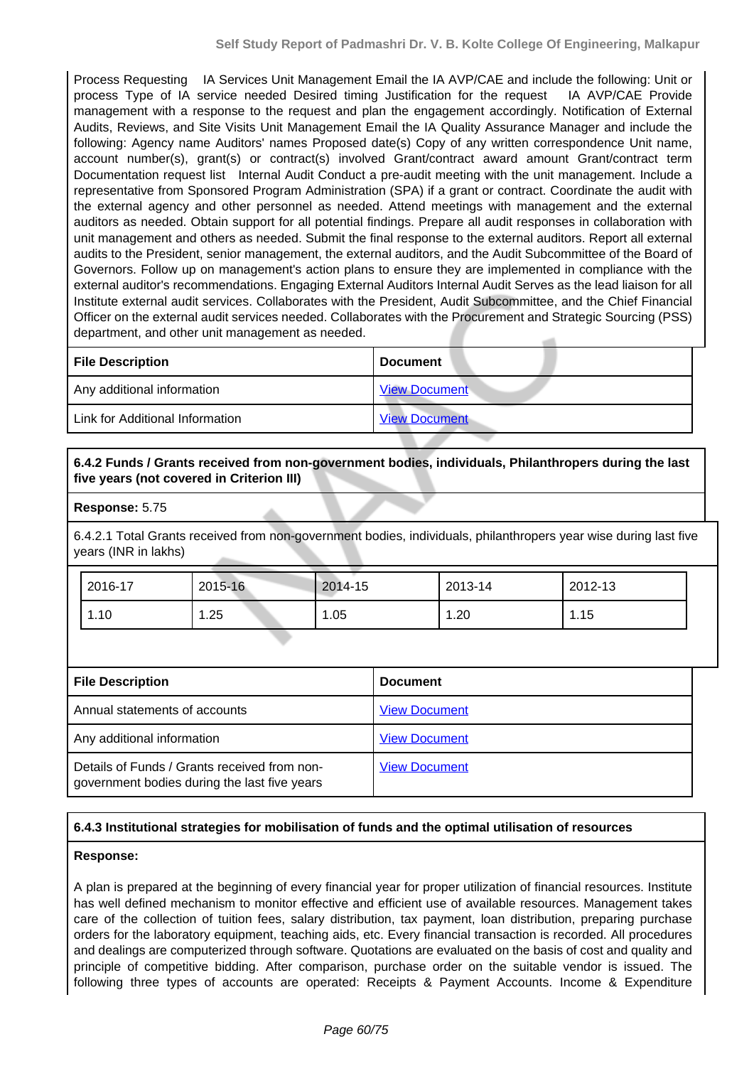Process Requesting  IA Services Unit Management Email the IA AVP/CAE and include the following: Unit or process Type of IA service needed Desired timing Justification for the request  IA AVP/CAE Provide management with a response to the request and plan the engagement accordingly. Notification of External Audits, Reviews, and Site Visits Unit Management Email the IA Quality Assurance Manager and include the following: Agency name Auditors' names Proposed date(s) Copy of any written correspondence Unit name, account number(s), grant(s) or contract(s) involved Grant/contract award amount Grant/contract term Documentation request list  Internal Audit Conduct a pre-audit meeting with the unit management. Include a representative from Sponsored Program Administration (SPA) if a grant or contract. Coordinate the audit with the external agency and other personnel as needed. Attend meetings with management and the external auditors as needed. Obtain support for all potential findings. Prepare all audit responses in collaboration with unit management and others as needed. Submit the final response to the external auditors. Report all external audits to the President, senior management, the external auditors, and the Audit Subcommittee of the Board of Governors. Follow up on management's action plans to ensure they are implemented in compliance with the external auditor's recommendations. Engaging External Auditors Internal Audit Serves as the lead liaison for all Institute external audit services. Collaborates with the President, Audit Subcommittee, and the Chief Financial Officer on the external audit services needed. Collaborates with the Procurement and Strategic Sourcing (PSS) department, and other unit management as needed.

| File Description | Document |
|---|---|
| Any additional information | View Document |
| Link for Additional Information | View Document |

**6.4.2 Funds / Grants received from non-government bodies, individuals, Philanthropers during the last five years (not covered in Criterion III)**

**Response:** 5.75

6.4.2.1 Total Grants received from non-government bodies, individuals, philanthropers year wise during last five years (INR in lakhs)

| 2016-17 | 2015-16 | 2014-15 | 2013-14 | 2012-13 |
|---|---|---|---|---|
| 1.10 | 1.25 | 1.05 | 1.20 | 1.15 |

| File Description | Document |
|---|---|
| Annual statements of accounts | View Document |
| Any additional information | View Document |
| Details of Funds / Grants received from non-government bodies during the last five years | View Document |

**6.4.3 Institutional strategies for mobilisation of funds and the optimal utilisation of resources**

**Response:**

A plan is prepared at the beginning of every financial year for proper utilization of financial resources. Institute has well defined mechanism to monitor effective and efficient use of available resources. Management takes care of the collection of tuition fees, salary distribution, tax payment, loan distribution, preparing purchase orders for the laboratory equipment, teaching aids, etc. Every financial transaction is recorded. All procedures and dealings are computerized through software. Quotations are evaluated on the basis of cost and quality and principle of competitive bidding. After comparison, purchase order on the suitable vendor is issued. The following three types of accounts are operated: Receipts & Payment Accounts. Income & Expenditure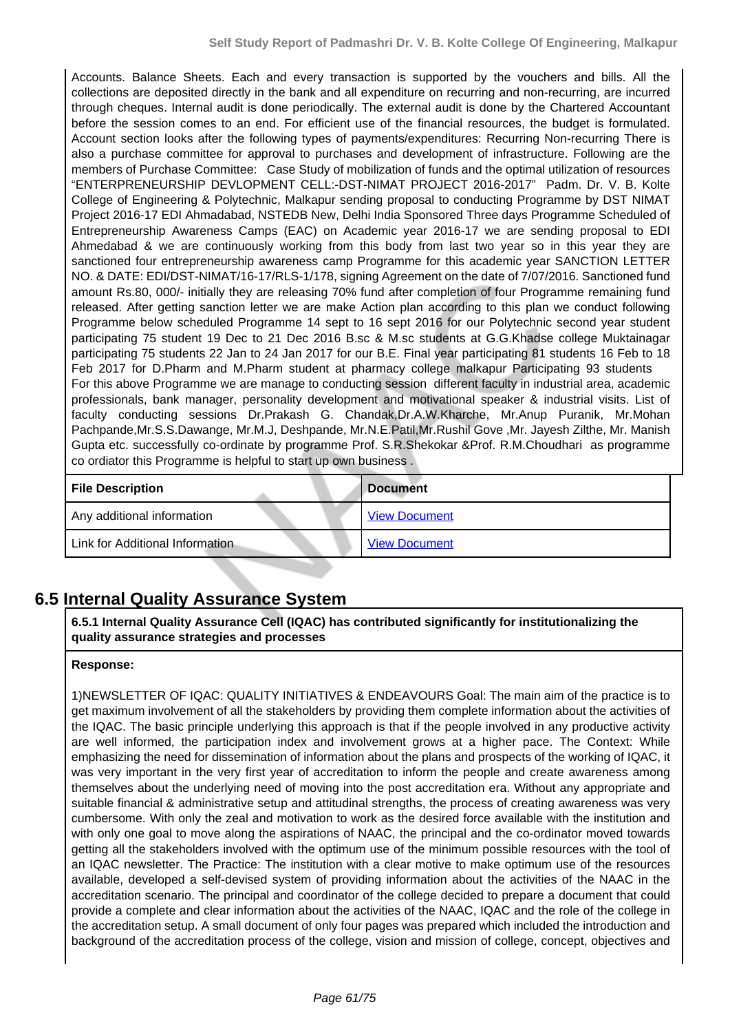Accounts. Balance Sheets. Each and every transaction is supported by the vouchers and bills. All the collections are deposited directly in the bank and all expenditure on recurring and non-recurring, are incurred through cheques. Internal audit is done periodically. The external audit is done by the Chartered Accountant before the session comes to an end. For efficient use of the financial resources, the budget is formulated. Account section looks after the following types of payments/expenditures: Recurring Non-recurring There is also a purchase committee for approval to purchases and development of infrastructure. Following are the members of Purchase Committee: Case Study of mobilization of funds and the optimal utilization of resources "ENTERPRENEURSHIP DEVLOPMENT CELL:-DST-NIMAT PROJECT 2016-2017" Padm. Dr. V. B. Kolte College of Engineering & Polytechnic, Malkapur sending proposal to conducting Programme by DST NIMAT Project 2016-17 EDI Ahmadabad, NSTEDB New, Delhi India Sponsored Three days Programme Scheduled of Entrepreneurship Awareness Camps (EAC) on Academic year 2016-17 we are sending proposal to EDI Ahmedabad & we are continuously working from this body from last two year so in this year they are sanctioned four entrepreneurship awareness camp Programme for this academic year SANCTION LETTER NO. & DATE: EDI/DST-NIMAT/16-17/RLS-1/178, signing Agreement on the date of 7/07/2016. Sanctioned fund amount Rs.80, 000/- initially they are releasing 70% fund after completion of four Programme remaining fund released. After getting sanction letter we are make Action plan according to this plan we conduct following Programme below scheduled Programme 14 sept to 16 sept 2016 for our Polytechnic second year student participating 75 student 19 Dec to 21 Dec 2016 B.sc & M.sc students at G.G.Khadse college Muktainagar participating 75 students 22 Jan to 24 Jan 2017 for our B.E. Final year participating 81 students 16 Feb to 18 Feb 2017 for D.Pharm and M.Pharm student at pharmacy college malkapur Participating 93 students

For this above Programme we are manage to conducting session different faculty in industrial area, academic professionals, bank manager, personality development and motivational speaker & industrial visits. List of faculty conducting sessions Dr.Prakash G. Chandak,Dr.A.W.Kharche, Mr.Anup Puranik, Mr.Mohan Pachpande,Mr.S.S.Dawange, Mr.M.J, Deshpande, Mr.N.E.Patil,Mr.Rushil Gove ,Mr. Jayesh Zilthe, Mr. Manish Gupta etc. successfully co-ordinate by programme Prof. S.R.Shekokar &Prof. R.M.Choudhari as programme co ordiator this Programme is helpful to start up own business .

| File Description | Document |
|---|---|
| Any additional information | View Document |
| Link for Additional Information | View Document |

## 6.5 Internal Quality Assurance System

**6.5.1 Internal Quality Assurance Cell (IQAC) has contributed significantly for institutionalizing the quality assurance strategies and processes**

**Response:**

1)NEWSLETTER OF IQAC: QUALITY INITIATIVES & ENDEAVOURS Goal: The main aim of the practice is to get maximum involvement of all the stakeholders by providing them complete information about the activities of the IQAC. The basic principle underlying this approach is that if the people involved in any productive activity are well informed, the participation index and involvement grows at a higher pace. The Context: While emphasizing the need for dissemination of information about the plans and prospects of the working of IQAC, it was very important in the very first year of accreditation to inform the people and create awareness among themselves about the underlying need of moving into the post accreditation era. Without any appropriate and suitable financial & administrative setup and attitudinal strengths, the process of creating awareness was very cumbersome. With only the zeal and motivation to work as the desired force available with the institution and with only one goal to move along the aspirations of NAAC, the principal and the co-ordinator moved towards getting all the stakeholders involved with the optimum use of the minimum possible resources with the tool of an IQAC newsletter. The Practice: The institution with a clear motive to make optimum use of the resources available, developed a self-devised system of providing information about the activities of the NAAC in the accreditation scenario. The principal and coordinator of the college decided to prepare a document that could provide a complete and clear information about the activities of the NAAC, IQAC and the role of the college in the accreditation setup. A small document of only four pages was prepared which included the introduction and background of the accreditation process of the college, vision and mission of college, concept, objectives and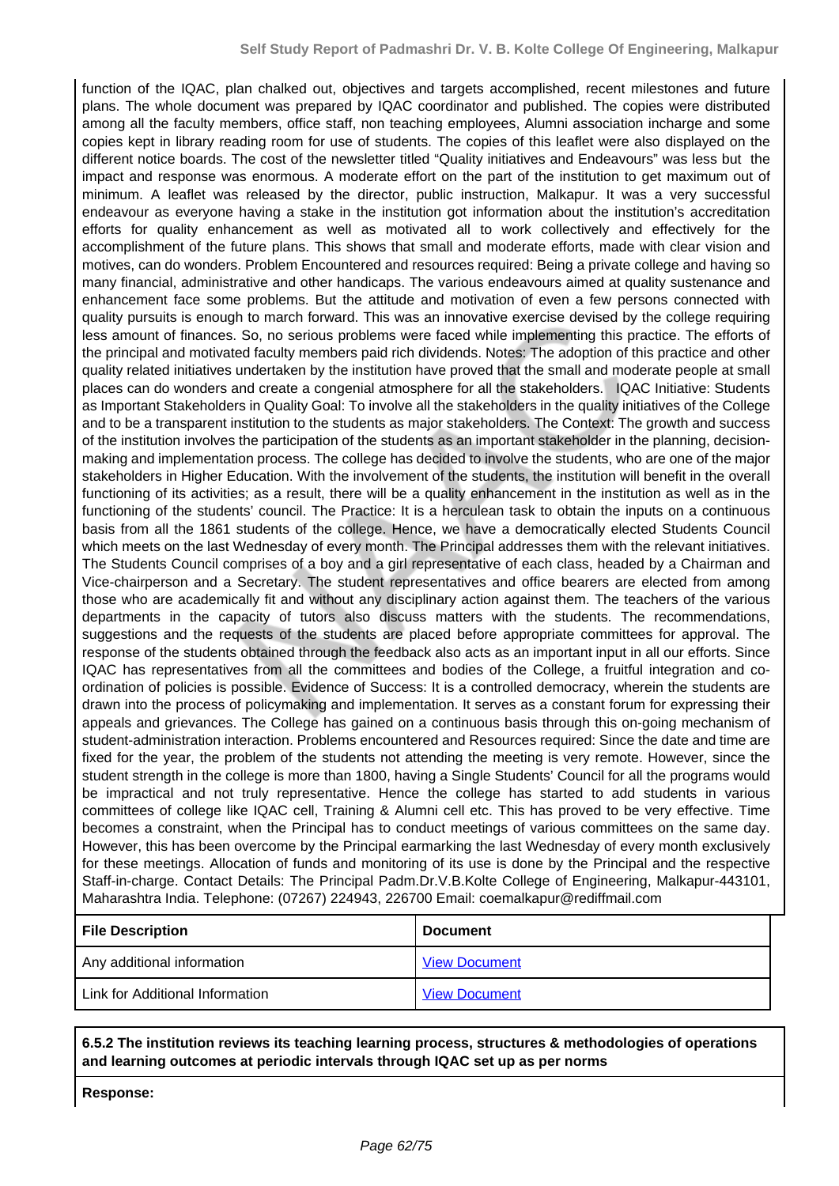function of the IQAC, plan chalked out, objectives and targets accomplished, recent milestones and future plans. The whole document was prepared by IQAC coordinator and published. The copies were distributed among all the faculty members, office staff, non teaching employees, Alumni association incharge and some copies kept in library reading room for use of students. The copies of this leaflet were also displayed on the different notice boards. The cost of the newsletter titled "Quality initiatives and Endeavours" was less but the impact and response was enormous. A moderate effort on the part of the institution to get maximum out of minimum. A leaflet was released by the director, public instruction, Malkapur. It was a very successful endeavour as everyone having a stake in the institution got information about the institution's accreditation efforts for quality enhancement as well as motivated all to work collectively and effectively for the accomplishment of the future plans. This shows that small and moderate efforts, made with clear vision and motives, can do wonders. Problem Encountered and resources required: Being a private college and having so many financial, administrative and other handicaps. The various endeavours aimed at quality sustenance and enhancement face some problems. But the attitude and motivation of even a few persons connected with quality pursuits is enough to march forward. This was an innovative exercise devised by the college requiring less amount of finances. So, no serious problems were faced while implementing this practice. The efforts of the principal and motivated faculty members paid rich dividends. Notes: The adoption of this practice and other quality related initiatives undertaken by the institution have proved that the small and moderate people at small places can do wonders and create a congenial atmosphere for all the stakeholders. IQAC Initiative: Students as Important Stakeholders in Quality Goal: To involve all the stakeholders in the quality initiatives of the College and to be a transparent institution to the students as major stakeholders. The Context: The growth and success of the institution involves the participation of the students as an important stakeholder in the planning, decision-making and implementation process. The college has decided to involve the students, who are one of the major stakeholders in Higher Education. With the involvement of the students, the institution will benefit in the overall functioning of its activities; as a result, there will be a quality enhancement in the institution as well as in the functioning of the students' council. The Practice: It is a herculean task to obtain the inputs on a continuous basis from all the 1861 students of the college. Hence, we have a democratically elected Students Council which meets on the last Wednesday of every month. The Principal addresses them with the relevant initiatives. The Students Council comprises of a boy and a girl representative of each class, headed by a Chairman and Vice-chairperson and a Secretary. The student representatives and office bearers are elected from among those who are academically fit and without any disciplinary action against them. The teachers of the various departments in the capacity of tutors also discuss matters with the students. The recommendations, suggestions and the requests of the students are placed before appropriate committees for approval. The response of the students obtained through the feedback also acts as an important input in all our efforts. Since IQAC has representatives from all the committees and bodies of the College, a fruitful integration and co-ordination of policies is possible. Evidence of Success: It is a controlled democracy, wherein the students are drawn into the process of policymaking and implementation. It serves as a constant forum for expressing their appeals and grievances. The College has gained on a continuous basis through this on-going mechanism of student-administration interaction. Problems encountered and Resources required: Since the date and time are fixed for the year, the problem of the students not attending the meeting is very remote. However, since the student strength in the college is more than 1800, having a Single Students' Council for all the programs would be impractical and not truly representative. Hence the college has started to add students in various committees of college like IQAC cell, Training & Alumni cell etc. This has proved to be very effective. Time becomes a constraint, when the Principal has to conduct meetings of various committees on the same day. However, this has been overcome by the Principal earmarking the last Wednesday of every month exclusively for these meetings. Allocation of funds and monitoring of its use is done by the Principal and the respective Staff-in-charge. Contact Details: The Principal Padm.Dr.V.B.Kolte College of Engineering, Malkapur-443101, Maharashtra India. Telephone: (07267) 224943, 226700 Email: coemalkapur@rediffmail.com

| File Description | Document |
|---|---|
| Any additional information | View Document |
| Link for Additional Information | View Document |

**6.5.2 The institution reviews its teaching learning process, structures & methodologies of operations and learning outcomes at periodic intervals through IQAC set up as per norms**

**Response:**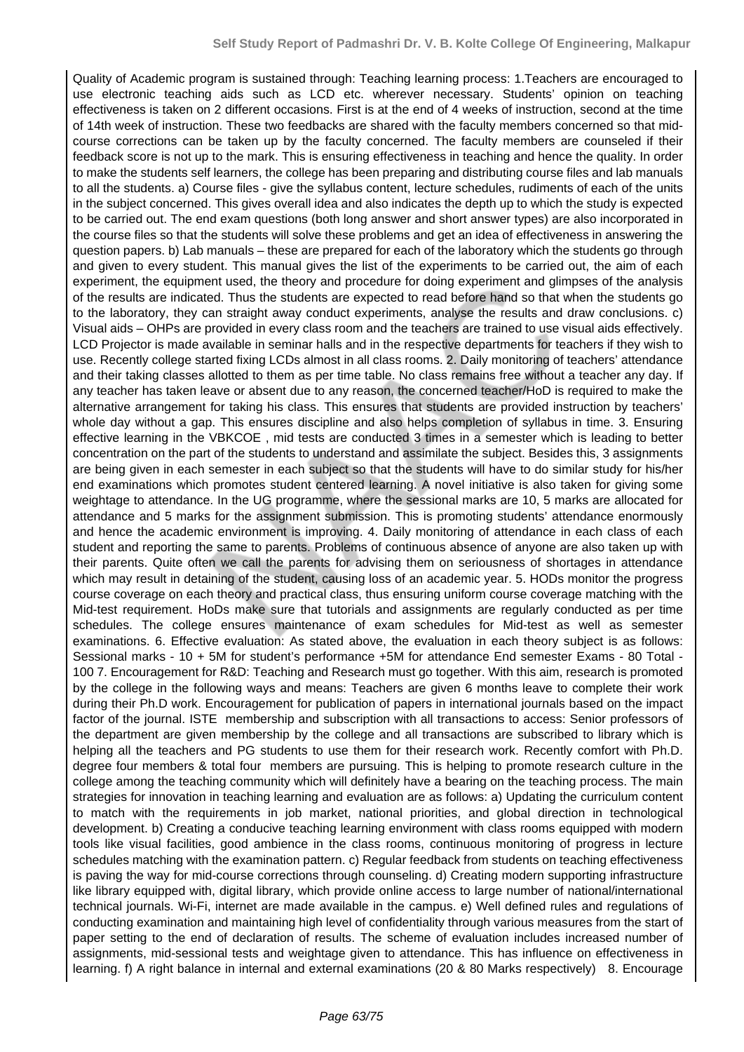Quality of Academic program is sustained through: Teaching learning process: 1.Teachers are encouraged to use electronic teaching aids such as LCD etc. wherever necessary. Students' opinion on teaching effectiveness is taken on 2 different occasions. First is at the end of 4 weeks of instruction, second at the time of 14th week of instruction. These two feedbacks are shared with the faculty members concerned so that mid-course corrections can be taken up by the faculty concerned. The faculty members are counseled if their feedback score is not up to the mark. This is ensuring effectiveness in teaching and hence the quality. In order to make the students self learners, the college has been preparing and distributing course files and lab manuals to all the students. a) Course files - give the syllabus content, lecture schedules, rudiments of each of the units in the subject concerned. This gives overall idea and also indicates the depth up to which the study is expected to be carried out. The end exam questions (both long answer and short answer types) are also incorporated in the course files so that the students will solve these problems and get an idea of effectiveness in answering the question papers. b) Lab manuals – these are prepared for each of the laboratory which the students go through and given to every student. This manual gives the list of the experiments to be carried out, the aim of each experiment, the equipment used, the theory and procedure for doing experiment and glimpses of the analysis of the results are indicated. Thus the students are expected to read before hand so that when the students go to the laboratory, they can straight away conduct experiments, analyse the results and draw conclusions. c) Visual aids – OHPs are provided in every class room and the teachers are trained to use visual aids effectively. LCD Projector is made available in seminar halls and in the respective departments for teachers if they wish to use. Recently college started fixing LCDs almost in all class rooms. 2. Daily monitoring of teachers' attendance and their taking classes allotted to them as per time table. No class remains free without a teacher any day. If any teacher has taken leave or absent due to any reason, the concerned teacher/HoD is required to make the alternative arrangement for taking his class. This ensures that students are provided instruction by teachers' whole day without a gap. This ensures discipline and also helps completion of syllabus in time. 3. Ensuring effective learning in the VBKCOE , mid tests are conducted 3 times in a semester which is leading to better concentration on the part of the students to understand and assimilate the subject. Besides this, 3 assignments are being given in each semester in each subject so that the students will have to do similar study for his/her end examinations which promotes student centered learning. A novel initiative is also taken for giving some weightage to attendance. In the UG programme, where the sessional marks are 10, 5 marks are allocated for attendance and 5 marks for the assignment submission. This is promoting students' attendance enormously and hence the academic environment is improving. 4. Daily monitoring of attendance in each class of each student and reporting the same to parents. Problems of continuous absence of anyone are also taken up with their parents. Quite often we call the parents for advising them on seriousness of shortages in attendance which may result in detaining of the student, causing loss of an academic year. 5. HODs monitor the progress course coverage on each theory and practical class, thus ensuring uniform course coverage matching with the Mid-test requirement. HoDs make sure that tutorials and assignments are regularly conducted as per time schedules. The college ensures maintenance of exam schedules for Mid-test as well as semester examinations. 6. Effective evaluation: As stated above, the evaluation in each theory subject is as follows: Sessional marks - 10 + 5M for student's performance +5M for attendance End semester Exams - 80 Total - 100 7. Encouragement for R&D: Teaching and Research must go together. With this aim, research is promoted by the college in the following ways and means: Teachers are given 6 months leave to complete their work during their Ph.D work. Encouragement for publication of papers in international journals based on the impact factor of the journal. ISTE membership and subscription with all transactions to access: Senior professors of the department are given membership by the college and all transactions are subscribed to library which is helping all the teachers and PG students to use them for their research work. Recently comfort with Ph.D. degree four members & total four members are pursuing. This is helping to promote research culture in the college among the teaching community which will definitely have a bearing on the teaching process. The main strategies for innovation in teaching learning and evaluation are as follows: a) Updating the curriculum content to match with the requirements in job market, national priorities, and global direction in technological development. b) Creating a conducive teaching learning environment with class rooms equipped with modern tools like visual facilities, good ambience in the class rooms, continuous monitoring of progress in lecture schedules matching with the examination pattern. c) Regular feedback from students on teaching effectiveness is paving the way for mid-course corrections through counseling. d) Creating modern supporting infrastructure like library equipped with, digital library, which provide online access to large number of national/international technical journals. Wi-Fi, internet are made available in the campus. e) Well defined rules and regulations of conducting examination and maintaining high level of confidentiality through various measures from the start of paper setting to the end of declaration of results. The scheme of evaluation includes increased number of assignments, mid-sessional tests and weightage given to attendance. This has influence on effectiveness in learning. f) A right balance in internal and external examinations (20 & 80 Marks respectively) 8. Encourage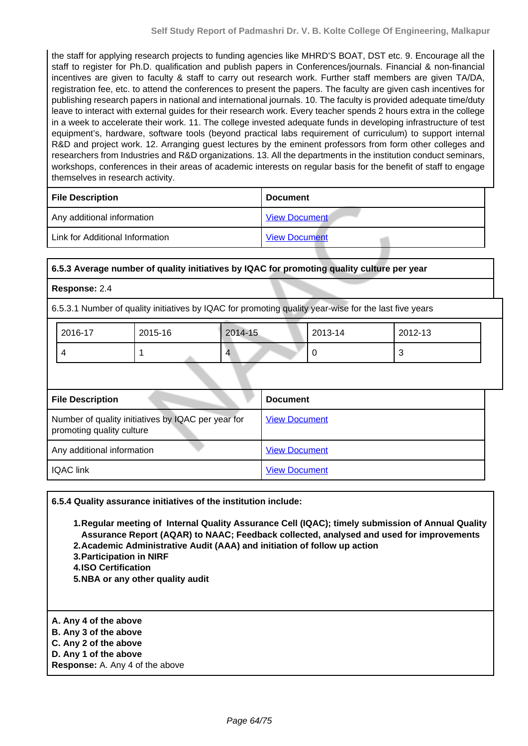the staff for applying research projects to funding agencies like MHRD'S BOAT, DST etc. 9. Encourage all the staff to register for Ph.D. qualification and publish papers in Conferences/journals. Financial & non-financial incentives are given to faculty & staff to carry out research work. Further staff members are given TA/DA, registration fee, etc. to attend the conferences to present the papers. The faculty are given cash incentives for publishing research papers in national and international journals. 10. The faculty is provided adequate time/duty leave to interact with external guides for their research work. Every teacher spends 2 hours extra in the college in a week to accelerate their work. 11. The college invested adequate funds in developing infrastructure of test equipment's, hardware, software tools (beyond practical labs requirement of curriculum) to support internal R&D and project work. 12. Arranging guest lectures by the eminent professors from form other colleges and researchers from Industries and R&D organizations. 13. All the departments in the institution conduct seminars, workshops, conferences in their areas of academic interests on regular basis for the benefit of staff to engage themselves in research activity.

| File Description | Document |
|---|---|
| Any additional information | View Document |
| Link for Additional Information | View Document |

**6.5.3 Average number of quality initiatives by IQAC for promoting quality culture per year**

**Response:** 2.4

6.5.3.1 Number of quality initiatives by IQAC for promoting quality year-wise for the last five years

| 2016-17 | 2015-16 | 2014-15 | 2013-14 | 2012-13 |
|---|---|---|---|---|
| 4 | 1 | 4 | 0 | 3 |

| File Description | Document |
|---|---|
| Number of quality initiatives by IQAC per year for promoting quality culture | View Document |
| Any additional information | View Document |
| IQAC link | View Document |

**6.5.4 Quality assurance initiatives of the institution include:**

1. **Regular meeting of Internal Quality Assurance Cell (IQAC); timely submission of Annual Quality Assurance Report (AQAR) to NAAC; Feedback collected, analysed and used for improvements**
2. **Academic Administrative Audit (AAA) and initiation of follow up action**
3. **Participation in NIRF**
4. **ISO Certification**
5. **NBA or any other quality audit**

**A. Any 4 of the above**
**B. Any 3 of the above**
**C. Any 2 of the above**
**D. Any 1 of the above**
**Response:** A. Any 4 of the above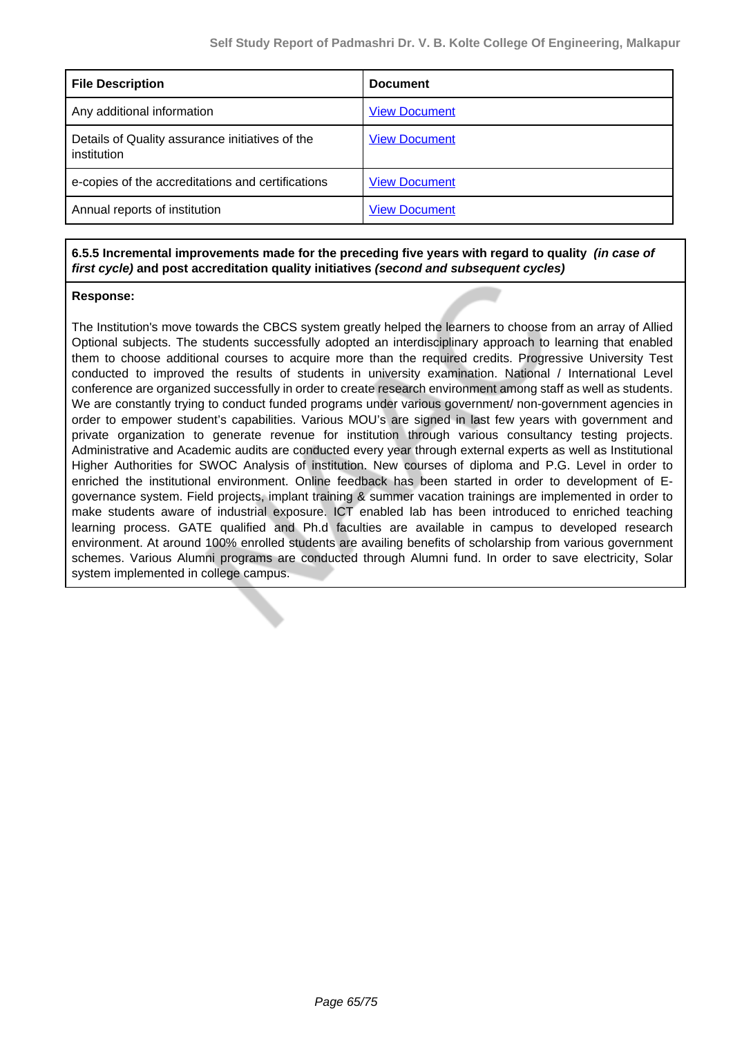| File Description | Document |
|---|---|
| Any additional information | View Document |
| Details of Quality assurance initiatives of the institution | View Document |
| e-copies of the accreditations and certifications | View Document |
| Annual reports of institution | View Document |

**6.5.5 Incremental improvements made for the preceding five years with regard to quality *(in case of first cycle)* and post accreditation quality initiatives *(second and subsequent cycles)***

**Response:**

The Institution's move towards the CBCS system greatly helped the learners to choose from an array of Allied Optional subjects. The students successfully adopted an interdisciplinary approach to learning that enabled them to choose additional courses to acquire more than the required credits. Progressive University Test conducted to improved the results of students in university examination. National / International Level conference are organized successfully in order to create research environment among staff as well as students. We are constantly trying to conduct funded programs under various government/ non-government agencies in order to empower student's capabilities. Various MOU's are signed in last few years with government and private organization to generate revenue for institution through various consultancy testing projects. Administrative and Academic audits are conducted every year through external experts as well as Institutional Higher Authorities for SWOC Analysis of institution. New courses of diploma and P.G. Level in order to enriched the institutional environment. Online feedback has been started in order to development of E-governance system. Field projects, implant training & summer vacation trainings are implemented in order to make students aware of industrial exposure. ICT enabled lab has been introduced to enriched teaching learning process. GATE qualified and Ph.d faculties are available in campus to developed research environment. At around 100% enrolled students are availing benefits of scholarship from various government schemes. Various Alumni programs are conducted through Alumni fund. In order to save electricity, Solar system implemented in college campus.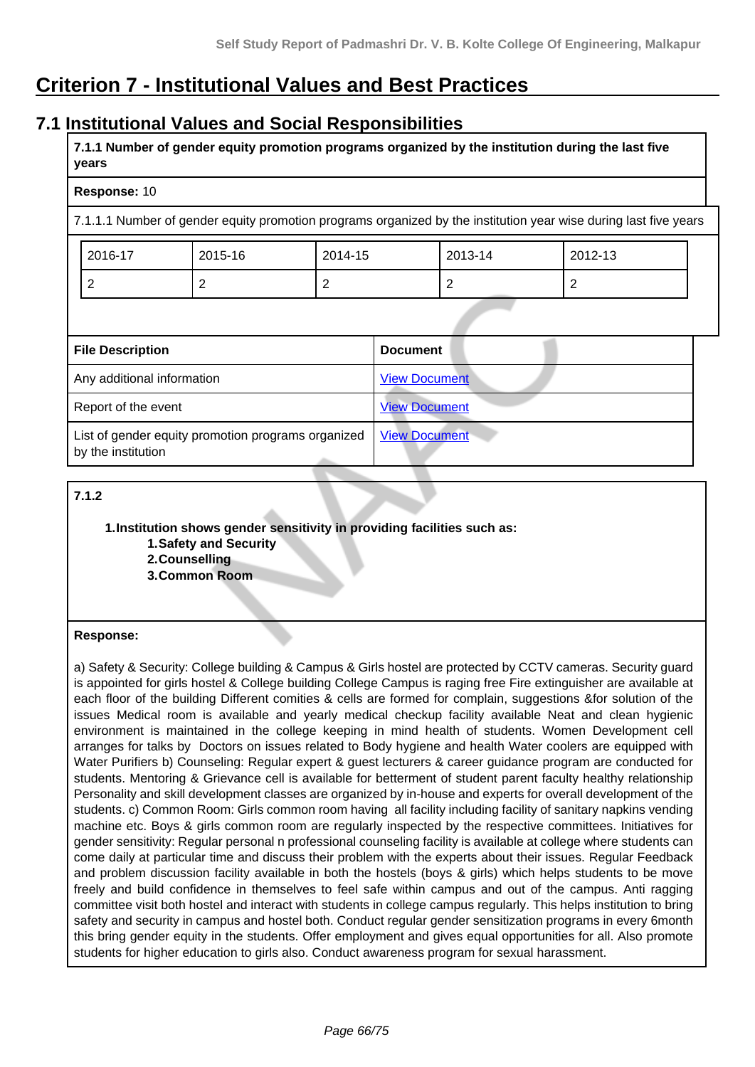# Criterion 7 - Institutional Values and Best Practices

## 7.1 Institutional Values and Social Responsibilities

**7.1.1 Number of gender equity promotion programs organized by the institution during the last five years**

**Response:** 10

7.1.1.1 Number of gender equity promotion programs organized by the institution year wise during last five years

| 2016-17 | 2015-16 | 2014-15 | 2013-14 | 2012-13 |
|---|---|---|---|---|
| 2 | 2 | 2 | 2 | 2 |

| File Description | Document |
|---|---|
| Any additional information | View Document |
| Report of the event | View Document |
| List of gender equity promotion programs organized by the institution | View Document |

**7.1.2**

1. **Institution shows gender sensitivity in providing facilities such as:**
   1. **Safety and Security**
   2. **Counselling**
   3. **Common Room**

**Response:**

a) Safety & Security: College building & Campus & Girls hostel are protected by CCTV cameras. Security guard is appointed for girls hostel & College building College Campus is raging free Fire extinguisher are available at each floor of the building Different comities & cells are formed for complain, suggestions &for solution of the issues Medical room is available and yearly medical checkup facility available Neat and clean hygienic environment is maintained in the college keeping in mind health of students. Women Development cell arranges for talks by Doctors on issues related to Body hygiene and health Water coolers are equipped with Water Purifiers b) Counseling: Regular expert & guest lecturers & career guidance program are conducted for students. Mentoring & Grievance cell is available for betterment of student parent faculty healthy relationship Personality and skill development classes are organized by in-house and experts for overall development of the students. c) Common Room: Girls common room having all facility including facility of sanitary napkins vending machine etc. Boys & girls common room are regularly inspected by the respective committees. Initiatives for gender sensitivity: Regular personal n professional counseling facility is available at college where students can come daily at particular time and discuss their problem with the experts about their issues. Regular Feedback and problem discussion facility available in both the hostels (boys & girls) which helps students to be move freely and build confidence in themselves to feel safe within campus and out of the campus. Anti ragging committee visit both hostel and interact with students in college campus regularly. This helps institution to bring safety and security in campus and hostel both. Conduct regular gender sensitization programs in every 6month this bring gender equity in the students. Offer employment and gives equal opportunities for all. Also promote students for higher education to girls also. Conduct awareness program for sexual harassment.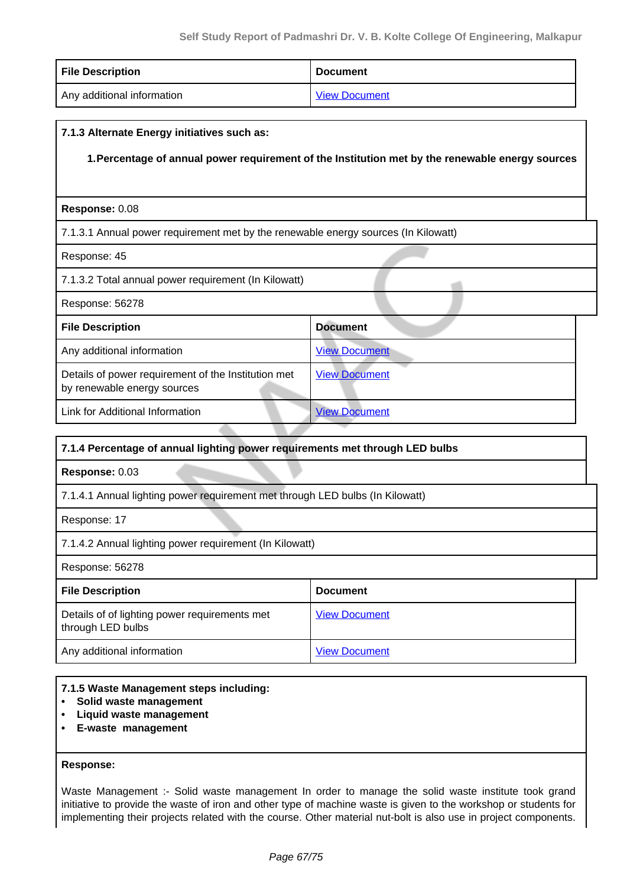| File Description | Document |
|---|---|
| Any additional information | View Document |

**7.1.3 Alternate Energy initiatives such as:**

**1.Percentage of annual power requirement of the Institution met by the renewable energy sources**

**Response:** 0.08

7.1.3.1 Annual power requirement met by the renewable energy sources (In Kilowatt)

Response: 45

7.1.3.2 Total annual power requirement (In Kilowatt)

Response: 56278

| File Description | Document |
|---|---|
| Any additional information | View Document |
| Details of power requirement of the Institution met by renewable energy sources | View Document |
| Link for Additional Information | View Document |

**7.1.4 Percentage of annual lighting power requirements met through LED bulbs**

**Response:** 0.03

7.1.4.1 Annual lighting power requirement met through LED bulbs (In Kilowatt)

Response: 17

7.1.4.2 Annual lighting power requirement (In Kilowatt)

Response: 56278

| File Description | Document |
|---|---|
| Details of of lighting power requirements met through LED bulbs | View Document |
| Any additional information | View Document |

**7.1.5 Waste Management steps including:**

- **Solid waste management**
- **Liquid waste management**
- **E-waste management**

**Response:**

Waste Management :- Solid waste management In order to manage the solid waste institute took grand initiative to provide the waste of iron and other type of machine waste is given to the workshop or students for implementing their projects related with the course. Other material nut-bolt is also use in project components.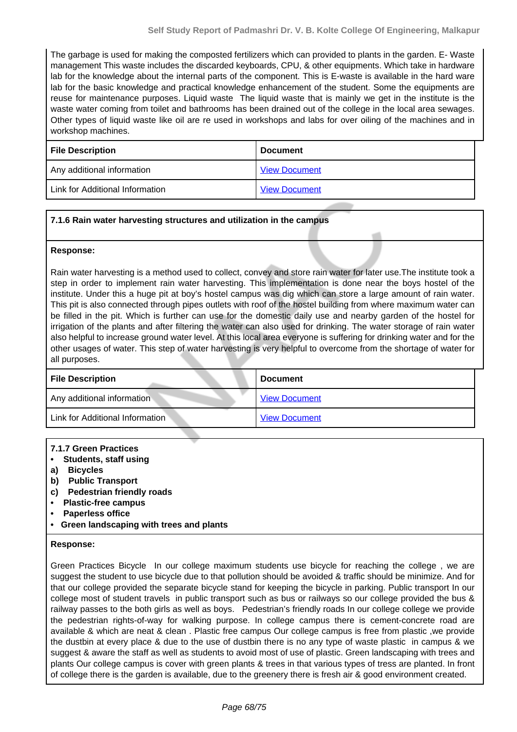The garbage is used for making the composted fertilizers which can provided to plants in the garden. E- Waste management This waste includes the discarded keyboards, CPU, & other equipments. Which take in hardware lab for the knowledge about the internal parts of the component. This is E-waste is available in the hard ware lab for the basic knowledge and practical knowledge enhancement of the student. Some the equipments are reuse for maintenance purposes. Liquid waste The liquid waste that is mainly we get in the institute is the waste water coming from toilet and bathrooms has been drained out of the college in the local area sewages. Other types of liquid waste like oil are re used in workshops and labs for over oiling of the machines and in workshop machines.

| File Description | Document |
|---|---|
| Any additional information | View Document |
| Link for Additional Information | View Document |

**7.1.6 Rain water harvesting structures and utilization in the campus**

**Response:**

Rain water harvesting is a method used to collect, convey and store rain water for later use.The institute took a step in order to implement rain water harvesting. This implementation is done near the boys hostel of the institute. Under this a huge pit at boy's hostel campus was dig which can store a large amount of rain water. This pit is also connected through pipes outlets with roof of the hostel building from where maximum water can be filled in the pit. Which is further can use for the domestic daily use and nearby garden of the hostel for irrigation of the plants and after filtering the water can also used for drinking. The water storage of rain water also helpful to increase ground water level. At this local area everyone is suffering for drinking water and for the other usages of water. This step of water harvesting is very helpful to overcome from the shortage of water for all purposes.

| File Description | Document |
|---|---|
| Any additional information | View Document |
| Link for Additional Information | View Document |

**7.1.7 Green Practices**

- **Students, staff using**

**a) Bicycles**
**b) Public Transport**
**c) Pedestrian friendly roads**

- **Plastic-free campus**
- **Paperless office**
- **Green landscaping with trees and plants**

**Response:**

Green Practices Bicycle In our college maximum students use bicycle for reaching the college , we are suggest the student to use bicycle due to that pollution should be avoided & traffic should be minimize. And for that our college provided the separate bicycle stand for keeping the bicycle in parking. Public transport In our college most of student travels in public transport such as bus or railways so our college provided the bus & railway passes to the both girls as well as boys. Pedestrian's friendly roads In our college college we provide the pedestrian rights-of-way for walking purpose. In college campus there is cement-concrete road are available & which are neat & clean . Plastic free campus Our college campus is free from plastic ,we provide the dustbin at every place & due to the use of dustbin there is no any type of waste plastic in campus & we suggest & aware the staff as well as students to avoid most of use of plastic. Green landscaping with trees and plants Our college campus is cover with green plants & trees in that various types of tress are planted. In front of college there is the garden is available, due to the greenery there is fresh air & good environment created.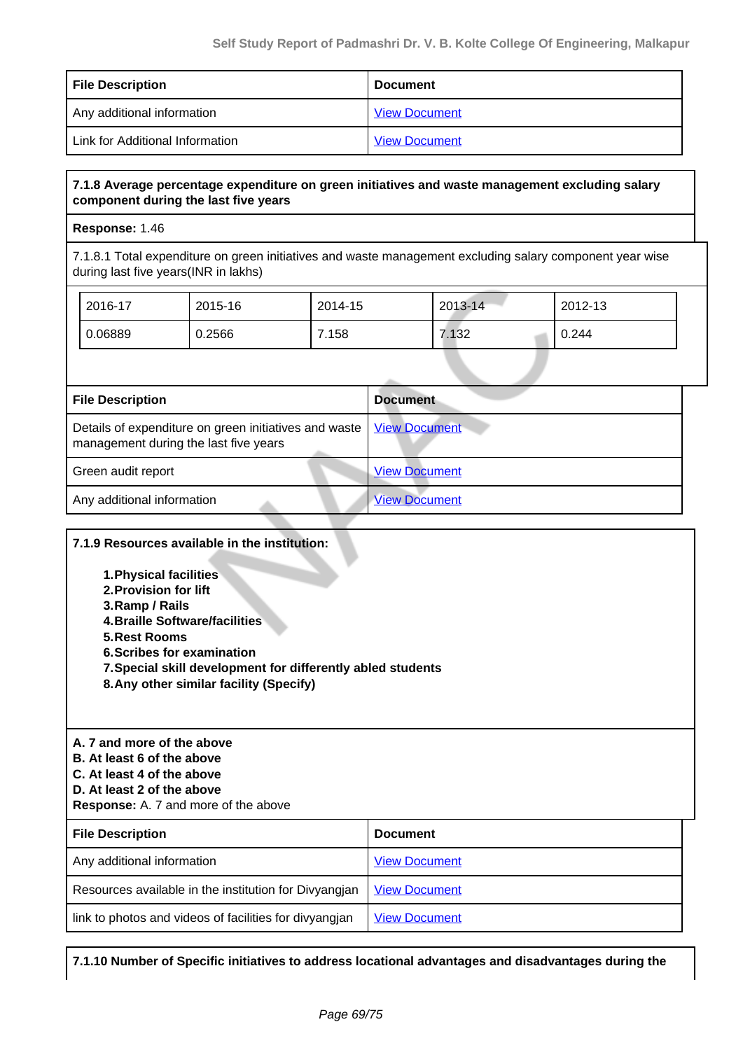| File Description | Document |
| --- | --- |
| Any additional information | View Document |
| Link for Additional Information | View Document |

**7.1.8 Average percentage expenditure on green initiatives and waste management excluding salary component during the last five years**

**Response:** 1.46

7.1.8.1 Total expenditure on green initiatives and waste management excluding salary component year wise during last five years(INR in lakhs)

| 2016-17 | 2015-16 | 2014-15 | 2013-14 | 2012-13 |
| --- | --- | --- | --- | --- |
| 0.06889 | 0.2566 | 7.158 | 7.132 | 0.244 |

| File Description | Document |
| --- | --- |
| Details of expenditure on green initiatives and waste management during the last five years | View Document |
| Green audit report | View Document |
| Any additional information | View Document |

**7.1.9 Resources available in the institution:**

1. **Physical facilities**
2. **Provision for lift**
3. **Ramp / Rails**
4. **Braille Software/facilities**
5. **Rest Rooms**
6. **Scribes for examination**
7. **Special skill development for differently abled students**
8. **Any other similar facility (Specify)**

**A. 7 and more of the above**
**B. At least 6 of the above**
**C. At least 4 of the above**
**D. At least 2 of the above**
**Response:** A. 7 and more of the above

| File Description | Document |
| --- | --- |
| Any additional information | View Document |
| Resources available in the institution for Divyangjan | View Document |
| link to photos and videos of facilities for divyangjan | View Document |

**7.1.10 Number of Specific initiatives to address locational advantages and disadvantages during the**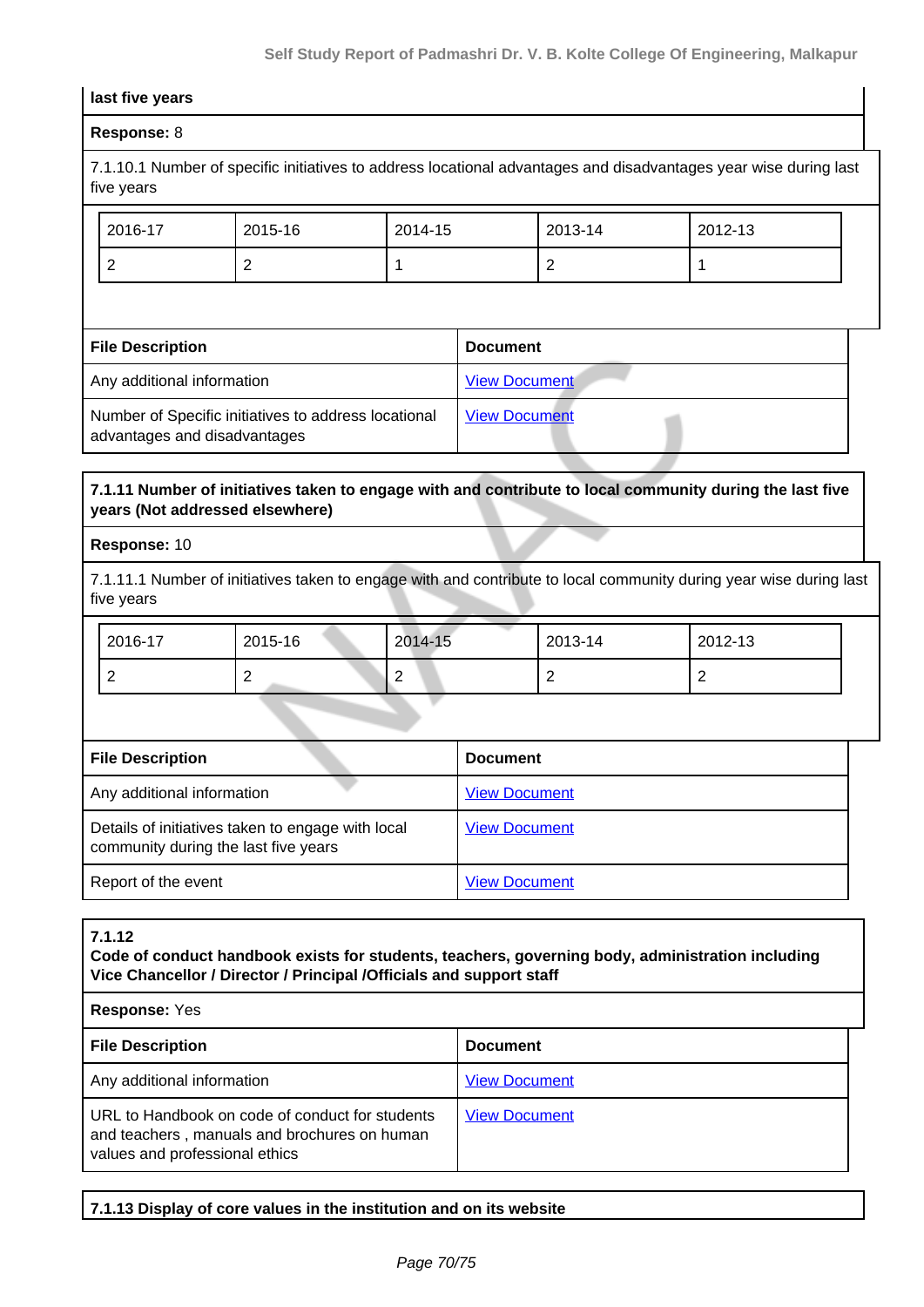**last five years**

**Response:** 8

7.1.10.1 Number of specific initiatives to address locational advantages and disadvantages year wise during last five years

| 2016-17 | 2015-16 | 2014-15 | 2013-14 | 2012-13 |
|---|---|---|---|---|
| 2 | 2 | 1 | 2 | 1 |

| File Description | Document |
|---|---|
| Any additional information | View Document |
| Number of Specific initiatives to address locational advantages and disadvantages | View Document |

**7.1.11 Number of initiatives taken to engage with and contribute to local community during the last five years (Not addressed elsewhere)**

**Response:** 10

7.1.11.1 Number of initiatives taken to engage with and contribute to local community during year wise during last five years

| 2016-17 | 2015-16 | 2014-15 | 2013-14 | 2012-13 |
|---|---|---|---|---|
| 2 | 2 | 2 | 2 | 2 |

| File Description | Document |
|---|---|
| Any additional information | View Document |
| Details of initiatives taken to engage with local community during the last five years | View Document |
| Report of the event | View Document |

**7.1.12**
**Code of conduct handbook exists for students, teachers, governing body, administration including Vice Chancellor / Director / Principal /Officials and support staff**

**Response:** Yes

| File Description | Document |
|---|---|
| Any additional information | View Document |
| URL to Handbook on code of conduct for students and teachers , manuals and brochures on human values and professional ethics | View Document |

**7.1.13 Display of core values in the institution and on its website**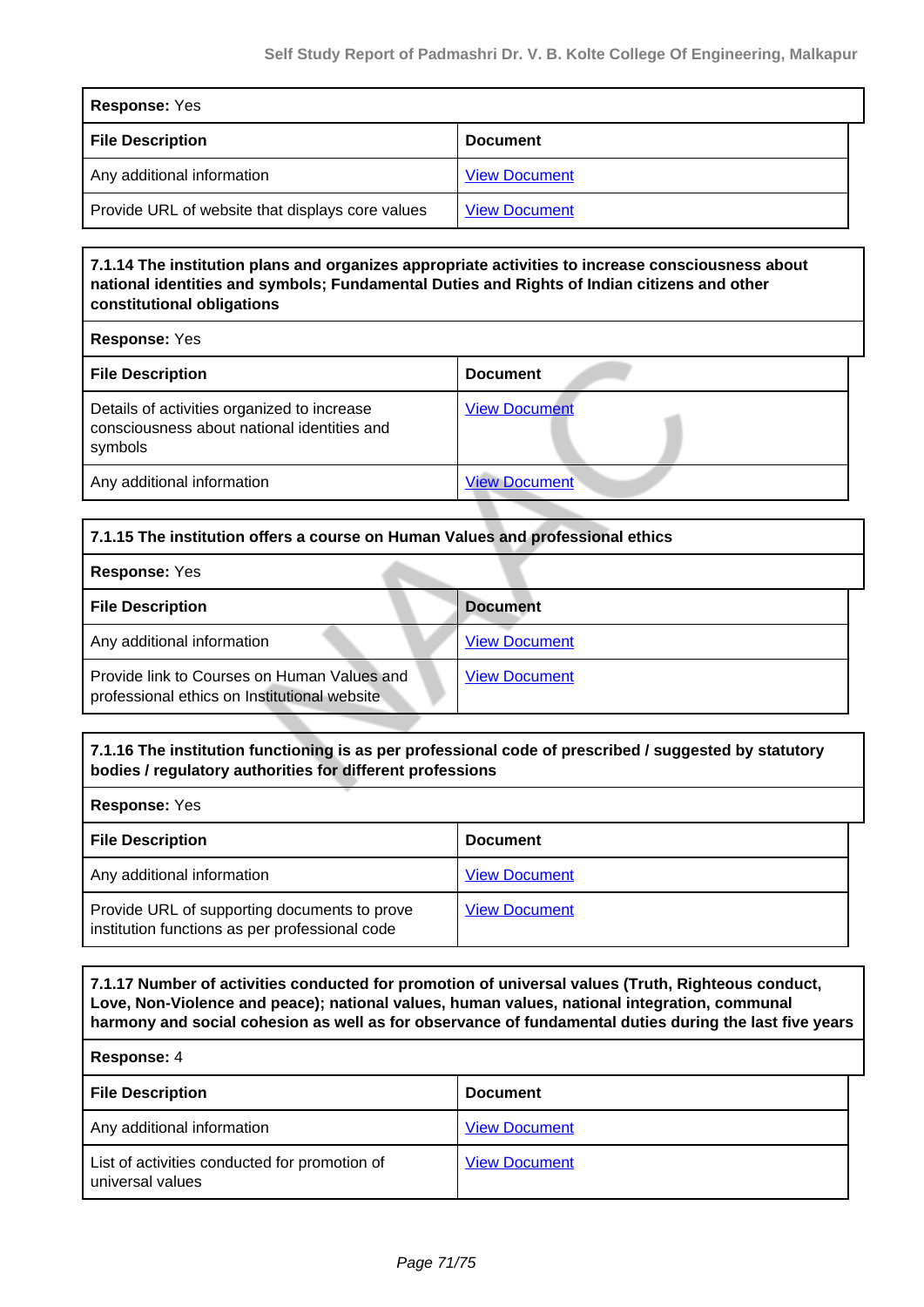| Response: Yes | |
|---|---|
| **File Description** | **Document** |
| Any additional information | View Document |
| Provide URL of website that displays core values | View Document |

| 7.1.14 The institution plans and organizes appropriate activities to increase consciousness about national identities and symbols; Fundamental Duties and Rights of Indian citizens and other constitutional obligations | |
|---|---|
| **Response:** Yes | |
| **File Description** | **Document** |
| Details of activities organized to increase consciousness about national identities and symbols | View Document |
| Any additional information | View Document |

| 7.1.15 The institution offers a course on Human Values and professional ethics | |
|---|---|
| **Response:** Yes | |
| **File Description** | **Document** |
| Any additional information | View Document |
| Provide link to Courses on Human Values and professional ethics on Institutional website | View Document |

| 7.1.16 The institution functioning is as per professional code of prescribed / suggested by statutory bodies / regulatory authorities for different professions | |
|---|---|
| **Response:** Yes | |
| **File Description** | **Document** |
| Any additional information | View Document |
| Provide URL of supporting documents to prove institution functions as per professional code | View Document |

| 7.1.17 Number of activities conducted for promotion of universal values (Truth, Righteous conduct, Love, Non-Violence and peace); national values, human values, national integration, communal harmony and social cohesion as well as for observance of fundamental duties during the last five years | |
|---|---|
| **Response:** 4 | |
| **File Description** | **Document** |
| Any additional information | View Document |
| List of activities conducted for promotion of universal values | View Document |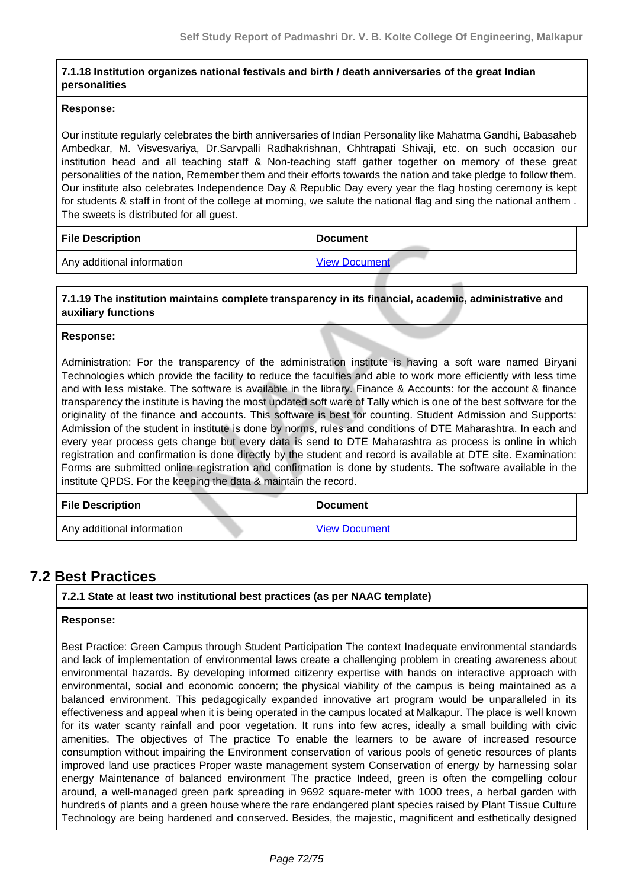**7.1.18 Institution organizes national festivals and birth / death anniversaries of the great Indian personalities**

**Response:**

Our institute regularly celebrates the birth anniversaries of Indian Personality like Mahatma Gandhi, Babasaheb Ambedkar, M. Visvesvariya, Dr.Sarvpalli Radhakrishnan, Chhtrapati Shivaji, etc. on such occasion our institution head and all teaching staff & Non-teaching staff gather together on memory of these great personalities of the nation, Remember them and their efforts towards the nation and take pledge to follow them. Our institute also celebrates Independence Day & Republic Day every year the flag hosting ceremony is kept for students & staff in front of the college at morning, we salute the national flag and sing the national anthem . The sweets is distributed for all guest.

| File Description | Document |
|---|---|
| Any additional information | View Document |

**7.1.19 The institution maintains complete transparency in its financial, academic, administrative and auxiliary functions**

**Response:**

Administration: For the transparency of the administration institute is having a soft ware named Biryani Technologies which provide the facility to reduce the faculties and able to work more efficiently with less time and with less mistake. The software is available in the library. Finance & Accounts: for the account & finance transparency the institute is having the most updated soft ware of Tally which is one of the best software for the originality of the finance and accounts. This software is best for counting. Student Admission and Supports: Admission of the student in institute is done by norms, rules and conditions of DTE Maharashtra. In each and every year process gets change but every data is send to DTE Maharashtra as process is online in which registration and confirmation is done directly by the student and record is available at DTE site. Examination: Forms are submitted online registration and confirmation is done by students. The software available in the institute QPDS. For the keeping the data & maintain the record.

| File Description | Document |
|---|---|
| Any additional information | View Document |

## 7.2 Best Practices

**7.2.1 State at least two institutional best practices (as per NAAC template)**

**Response:**

Best Practice: Green Campus through Student Participation The context Inadequate environmental standards and lack of implementation of environmental laws create a challenging problem in creating awareness about environmental hazards. By developing informed citizenry expertise with hands on interactive approach with environmental, social and economic concern; the physical viability of the campus is being maintained as a balanced environment. This pedagogically expanded innovative art program would be unparalleled in its effectiveness and appeal when it is being operated in the campus located at Malkapur. The place is well known for its water scanty rainfall and poor vegetation. It runs into few acres, ideally a small building with civic amenities. The objectives of The practice To enable the learners to be aware of increased resource consumption without impairing the Environment conservation of various pools of genetic resources of plants improved land use practices Proper waste management system Conservation of energy by harnessing solar energy Maintenance of balanced environment The practice Indeed, green is often the compelling colour around, a well-managed green park spreading in 9692 square-meter with 1000 trees, a herbal garden with hundreds of plants and a green house where the rare endangered plant species raised by Plant Tissue Culture Technology are being hardened and conserved. Besides, the majestic, magnificent and esthetically designed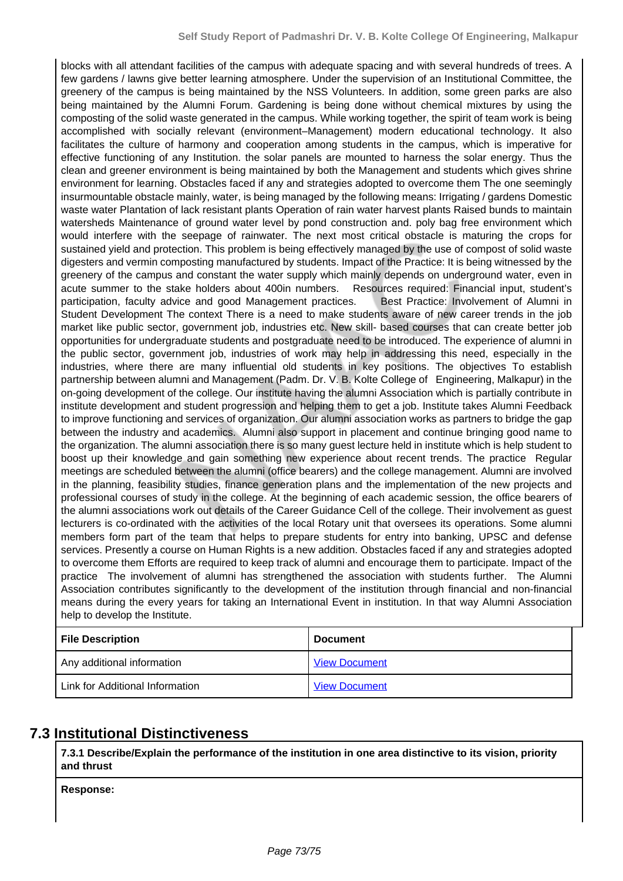blocks with all attendant facilities of the campus with adequate spacing and with several hundreds of trees. A few gardens / lawns give better learning atmosphere. Under the supervision of an Institutional Committee, the greenery of the campus is being maintained by the NSS Volunteers. In addition, some green parks are also being maintained by the Alumni Forum. Gardening is being done without chemical mixtures by using the composting of the solid waste generated in the campus. While working together, the spirit of team work is being accomplished with socially relevant (environment–Management) modern educational technology. It also facilitates the culture of harmony and cooperation among students in the campus, which is imperative for effective functioning of any Institution. the solar panels are mounted to harness the solar energy. Thus the clean and greener environment is being maintained by both the Management and students which gives shrine environment for learning. Obstacles faced if any and strategies adopted to overcome them The one seemingly insurmountable obstacle mainly, water, is being managed by the following means: Irrigating / gardens Domestic waste water Plantation of lack resistant plants Operation of rain water harvest plants Raised bunds to maintain watersheds Maintenance of ground water level by pond construction and. poly bag free environment which would interfere with the seepage of rainwater. The next most critical obstacle is maturing the crops for sustained yield and protection. This problem is being effectively managed by the use of compost of solid waste digesters and vermin composting manufactured by students. Impact of the Practice: It is being witnessed by the greenery of the campus and constant the water supply which mainly depends on underground water, even in acute summer to the stake holders about 400in numbers. Resources required: Financial input, student's participation, faculty advice and good Management practices. Best Practice: Involvement of Alumni in Student Development The context There is a need to make students aware of new career trends in the job market like public sector, government job, industries etc. New skill- based courses that can create better job opportunities for undergraduate students and postgraduate need to be introduced. The experience of alumni in the public sector, government job, industries of work may help in addressing this need, especially in the industries, where there are many influential old students in key positions. The objectives To establish partnership between alumni and Management (Padm. Dr. V. B. Kolte College of Engineering, Malkapur) in the on-going development of the college. Our institute having the alumni Association which is partially contribute in institute development and student progression and helping them to get a job. Institute takes Alumni Feedback to improve functioning and services of organization. Our alumni association works as partners to bridge the gap between the industry and academics. Alumni also support in placement and continue bringing good name to the organization. The alumni association there is so many guest lecture held in institute which is help student to boost up their knowledge and gain something new experience about recent trends. The practice Regular meetings are scheduled between the alumni (office bearers) and the college management. Alumni are involved in the planning, feasibility studies, finance generation plans and the implementation of the new projects and professional courses of study in the college. At the beginning of each academic session, the office bearers of the alumni associations work out details of the Career Guidance Cell of the college. Their involvement as guest lecturers is co-ordinated with the activities of the local Rotary unit that oversees its operations. Some alumni members form part of the team that helps to prepare students for entry into banking, UPSC and defense services. Presently a course on Human Rights is a new addition. Obstacles faced if any and strategies adopted to overcome them Efforts are required to keep track of alumni and encourage them to participate. Impact of the practice The involvement of alumni has strengthened the association with students further. The Alumni Association contributes significantly to the development of the institution through financial and non-financial means during the every years for taking an International Event in institution. In that way Alumni Association help to develop the Institute.

| File Description | Document |
| --- | --- |
| Any additional information | View Document |
| Link for Additional Information | View Document |

## 7.3 Institutional Distinctiveness

**7.3.1 Describe/Explain the performance of the institution in one area distinctive to its vision, priority and thrust**

**Response:**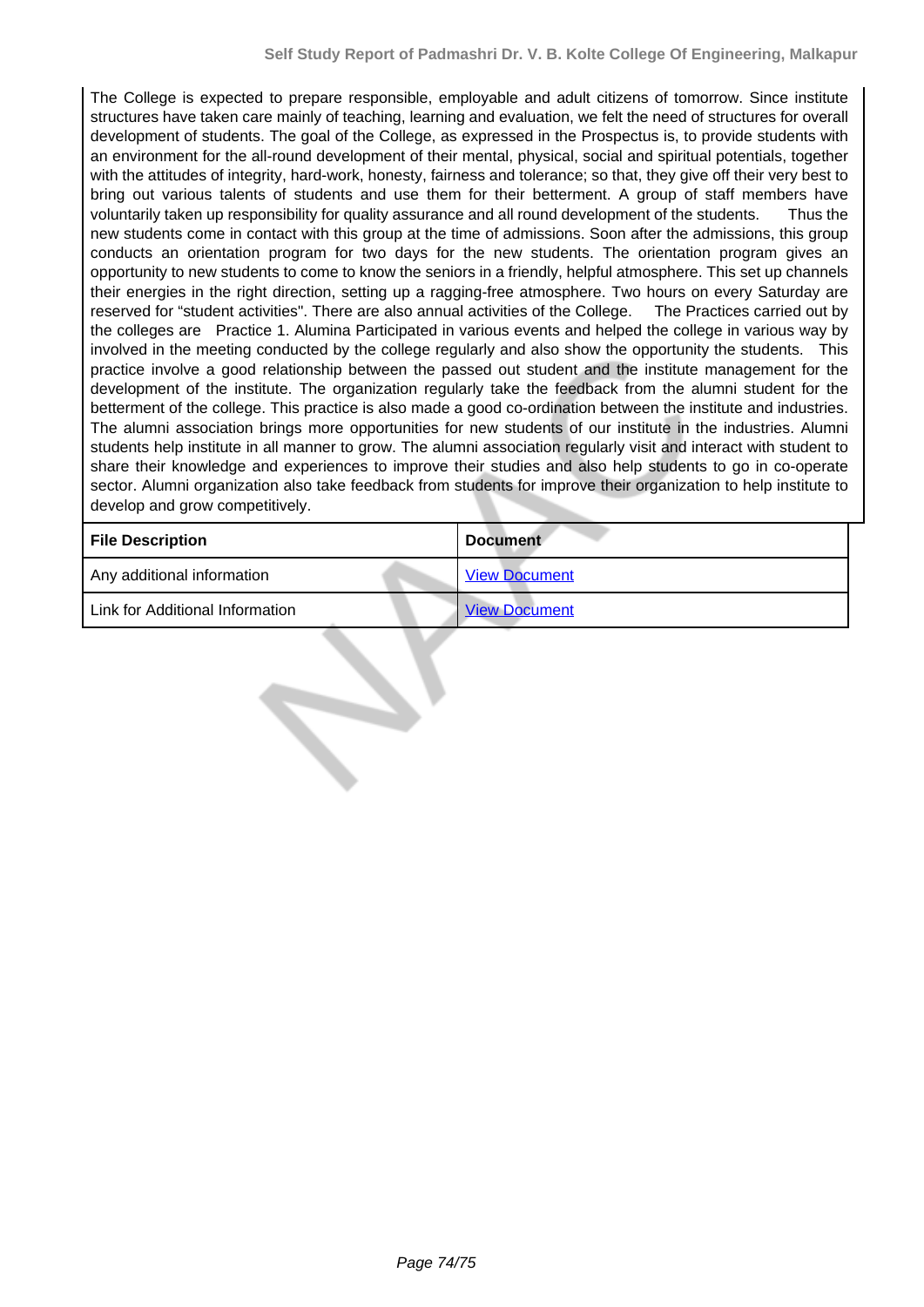The College is expected to prepare responsible, employable and adult citizens of tomorrow. Since institute structures have taken care mainly of teaching, learning and evaluation, we felt the need of structures for overall development of students. The goal of the College, as expressed in the Prospectus is, to provide students with an environment for the all-round development of their mental, physical, social and spiritual potentials, together with the attitudes of integrity, hard-work, honesty, fairness and tolerance; so that, they give off their very best to bring out various talents of students and use them for their betterment. A group of staff members have voluntarily taken up responsibility for quality assurance and all round development of the students. Thus the new students come in contact with this group at the time of admissions. Soon after the admissions, this group conducts an orientation program for two days for the new students. The orientation program gives an opportunity to new students to come to know the seniors in a friendly, helpful atmosphere. This set up channels their energies in the right direction, setting up a ragging-free atmosphere. Two hours on every Saturday are reserved for "student activities". There are also annual activities of the College. The Practices carried out by the colleges are Practice 1. Alumina Participated in various events and helped the college in various way by involved in the meeting conducted by the college regularly and also show the opportunity the students. This practice involve a good relationship between the passed out student and the institute management for the development of the institute. The organization regularly take the feedback from the alumni student for the betterment of the college. This practice is also made a good co-ordination between the institute and industries. The alumni association brings more opportunities for new students of our institute in the industries. Alumni students help institute in all manner to grow. The alumni association regularly visit and interact with student to share their knowledge and experiences to improve their studies and also help students to go in co-operate sector. Alumni organization also take feedback from students for improve their organization to help institute to develop and grow competitively.

| File Description | Document |
|---|---|
| Any additional information | View Document |
| Link for Additional Information | View Document |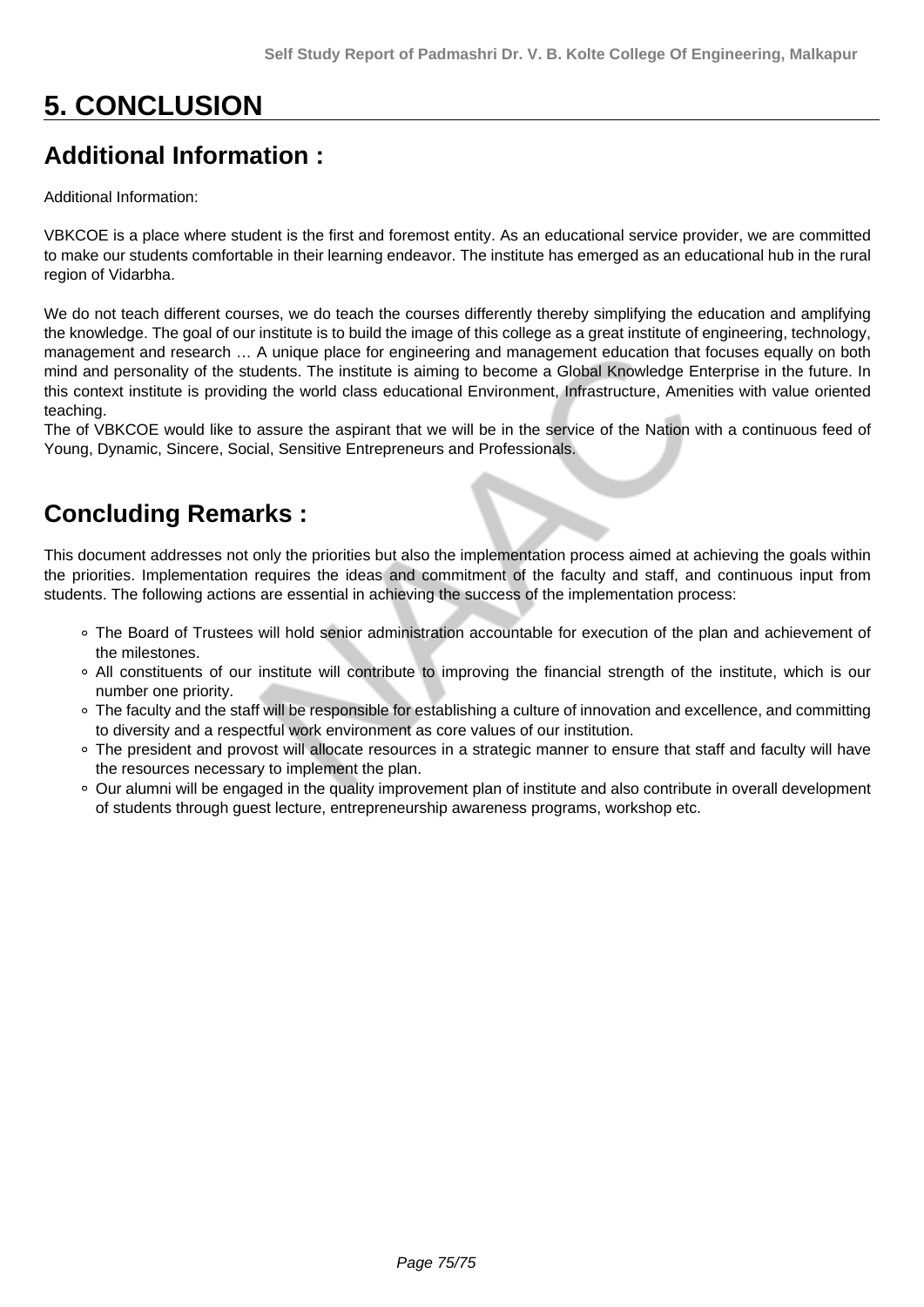# 5. CONCLUSION

## Additional Information :

Additional Information:

VBKCOE is a place where student is the first and foremost entity. As an educational service provider, we are committed to make our students comfortable in their learning endeavor. The institute has emerged as an educational hub in the rural region of Vidarbha.

We do not teach different courses, we do teach the courses differently thereby simplifying the education and amplifying the knowledge. The goal of our institute is to build the image of this college as a great institute of engineering, technology, management and research … A unique place for engineering and management education that focuses equally on both mind and personality of the students. The institute is aiming to become a Global Knowledge Enterprise in the future. In this context institute is providing the world class educational Environment, Infrastructure, Amenities with value oriented teaching.
The of VBKCOE would like to assure the aspirant that we will be in the service of the Nation with a continuous feed of Young, Dynamic, Sincere, Social, Sensitive Entrepreneurs and Professionals.

## Concluding Remarks :

This document addresses not only the priorities but also the implementation process aimed at achieving the goals within the priorities. Implementation requires the ideas and commitment of the faculty and staff, and continuous input from students. The following actions are essential in achieving the success of the implementation process:

- The Board of Trustees will hold senior administration accountable for execution of the plan and achievement of the milestones.
- All constituents of our institute will contribute to improving the financial strength of the institute, which is our number one priority.
- The faculty and the staff will be responsible for establishing a culture of innovation and excellence, and committing to diversity and a respectful work environment as core values of our institution.
- The president and provost will allocate resources in a strategic manner to ensure that staff and faculty will have the resources necessary to implement the plan.
- Our alumni will be engaged in the quality improvement plan of institute and also contribute in overall development of students through guest lecture, entrepreneurship awareness programs, workshop etc.